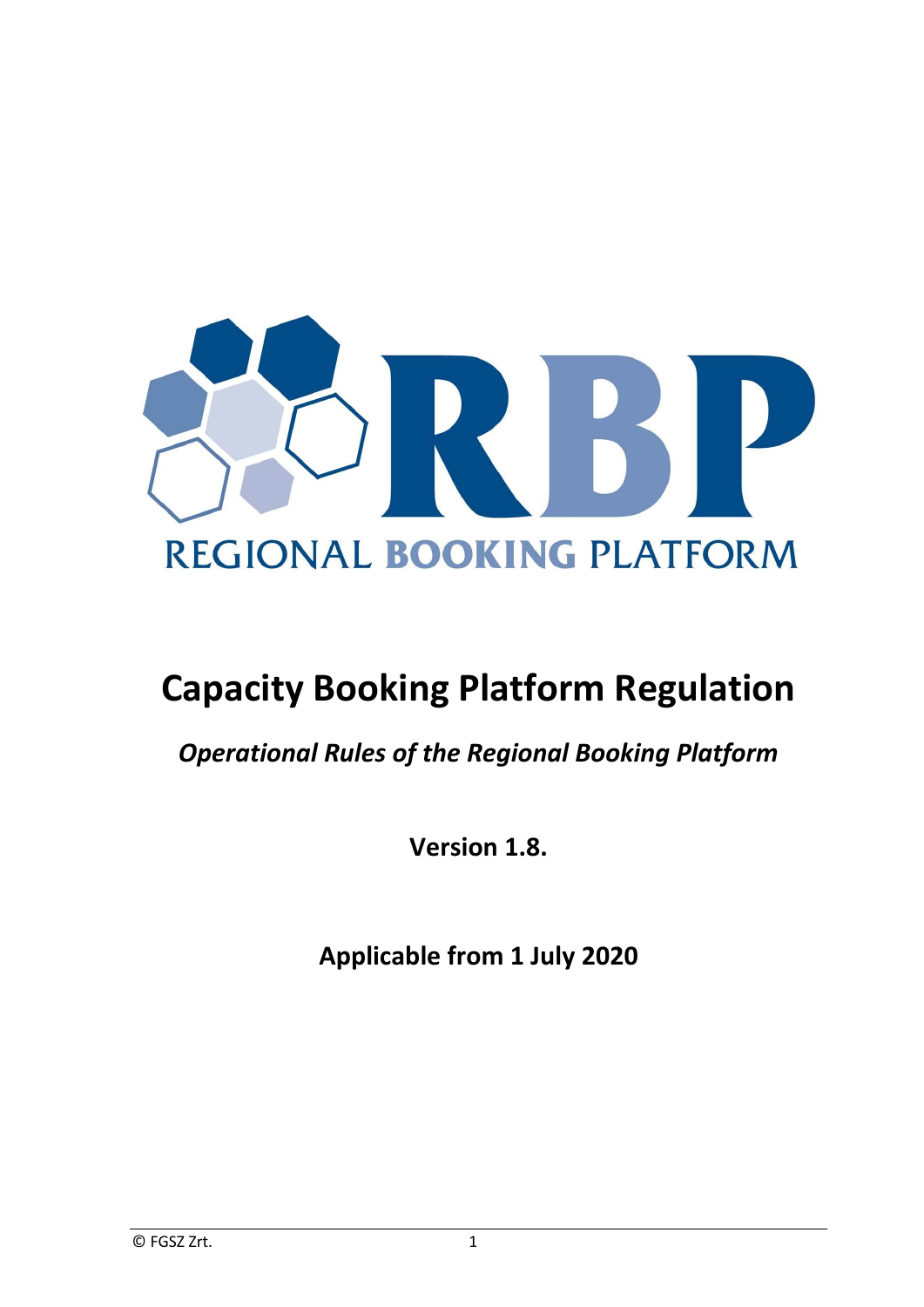RBP

REGIONAL BOOKING PLATFORM

# Capacity Booking Platform Regulation

*Operational Rules of the Regional Booking Platform*

**Version 1.8.**

**Applicable from 1 July 2020**

© FGSZ Zrt.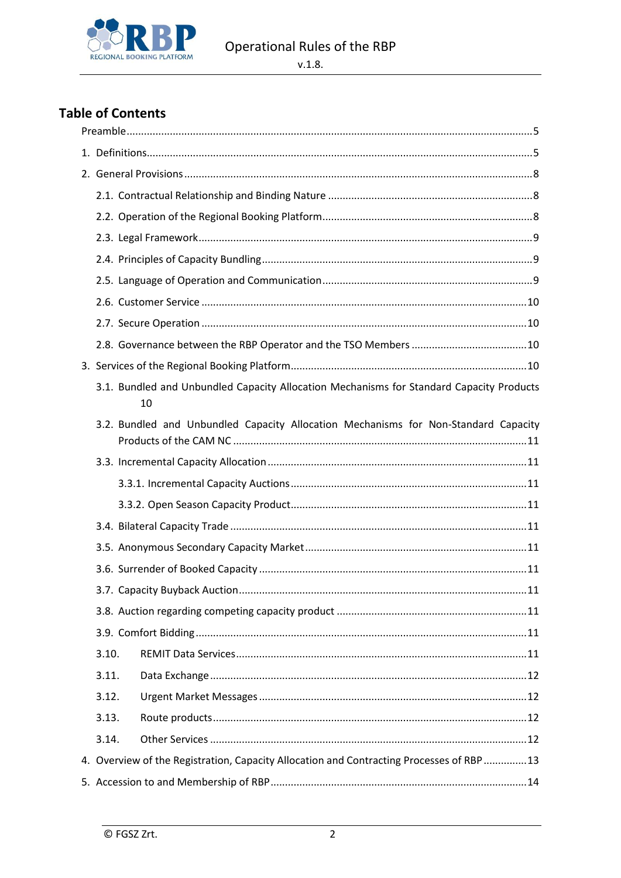## Table of Contents

Preamble ..... 5

1. Definitions ..... 5
2. General Provisions ..... 8
   - 2.1. Contractual Relationship and Binding Nature ..... 8
   - 2.2. Operation of the Regional Booking Platform ..... 8
   - 2.3. Legal Framework ..... 9
   - 2.4. Principles of Capacity Bundling ..... 9
   - 2.5. Language of Operation and Communication ..... 9
   - 2.6. Customer Service ..... 10
   - 2.7. Secure Operation ..... 10
   - 2.8. Governance between the RBP Operator and the TSO Members ..... 10
3. Services of the Regional Booking Platform ..... 10
   - 3.1. Bundled and Unbundled Capacity Allocation Mechanisms for Standard Capacity Products ..... 10
   - 3.2. Bundled and Unbundled Capacity Allocation Mechanisms for Non-Standard Capacity Products of the CAM NC ..... 11
   - 3.3. Incremental Capacity Allocation ..... 11
     - 3.3.1. Incremental Capacity Auctions ..... 11
     - 3.3.2. Open Season Capacity Product ..... 11
   - 3.4. Bilateral Capacity Trade ..... 11
   - 3.5. Anonymous Secondary Capacity Market ..... 11
   - 3.6. Surrender of Booked Capacity ..... 11
   - 3.7. Capacity Buyback Auction ..... 11
   - 3.8. Auction regarding competing capacity product ..... 11
   - 3.9. Comfort Bidding ..... 11
   - 3.10. REMIT Data Services ..... 11
   - 3.11. Data Exchange ..... 12
   - 3.12. Urgent Market Messages ..... 12
   - 3.13. Route products ..... 12
   - 3.14. Other Services ..... 12
4. Overview of the Registration, Capacity Allocation and Contracting Processes of RBP ..... 13
5. Accession to and Membership of RBP ..... 14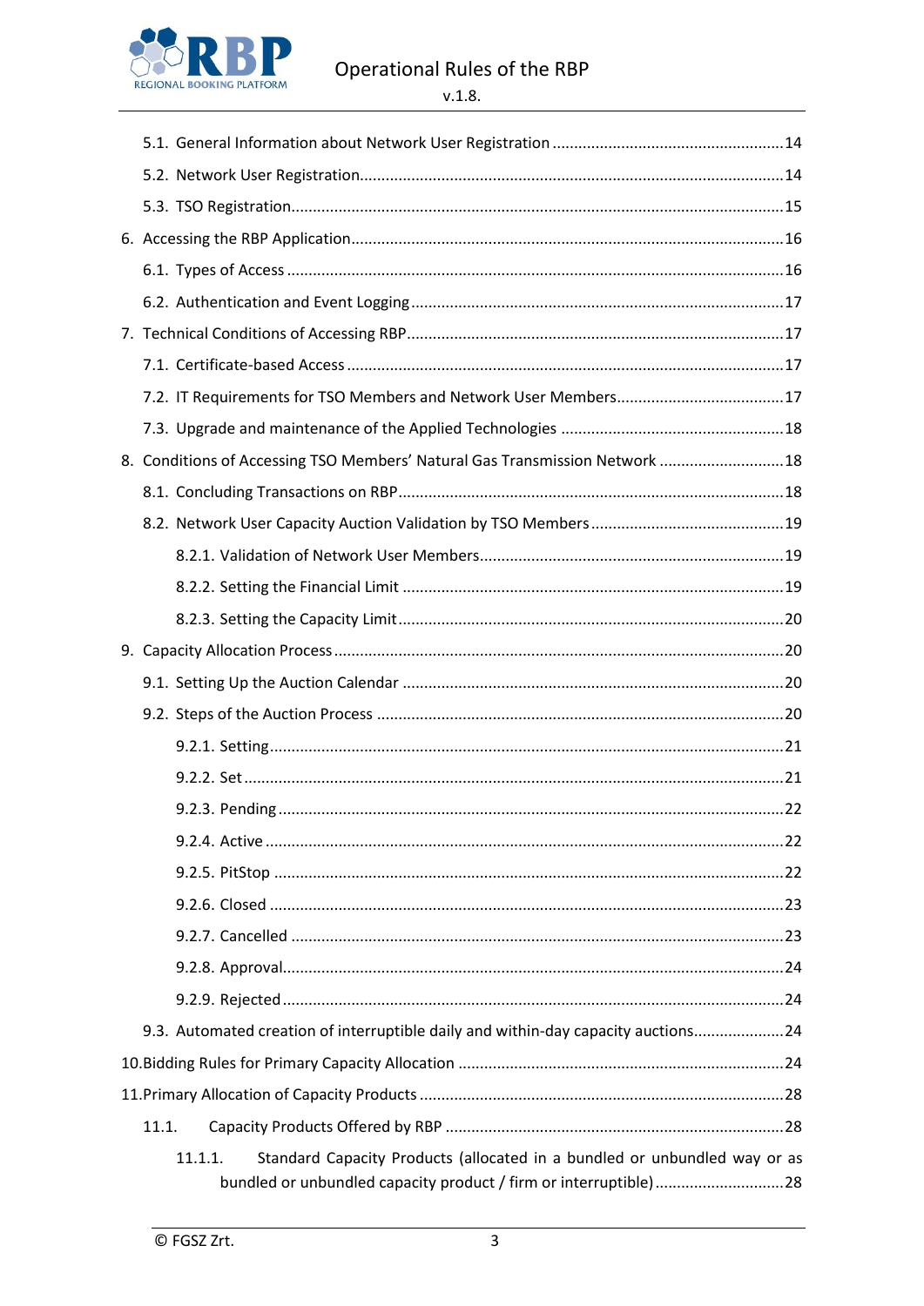5.1. General Information about Network User Registration ....................................................... 14

5.2. Network User Registration ......................................................................................................... 14

5.3. TSO Registration .......................................................................................................................... 15

6. Accessing the RBP Application ........................................................................................................ 16

6.1. Types of Access ............................................................................................................................ 16

6.2. Authentication and Event Logging ............................................................................................ 17

7. Technical Conditions of Accessing RBP ......................................................................................... 17

7.1. Certificate-based Access .............................................................................................................. 17

7.2. IT Requirements for TSO Members and Network User Members ......................................... 17

7.3. Upgrade and maintenance of the Applied Technologies ........................................................ 18

8. Conditions of Accessing TSO Members' Natural Gas Transmission Network ............................ 18

8.1. Concluding Transactions on RBP ................................................................................................ 18

8.2. Network User Capacity Auction Validation by TSO Members ................................................ 19

8.2.1. Validation of Network User Members .................................................................................. 19

8.2.2. Setting the Financial Limit ....................................................................................................... 19

8.2.3. Setting the Capacity Limit ........................................................................................................ 20

9. Capacity Allocation Process .............................................................................................................. 20

9.1. Setting Up the Auction Calendar ................................................................................................ 20

9.2. Steps of the Auction Process ....................................................................................................... 20

9.2.1. Setting ........................................................................................................................................ 21

9.2.2. Set ............................................................................................................................................... 21

9.2.3. Pending ...................................................................................................................................... 22

9.2.4. Active ......................................................................................................................................... 22

9.2.5. PitStop ....................................................................................................................................... 22

9.2.6. Closed ........................................................................................................................................ 23

9.2.7. Cancelled ................................................................................................................................... 23

9.2.8. Approval .................................................................................................................................... 24

9.2.9. Rejected ..................................................................................................................................... 24

9.3. Automated creation of interruptible daily and within-day capacity auctions ..................... 24

10. Bidding Rules for Primary Capacity Allocation ........................................................................... 24

11. Primary Allocation of Capacity Products ..................................................................................... 28

11.1. Capacity Products Offered by RBP ........................................................................................... 28

11.1.1. Standard Capacity Products (allocated in a bundled or unbundled way or as bundled or unbundled capacity product / firm or interruptible) ............................................................... 28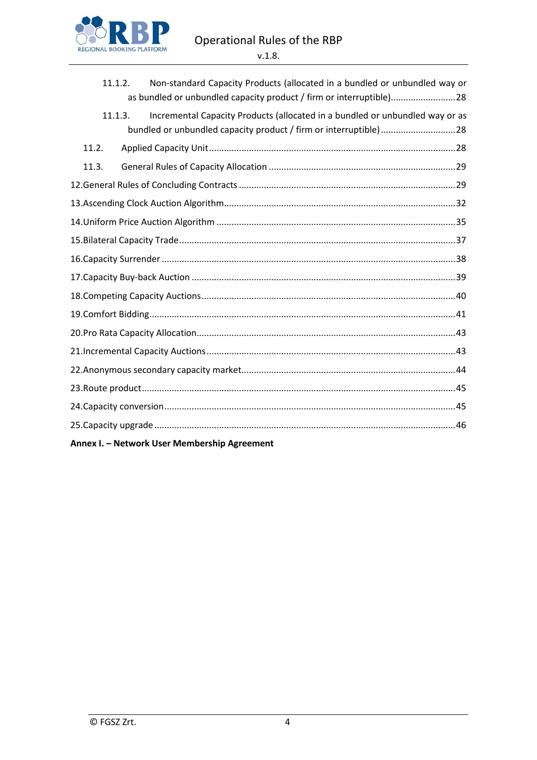11.1.2. Non-standard Capacity Products (allocated in a bundled or unbundled way or as bundled or unbundled capacity product / firm or interruptible)..........................28

11.1.3. Incremental Capacity Products (allocated in a bundled or unbundled way or as bundled or unbundled capacity product / firm or interruptible)..............................28

11.2. Applied Capacity Unit.................................................................................................28

11.3. General Rules of Capacity Allocation ..........................................................................29

12.General Rules of Concluding Contracts .....................................................................29

13.Ascending Clock Auction Algorithm............................................................................32

14.Uniform Price Auction Algorithm ...............................................................................35

15.Bilateral Capacity Trade.............................................................................................37

16.Capacity Surrender ....................................................................................................38

17.Capacity Buy-back Auction ........................................................................................39

18.Competing Capacity Auctions.....................................................................................40

19.Comfort Bidding.........................................................................................................41

20.Pro Rata Capacity Allocation......................................................................................43

21.Incremental Capacity Auctions...................................................................................43

22.Anonymous secondary capacity market....................................................................44

23.Route product............................................................................................................45

24.Capacity conversion...................................................................................................45

25.Capacity upgrade .......................................................................................................46

**Annex I. – Network User Membership Agreement**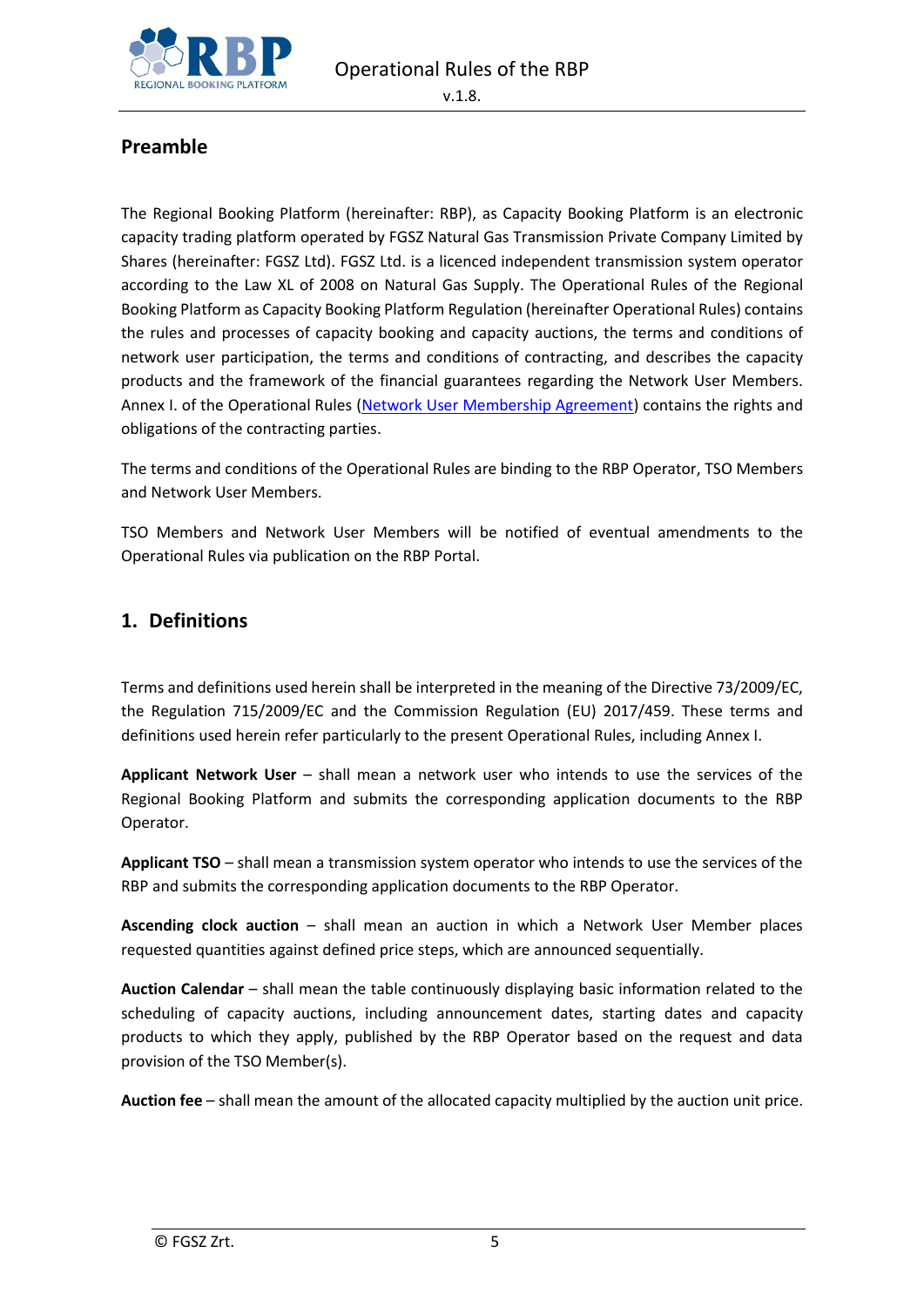## Preamble

The Regional Booking Platform (hereinafter: RBP), as Capacity Booking Platform is an electronic capacity trading platform operated by FGSZ Natural Gas Transmission Private Company Limited by Shares (hereinafter: FGSZ Ltd). FGSZ Ltd. is a licenced independent transmission system operator according to the Law XL of 2008 on Natural Gas Supply. The Operational Rules of the Regional Booking Platform as Capacity Booking Platform Regulation (hereinafter Operational Rules) contains the rules and processes of capacity booking and capacity auctions, the terms and conditions of network user participation, the terms and conditions of contracting, and describes the capacity products and the framework of the financial guarantees regarding the Network User Members. Annex I. of the Operational Rules (Network User Membership Agreement) contains the rights and obligations of the contracting parties.

The terms and conditions of the Operational Rules are binding to the RBP Operator, TSO Members and Network User Members.

TSO Members and Network User Members will be notified of eventual amendments to the Operational Rules via publication on the RBP Portal.

## 1. Definitions

Terms and definitions used herein shall be interpreted in the meaning of the Directive 73/2009/EC, the Regulation 715/2009/EC and the Commission Regulation (EU) 2017/459. These terms and definitions used herein refer particularly to the present Operational Rules, including Annex I.

**Applicant Network User** – shall mean a network user who intends to use the services of the Regional Booking Platform and submits the corresponding application documents to the RBP Operator.

**Applicant TSO** – shall mean a transmission system operator who intends to use the services of the RBP and submits the corresponding application documents to the RBP Operator.

**Ascending clock auction** – shall mean an auction in which a Network User Member places requested quantities against defined price steps, which are announced sequentially.

**Auction Calendar** – shall mean the table continuously displaying basic information related to the scheduling of capacity auctions, including announcement dates, starting dates and capacity products to which they apply, published by the RBP Operator based on the request and data provision of the TSO Member(s).

**Auction fee** – shall mean the amount of the allocated capacity multiplied by the auction unit price.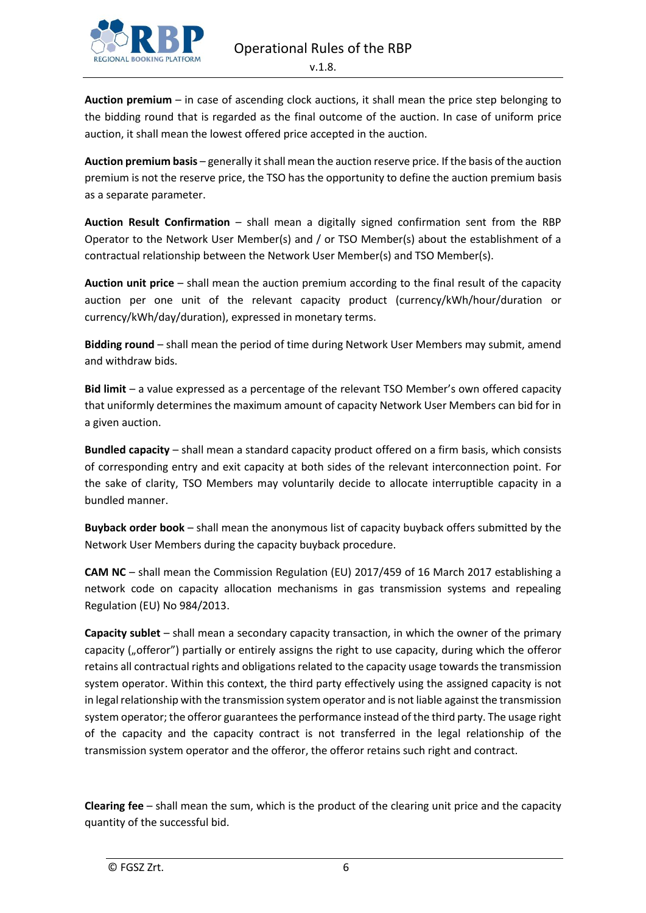**Auction premium** – in case of ascending clock auctions, it shall mean the price step belonging to the bidding round that is regarded as the final outcome of the auction. In case of uniform price auction, it shall mean the lowest offered price accepted in the auction.

**Auction premium basis** – generally it shall mean the auction reserve price. If the basis of the auction premium is not the reserve price, the TSO has the opportunity to define the auction premium basis as a separate parameter.

**Auction Result Confirmation** – shall mean a digitally signed confirmation sent from the RBP Operator to the Network User Member(s) and / or TSO Member(s) about the establishment of a contractual relationship between the Network User Member(s) and TSO Member(s).

**Auction unit price** – shall mean the auction premium according to the final result of the capacity auction per one unit of the relevant capacity product (currency/kWh/hour/duration or currency/kWh/day/duration), expressed in monetary terms.

**Bidding round** – shall mean the period of time during Network User Members may submit, amend and withdraw bids.

**Bid limit** – a value expressed as a percentage of the relevant TSO Member's own offered capacity that uniformly determines the maximum amount of capacity Network User Members can bid for in a given auction.

**Bundled capacity** – shall mean a standard capacity product offered on a firm basis, which consists of corresponding entry and exit capacity at both sides of the relevant interconnection point. For the sake of clarity, TSO Members may voluntarily decide to allocate interruptible capacity in a bundled manner.

**Buyback order book** – shall mean the anonymous list of capacity buyback offers submitted by the Network User Members during the capacity buyback procedure.

**CAM NC** – shall mean the Commission Regulation (EU) 2017/459 of 16 March 2017 establishing a network code on capacity allocation mechanisms in gas transmission systems and repealing Regulation (EU) No 984/2013.

**Capacity sublet** – shall mean a secondary capacity transaction, in which the owner of the primary capacity („offeror") partially or entirely assigns the right to use capacity, during which the offeror retains all contractual rights and obligations related to the capacity usage towards the transmission system operator. Within this context, the third party effectively using the assigned capacity is not in legal relationship with the transmission system operator and is not liable against the transmission system operator; the offeror guarantees the performance instead of the third party. The usage right of the capacity and the capacity contract is not transferred in the legal relationship of the transmission system operator and the offeror, the offeror retains such right and contract.

**Clearing fee** – shall mean the sum, which is the product of the clearing unit price and the capacity quantity of the successful bid.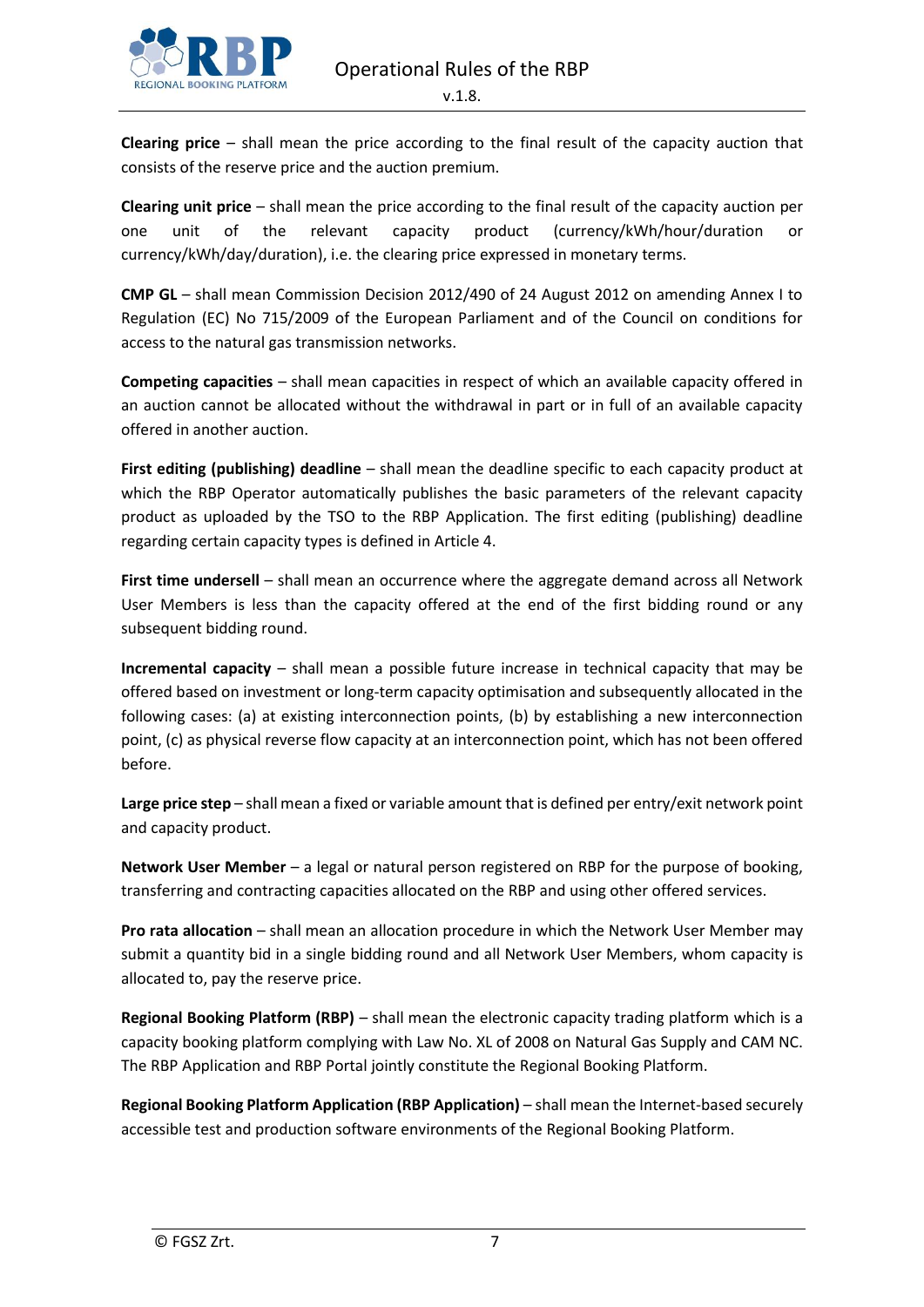**Clearing price** – shall mean the price according to the final result of the capacity auction that consists of the reserve price and the auction premium.

**Clearing unit price** – shall mean the price according to the final result of the capacity auction per one unit of the relevant capacity product (currency/kWh/hour/duration or currency/kWh/day/duration), i.e. the clearing price expressed in monetary terms.

**CMP GL** – shall mean Commission Decision 2012/490 of 24 August 2012 on amending Annex I to Regulation (EC) No 715/2009 of the European Parliament and of the Council on conditions for access to the natural gas transmission networks.

**Competing capacities** – shall mean capacities in respect of which an available capacity offered in an auction cannot be allocated without the withdrawal in part or in full of an available capacity offered in another auction.

**First editing (publishing) deadline** – shall mean the deadline specific to each capacity product at which the RBP Operator automatically publishes the basic parameters of the relevant capacity product as uploaded by the TSO to the RBP Application. The first editing (publishing) deadline regarding certain capacity types is defined in Article 4.

**First time undersell** – shall mean an occurrence where the aggregate demand across all Network User Members is less than the capacity offered at the end of the first bidding round or any subsequent bidding round.

**Incremental capacity** – shall mean a possible future increase in technical capacity that may be offered based on investment or long-term capacity optimisation and subsequently allocated in the following cases: (a) at existing interconnection points, (b) by establishing a new interconnection point, (c) as physical reverse flow capacity at an interconnection point, which has not been offered before.

**Large price step** – shall mean a fixed or variable amount that is defined per entry/exit network point and capacity product.

**Network User Member** – a legal or natural person registered on RBP for the purpose of booking, transferring and contracting capacities allocated on the RBP and using other offered services.

**Pro rata allocation** – shall mean an allocation procedure in which the Network User Member may submit a quantity bid in a single bidding round and all Network User Members, whom capacity is allocated to, pay the reserve price.

**Regional Booking Platform (RBP)** – shall mean the electronic capacity trading platform which is a capacity booking platform complying with Law No. XL of 2008 on Natural Gas Supply and CAM NC. The RBP Application and RBP Portal jointly constitute the Regional Booking Platform.

**Regional Booking Platform Application (RBP Application)** – shall mean the Internet-based securely accessible test and production software environments of the Regional Booking Platform.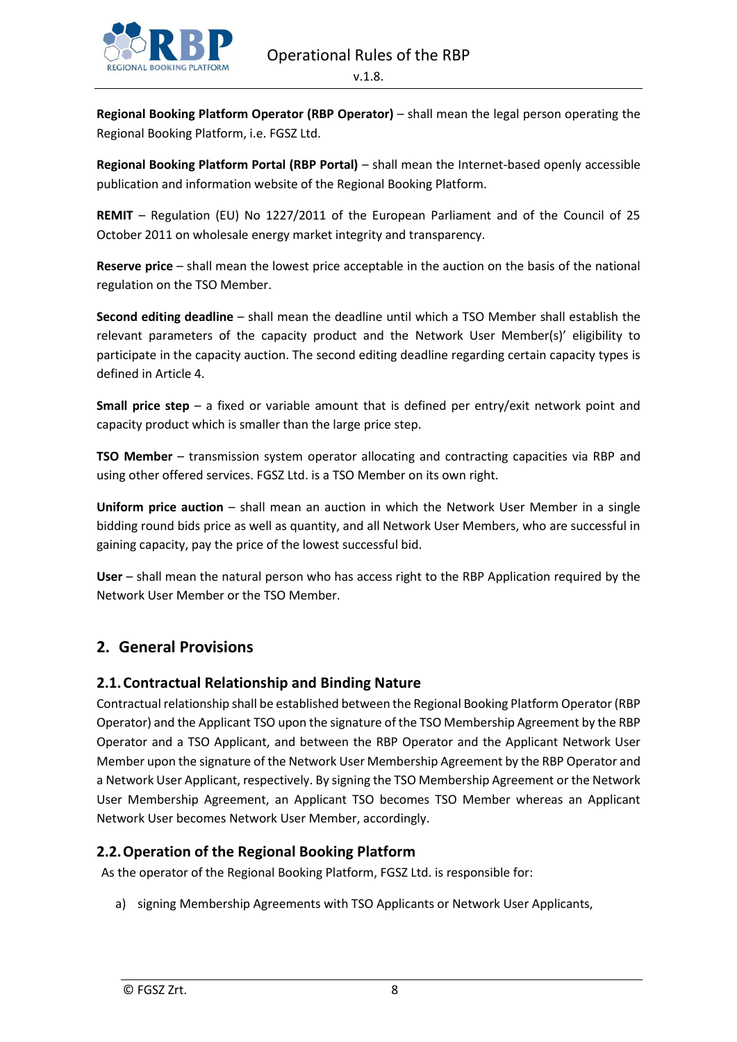**Regional Booking Platform Operator (RBP Operator)** – shall mean the legal person operating the Regional Booking Platform, i.e. FGSZ Ltd.

**Regional Booking Platform Portal (RBP Portal)** – shall mean the Internet-based openly accessible publication and information website of the Regional Booking Platform.

**REMIT** – Regulation (EU) No 1227/2011 of the European Parliament and of the Council of 25 October 2011 on wholesale energy market integrity and transparency.

**Reserve price** – shall mean the lowest price acceptable in the auction on the basis of the national regulation on the TSO Member.

**Second editing deadline** – shall mean the deadline until which a TSO Member shall establish the relevant parameters of the capacity product and the Network User Member(s)' eligibility to participate in the capacity auction. The second editing deadline regarding certain capacity types is defined in Article 4.

**Small price step** – a fixed or variable amount that is defined per entry/exit network point and capacity product which is smaller than the large price step.

**TSO Member** – transmission system operator allocating and contracting capacities via RBP and using other offered services. FGSZ Ltd. is a TSO Member on its own right.

**Uniform price auction** – shall mean an auction in which the Network User Member in a single bidding round bids price as well as quantity, and all Network User Members, who are successful in gaining capacity, pay the price of the lowest successful bid.

**User** – shall mean the natural person who has access right to the RBP Application required by the Network User Member or the TSO Member.

## 2. General Provisions

### 2.1. Contractual Relationship and Binding Nature

Contractual relationship shall be established between the Regional Booking Platform Operator (RBP Operator) and the Applicant TSO upon the signature of the TSO Membership Agreement by the RBP Operator and a TSO Applicant, and between the RBP Operator and the Applicant Network User Member upon the signature of the Network User Membership Agreement by the RBP Operator and a Network User Applicant, respectively. By signing the TSO Membership Agreement or the Network User Membership Agreement, an Applicant TSO becomes TSO Member whereas an Applicant Network User becomes Network User Member, accordingly.

### 2.2. Operation of the Regional Booking Platform

As the operator of the Regional Booking Platform, FGSZ Ltd. is responsible for:

a) signing Membership Agreements with TSO Applicants or Network User Applicants,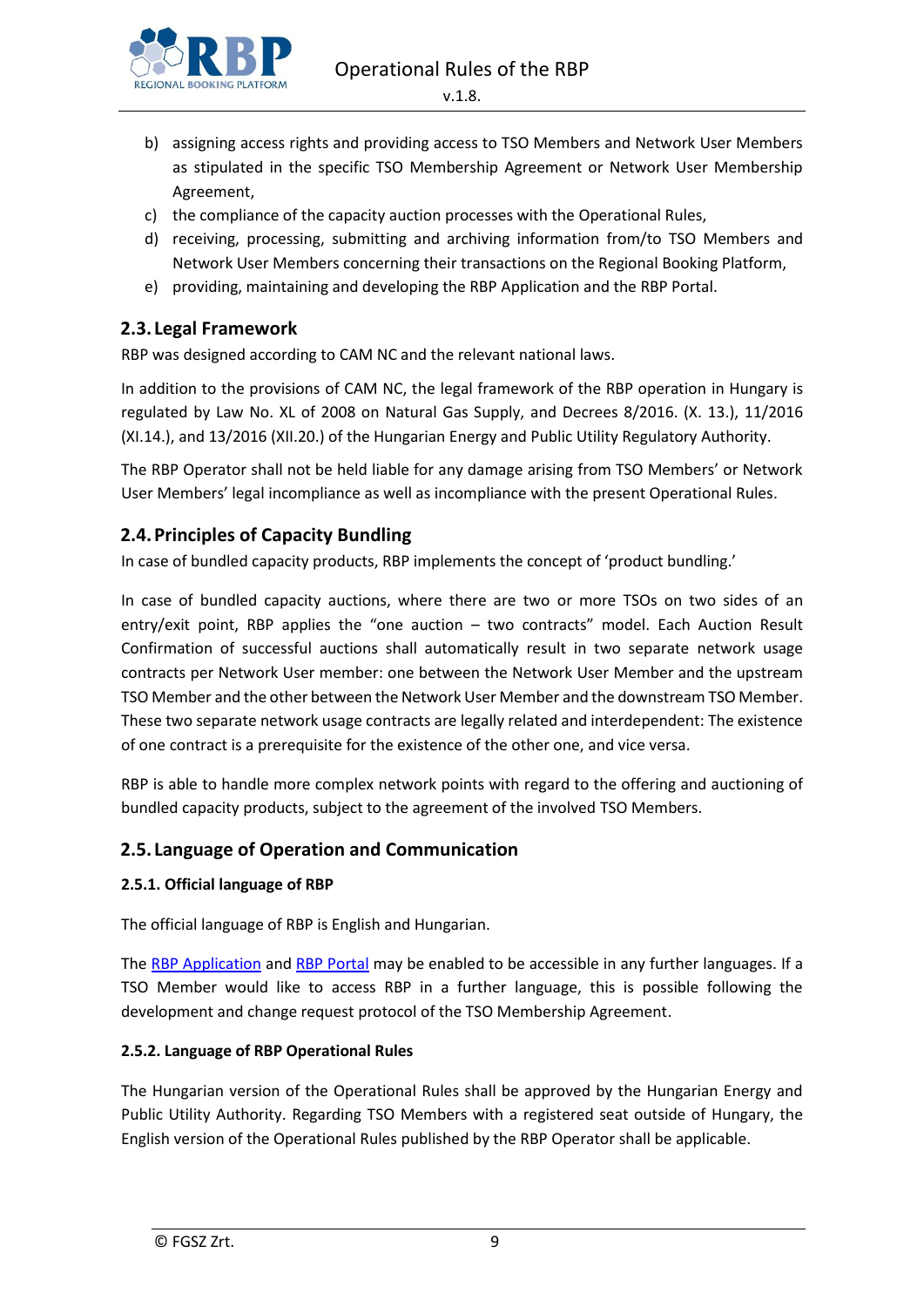b) assigning access rights and providing access to TSO Members and Network User Members as stipulated in the specific TSO Membership Agreement or Network User Membership Agreement,
c) the compliance of the capacity auction processes with the Operational Rules,
d) receiving, processing, submitting and archiving information from/to TSO Members and Network User Members concerning their transactions on the Regional Booking Platform,
e) providing, maintaining and developing the RBP Application and the RBP Portal.

## 2.3. Legal Framework

RBP was designed according to CAM NC and the relevant national laws.

In addition to the provisions of CAM NC, the legal framework of the RBP operation in Hungary is regulated by Law No. XL of 2008 on Natural Gas Supply, and Decrees 8/2016. (X. 13.), 11/2016 (XI.14.), and 13/2016 (XII.20.) of the Hungarian Energy and Public Utility Regulatory Authority.

The RBP Operator shall not be held liable for any damage arising from TSO Members' or Network User Members' legal incompliance as well as incompliance with the present Operational Rules.

## 2.4. Principles of Capacity Bundling

In case of bundled capacity products, RBP implements the concept of 'product bundling.'

In case of bundled capacity auctions, where there are two or more TSOs on two sides of an entry/exit point, RBP applies the "one auction – two contracts" model. Each Auction Result Confirmation of successful auctions shall automatically result in two separate network usage contracts per Network User member: one between the Network User Member and the upstream TSO Member and the other between the Network User Member and the downstream TSO Member. These two separate network usage contracts are legally related and interdependent: The existence of one contract is a prerequisite for the existence of the other one, and vice versa.

RBP is able to handle more complex network points with regard to the offering and auctioning of bundled capacity products, subject to the agreement of the involved TSO Members.

## 2.5. Language of Operation and Communication

### 2.5.1. Official language of RBP

The official language of RBP is English and Hungarian.

The RBP Application and RBP Portal may be enabled to be accessible in any further languages. If a TSO Member would like to access RBP in a further language, this is possible following the development and change request protocol of the TSO Membership Agreement.

### 2.5.2. Language of RBP Operational Rules

The Hungarian version of the Operational Rules shall be approved by the Hungarian Energy and Public Utility Authority. Regarding TSO Members with a registered seat outside of Hungary, the English version of the Operational Rules published by the RBP Operator shall be applicable.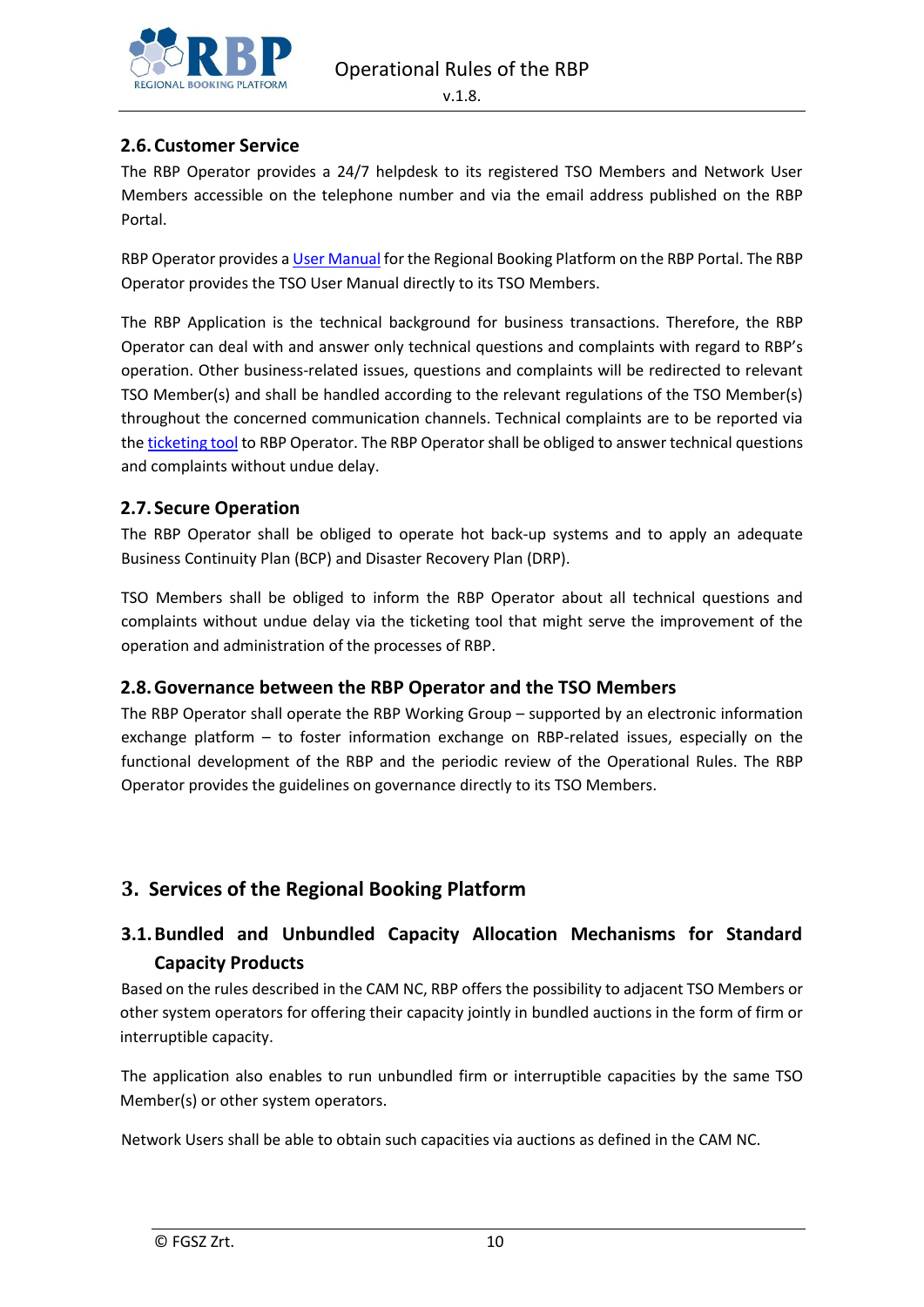### 2.6. Customer Service

The RBP Operator provides a 24/7 helpdesk to its registered TSO Members and Network User Members accessible on the telephone number and via the email address published on the RBP Portal.

RBP Operator provides a User Manual for the Regional Booking Platform on the RBP Portal. The RBP Operator provides the TSO User Manual directly to its TSO Members.

The RBP Application is the technical background for business transactions. Therefore, the RBP Operator can deal with and answer only technical questions and complaints with regard to RBP's operation. Other business-related issues, questions and complaints will be redirected to relevant TSO Member(s) and shall be handled according to the relevant regulations of the TSO Member(s) throughout the concerned communication channels. Technical complaints are to be reported via the ticketing tool to RBP Operator. The RBP Operator shall be obliged to answer technical questions and complaints without undue delay.

### 2.7. Secure Operation

The RBP Operator shall be obliged to operate hot back-up systems and to apply an adequate Business Continuity Plan (BCP) and Disaster Recovery Plan (DRP).

TSO Members shall be obliged to inform the RBP Operator about all technical questions and complaints without undue delay via the ticketing tool that might serve the improvement of the operation and administration of the processes of RBP.

### 2.8. Governance between the RBP Operator and the TSO Members

The RBP Operator shall operate the RBP Working Group – supported by an electronic information exchange platform – to foster information exchange on RBP-related issues, especially on the functional development of the RBP and the periodic review of the Operational Rules. The RBP Operator provides the guidelines on governance directly to its TSO Members.

## 3. Services of the Regional Booking Platform

### 3.1. Bundled and Unbundled Capacity Allocation Mechanisms for Standard Capacity Products

Based on the rules described in the CAM NC, RBP offers the possibility to adjacent TSO Members or other system operators for offering their capacity jointly in bundled auctions in the form of firm or interruptible capacity.

The application also enables to run unbundled firm or interruptible capacities by the same TSO Member(s) or other system operators.

Network Users shall be able to obtain such capacities via auctions as defined in the CAM NC.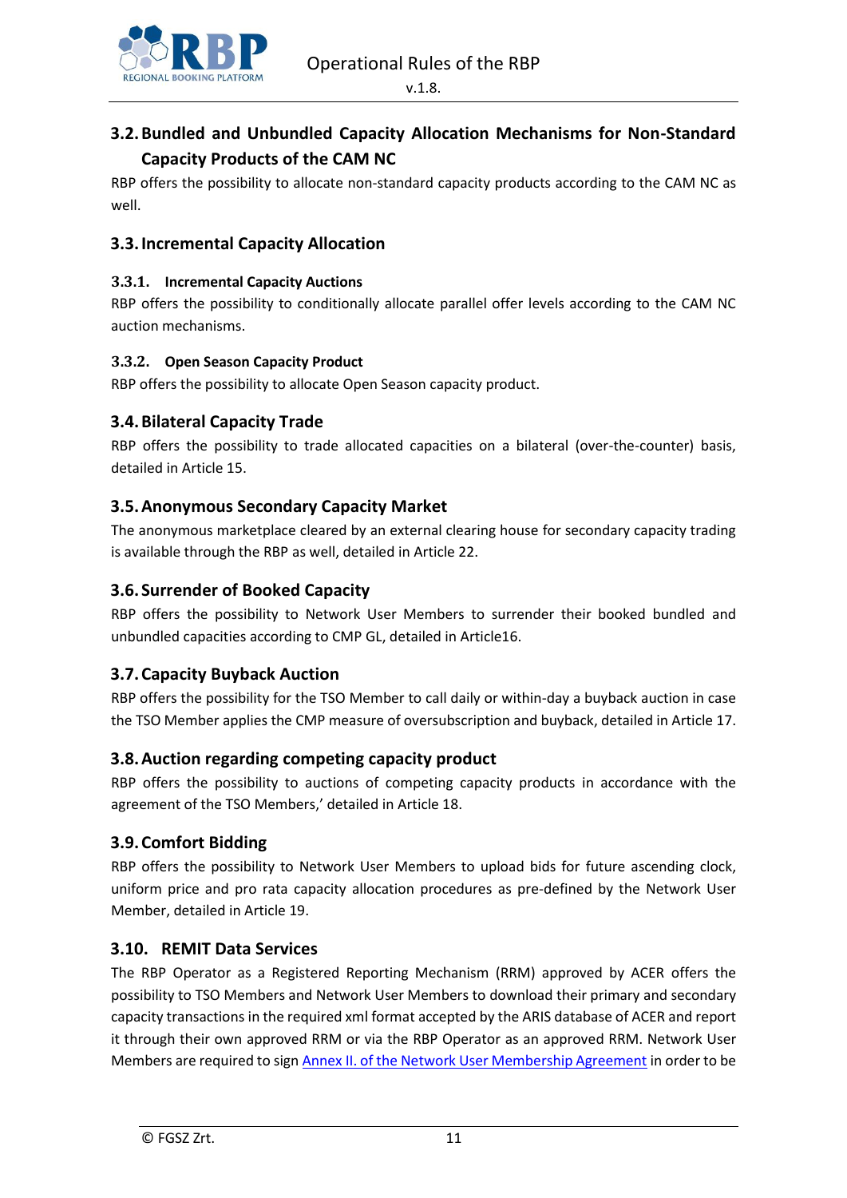## 3.2. Bundled and Unbundled Capacity Allocation Mechanisms for Non-Standard Capacity Products of the CAM NC

RBP offers the possibility to allocate non-standard capacity products according to the CAM NC as well.

## 3.3. Incremental Capacity Allocation

### 3.3.1. Incremental Capacity Auctions

RBP offers the possibility to conditionally allocate parallel offer levels according to the CAM NC auction mechanisms.

### 3.3.2. Open Season Capacity Product

RBP offers the possibility to allocate Open Season capacity product.

## 3.4. Bilateral Capacity Trade

RBP offers the possibility to trade allocated capacities on a bilateral (over-the-counter) basis, detailed in Article 15.

## 3.5. Anonymous Secondary Capacity Market

The anonymous marketplace cleared by an external clearing house for secondary capacity trading is available through the RBP as well, detailed in Article 22.

## 3.6. Surrender of Booked Capacity

RBP offers the possibility to Network User Members to surrender their booked bundled and unbundled capacities according to CMP GL, detailed in Article16.

## 3.7. Capacity Buyback Auction

RBP offers the possibility for the TSO Member to call daily or within-day a buyback auction in case the TSO Member applies the CMP measure of oversubscription and buyback, detailed in Article 17.

## 3.8. Auction regarding competing capacity product

RBP offers the possibility to auctions of competing capacity products in accordance with the agreement of the TSO Members,' detailed in Article 18.

## 3.9. Comfort Bidding

RBP offers the possibility to Network User Members to upload bids for future ascending clock, uniform price and pro rata capacity allocation procedures as pre-defined by the Network User Member, detailed in Article 19.

## 3.10. REMIT Data Services

The RBP Operator as a Registered Reporting Mechanism (RRM) approved by ACER offers the possibility to TSO Members and Network User Members to download their primary and secondary capacity transactions in the required xml format accepted by the ARIS database of ACER and report it through their own approved RRM or via the RBP Operator as an approved RRM. Network User Members are required to sign Annex II. of the Network User Membership Agreement in order to be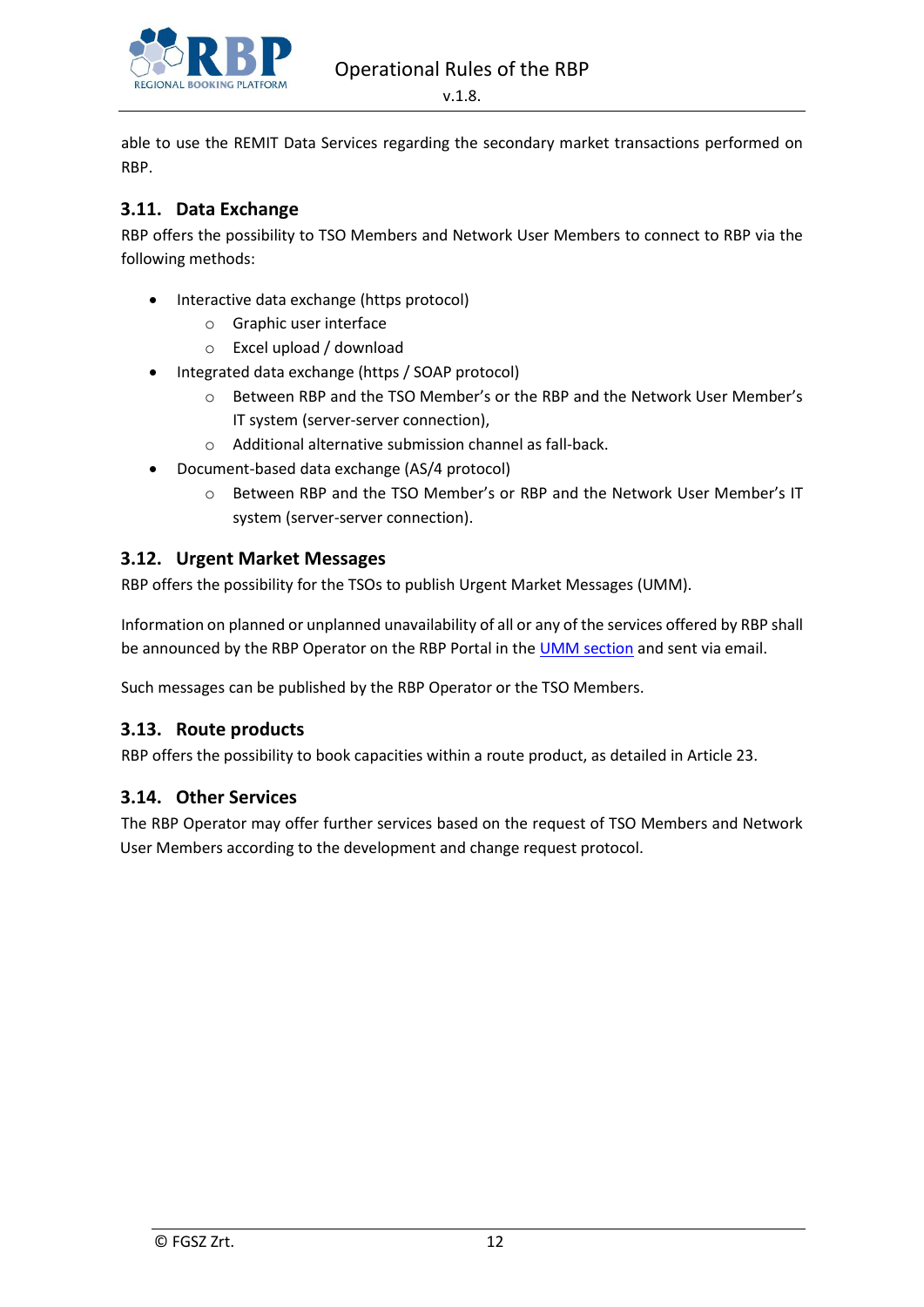able to use the REMIT Data Services regarding the secondary market transactions performed on RBP.

### 3.11. Data Exchange

RBP offers the possibility to TSO Members and Network User Members to connect to RBP via the following methods:

- Interactive data exchange (https protocol)
  - Graphic user interface
  - Excel upload / download
- Integrated data exchange (https / SOAP protocol)
  - Between RBP and the TSO Member's or the RBP and the Network User Member's IT system (server-server connection),
  - Additional alternative submission channel as fall-back.
- Document-based data exchange (AS/4 protocol)
  - Between RBP and the TSO Member's or RBP and the Network User Member's IT system (server-server connection).

### 3.12. Urgent Market Messages

RBP offers the possibility for the TSOs to publish Urgent Market Messages (UMM).

Information on planned or unplanned unavailability of all or any of the services offered by RBP shall be announced by the RBP Operator on the RBP Portal in the UMM section and sent via email.

Such messages can be published by the RBP Operator or the TSO Members.

### 3.13. Route products

RBP offers the possibility to book capacities within a route product, as detailed in Article 23.

### 3.14. Other Services

The RBP Operator may offer further services based on the request of TSO Members and Network User Members according to the development and change request protocol.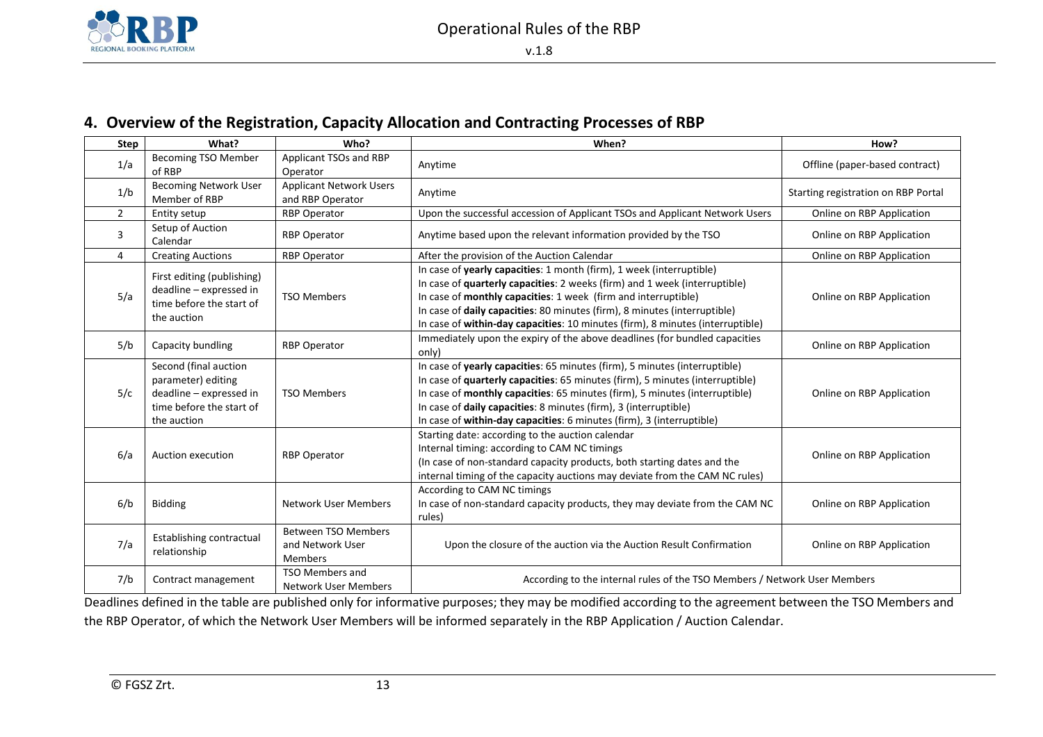## 4. Overview of the Registration, Capacity Allocation and Contracting Processes of RBP

| Step | What? | Who? | When? | How? |
|---|---|---|---|---|
| 1/a | Becoming TSO Member of RBP | Applicant TSOs and RBP Operator | Anytime | Offline (paper-based contract) |
| 1/b | Becoming Network User Member of RBP | Applicant Network Users and RBP Operator | Anytime | Starting registration on RBP Portal |
| 2 | Entity setup | RBP Operator | Upon the successful accession of Applicant TSOs and Applicant Network Users | Online on RBP Application |
| 3 | Setup of Auction Calendar | RBP Operator | Anytime based upon the relevant information provided by the TSO | Online on RBP Application |
| 4 | Creating Auctions | RBP Operator | After the provision of the Auction Calendar | Online on RBP Application |
| 5/a | First editing (publishing) deadline – expressed in time before the start of the auction | TSO Members | In case of **yearly capacities**: 1 month (firm), 1 week (interruptible)<br>In case of **quarterly capacities**: 2 weeks (firm) and 1 week (interruptible)<br>In case of **monthly capacities**: 1 week (firm and interruptible)<br>In case of **daily capacities**: 80 minutes (firm), 8 minutes (interruptible)<br>In case of **within-day capacities**: 10 minutes (firm), 8 minutes (interruptible) | Online on RBP Application |
| 5/b | Capacity bundling | RBP Operator | Immediately upon the expiry of the above deadlines (for bundled capacities only) | Online on RBP Application |
| 5/c | Second (final auction parameter) editing deadline – expressed in time before the start of the auction | TSO Members | In case of **yearly capacities**: 65 minutes (firm), 5 minutes (interruptible)<br>In case of **quarterly capacities**: 65 minutes (firm), 5 minutes (interruptible)<br>In case of **monthly capacities**: 65 minutes (firm), 5 minutes (interruptible)<br>In case of **daily capacities**: 8 minutes (firm), 3 (interruptible)<br>In case of **within-day capacities**: 6 minutes (firm), 3 (interruptible) | Online on RBP Application |
| 6/a | Auction execution | RBP Operator | Starting date: according to the auction calendar<br>Internal timing: according to CAM NC timings<br>(In case of non-standard capacity products, both starting dates and the internal timing of the capacity auctions may deviate from the CAM NC rules) | Online on RBP Application |
| 6/b | Bidding | Network User Members | According to CAM NC timings<br>In case of non-standard capacity products, they may deviate from the CAM NC rules) | Online on RBP Application |
| 7/a | Establishing contractual relationship | Between TSO Members and Network User Members | Upon the closure of the auction via the Auction Result Confirmation | Online on RBP Application |
| 7/b | Contract management | TSO Members and Network User Members | According to the internal rules of the TSO Members / Network User Members | |

Deadlines defined in the table are published only for informative purposes; they may be modified according to the agreement between the TSO Members and the RBP Operator, of which the Network User Members will be informed separately in the RBP Application / Auction Calendar.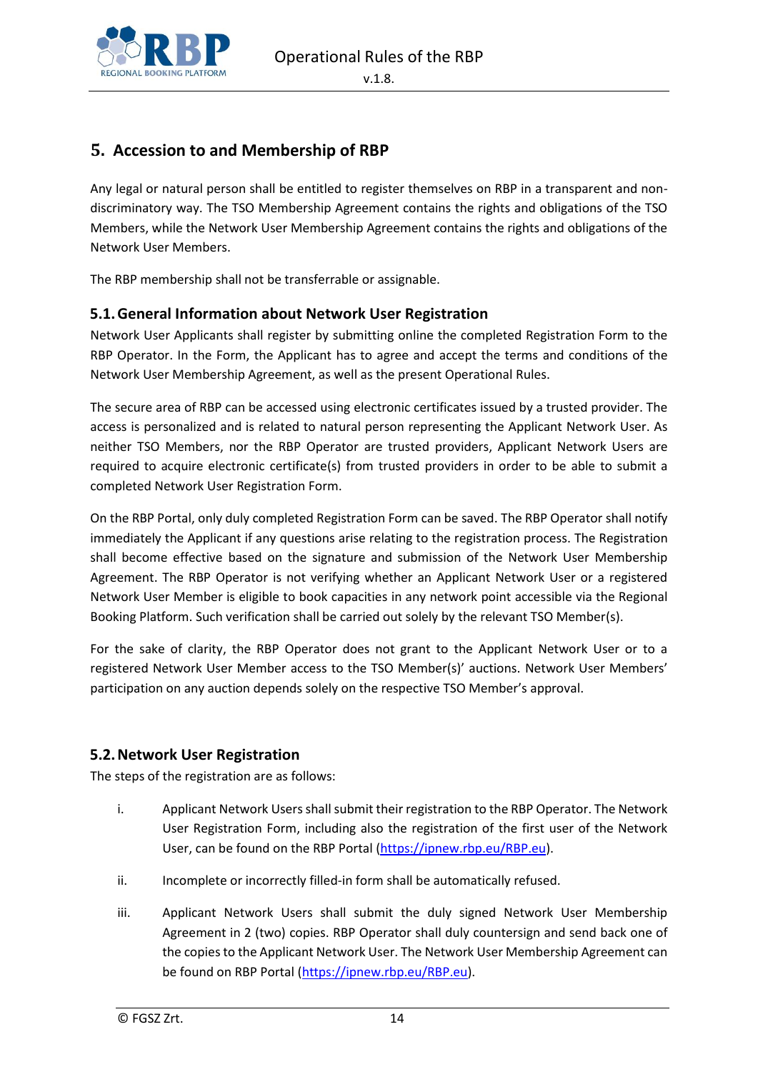## 5. Accession to and Membership of RBP

Any legal or natural person shall be entitled to register themselves on RBP in a transparent and non-discriminatory way. The TSO Membership Agreement contains the rights and obligations of the TSO Members, while the Network User Membership Agreement contains the rights and obligations of the Network User Members.

The RBP membership shall not be transferrable or assignable.

### 5.1. General Information about Network User Registration

Network User Applicants shall register by submitting online the completed Registration Form to the RBP Operator. In the Form, the Applicant has to agree and accept the terms and conditions of the Network User Membership Agreement, as well as the present Operational Rules.

The secure area of RBP can be accessed using electronic certificates issued by a trusted provider. The access is personalized and is related to natural person representing the Applicant Network User. As neither TSO Members, nor the RBP Operator are trusted providers, Applicant Network Users are required to acquire electronic certificate(s) from trusted providers in order to be able to submit a completed Network User Registration Form.

On the RBP Portal, only duly completed Registration Form can be saved. The RBP Operator shall notify immediately the Applicant if any questions arise relating to the registration process. The Registration shall become effective based on the signature and submission of the Network User Membership Agreement. The RBP Operator is not verifying whether an Applicant Network User or a registered Network User Member is eligible to book capacities in any network point accessible via the Regional Booking Platform. Such verification shall be carried out solely by the relevant TSO Member(s).

For the sake of clarity, the RBP Operator does not grant to the Applicant Network User or to a registered Network User Member access to the TSO Member(s)' auctions. Network User Members' participation on any auction depends solely on the respective TSO Member's approval.

### 5.2. Network User Registration

The steps of the registration are as follows:

i. Applicant Network Users shall submit their registration to the RBP Operator. The Network User Registration Form, including also the registration of the first user of the Network User, can be found on the RBP Portal (https://ipnew.rbp.eu/RBP.eu).

ii. Incomplete or incorrectly filled-in form shall be automatically refused.

iii. Applicant Network Users shall submit the duly signed Network User Membership Agreement in 2 (two) copies. RBP Operator shall duly countersign and send back one of the copies to the Applicant Network User. The Network User Membership Agreement can be found on RBP Portal (https://ipnew.rbp.eu/RBP.eu).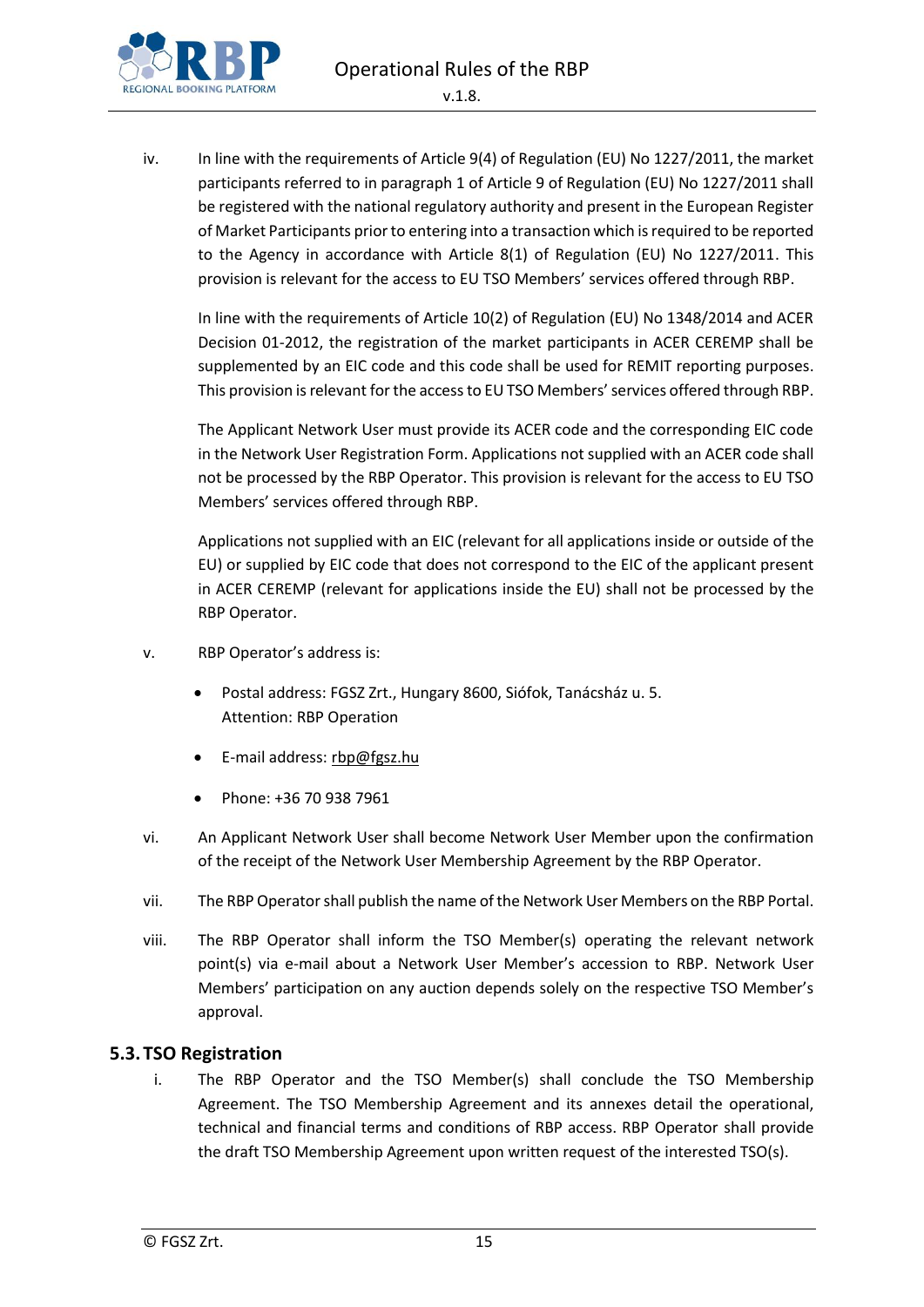iv. In line with the requirements of Article 9(4) of Regulation (EU) No 1227/2011, the market participants referred to in paragraph 1 of Article 9 of Regulation (EU) No 1227/2011 shall be registered with the national regulatory authority and present in the European Register of Market Participants prior to entering into a transaction which is required to be reported to the Agency in accordance with Article 8(1) of Regulation (EU) No 1227/2011. This provision is relevant for the access to EU TSO Members' services offered through RBP.

   In line with the requirements of Article 10(2) of Regulation (EU) No 1348/2014 and ACER Decision 01-2012, the registration of the market participants in ACER CEREMP shall be supplemented by an EIC code and this code shall be used for REMIT reporting purposes. This provision is relevant for the access to EU TSO Members' services offered through RBP.

   The Applicant Network User must provide its ACER code and the corresponding EIC code in the Network User Registration Form. Applications not supplied with an ACER code shall not be processed by the RBP Operator. This provision is relevant for the access to EU TSO Members' services offered through RBP.

   Applications not supplied with an EIC (relevant for all applications inside or outside of the EU) or supplied by EIC code that does not correspond to the EIC of the applicant present in ACER CEREMP (relevant for applications inside the EU) shall not be processed by the RBP Operator.

v. RBP Operator's address is:

   - Postal address: FGSZ Zrt., Hungary 8600, Siófok, Tanácsház u. 5.
     Attention: RBP Operation
   - E-mail address: rbp@fgsz.hu
   - Phone: +36 70 938 7961

vi. An Applicant Network User shall become Network User Member upon the confirmation of the receipt of the Network User Membership Agreement by the RBP Operator.

vii. The RBP Operator shall publish the name of the Network User Members on the RBP Portal.

viii. The RBP Operator shall inform the TSO Member(s) operating the relevant network point(s) via e-mail about a Network User Member's accession to RBP. Network User Members' participation on any auction depends solely on the respective TSO Member's approval.

## 5.3. TSO Registration

i. The RBP Operator and the TSO Member(s) shall conclude the TSO Membership Agreement. The TSO Membership Agreement and its annexes detail the operational, technical and financial terms and conditions of RBP access. RBP Operator shall provide the draft TSO Membership Agreement upon written request of the interested TSO(s).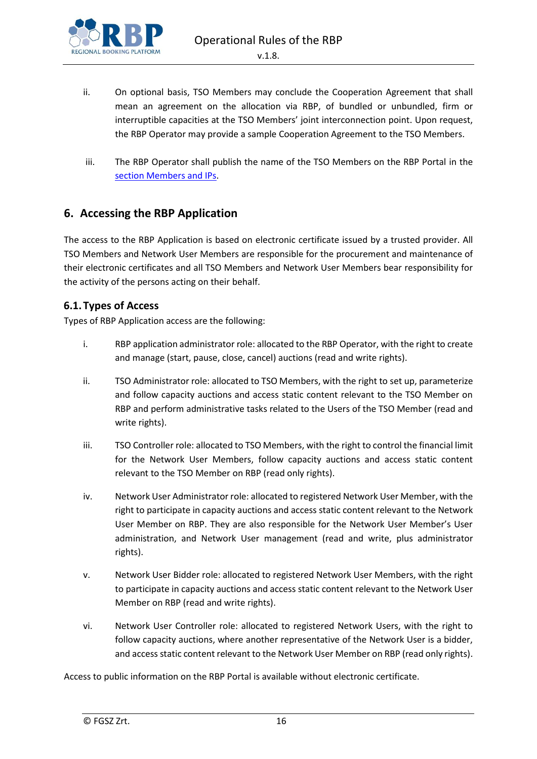ii. On optional basis, TSO Members may conclude the Cooperation Agreement that shall mean an agreement on the allocation via RBP, of bundled or unbundled, firm or interruptible capacities at the TSO Members' joint interconnection point. Upon request, the RBP Operator may provide a sample Cooperation Agreement to the TSO Members.

iii. The RBP Operator shall publish the name of the TSO Members on the RBP Portal in the section Members and IPs.

## 6. Accessing the RBP Application

The access to the RBP Application is based on electronic certificate issued by a trusted provider. All TSO Members and Network User Members are responsible for the procurement and maintenance of their electronic certificates and all TSO Members and Network User Members bear responsibility for the activity of the persons acting on their behalf.

### 6.1. Types of Access

Types of RBP Application access are the following:

i. RBP application administrator role: allocated to the RBP Operator, with the right to create and manage (start, pause, close, cancel) auctions (read and write rights).

ii. TSO Administrator role: allocated to TSO Members, with the right to set up, parameterize and follow capacity auctions and access static content relevant to the TSO Member on RBP and perform administrative tasks related to the Users of the TSO Member (read and write rights).

iii. TSO Controller role: allocated to TSO Members, with the right to control the financial limit for the Network User Members, follow capacity auctions and access static content relevant to the TSO Member on RBP (read only rights).

iv. Network User Administrator role: allocated to registered Network User Member, with the right to participate in capacity auctions and access static content relevant to the Network User Member on RBP. They are also responsible for the Network User Member's User administration, and Network User management (read and write, plus administrator rights).

v. Network User Bidder role: allocated to registered Network User Members, with the right to participate in capacity auctions and access static content relevant to the Network User Member on RBP (read and write rights).

vi. Network User Controller role: allocated to registered Network Users, with the right to follow capacity auctions, where another representative of the Network User is a bidder, and access static content relevant to the Network User Member on RBP (read only rights).

Access to public information on the RBP Portal is available without electronic certificate.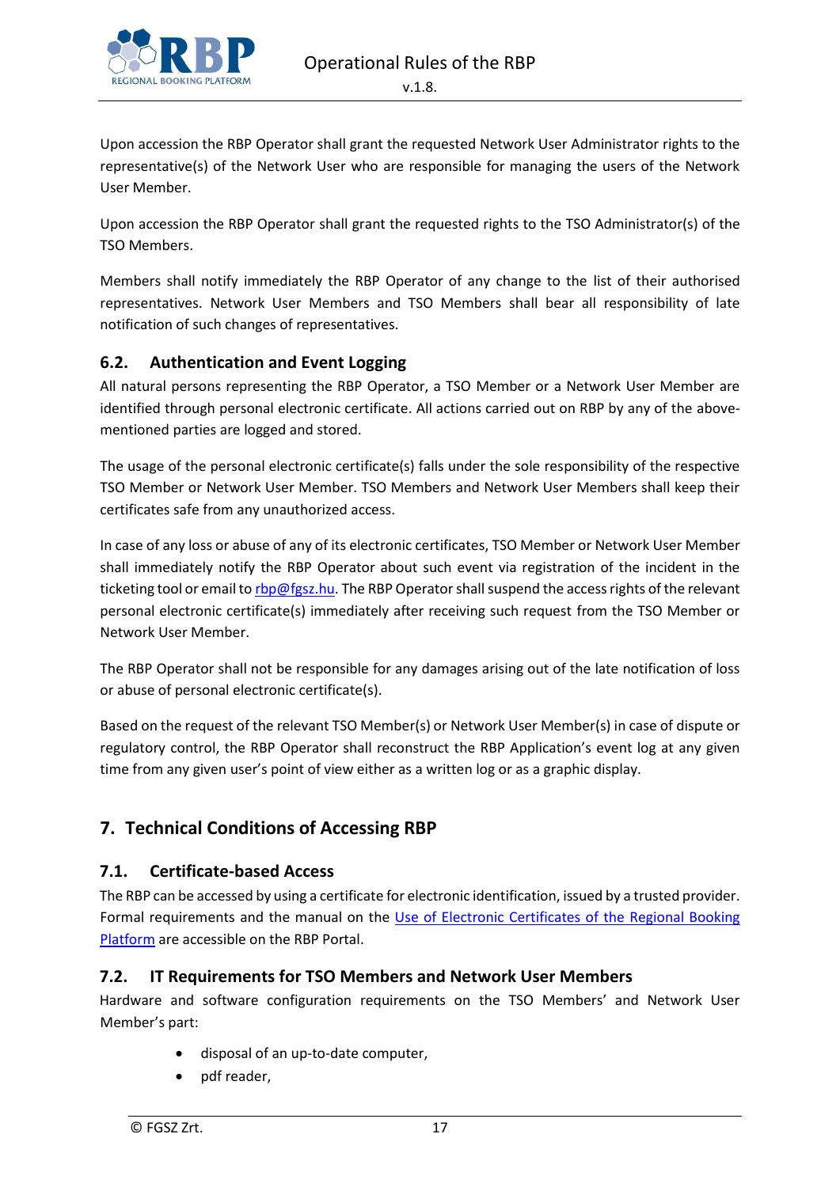Upon accession the RBP Operator shall grant the requested Network User Administrator rights to the representative(s) of the Network User who are responsible for managing the users of the Network User Member.

Upon accession the RBP Operator shall grant the requested rights to the TSO Administrator(s) of the TSO Members.

Members shall notify immediately the RBP Operator of any change to the list of their authorised representatives. Network User Members and TSO Members shall bear all responsibility of late notification of such changes of representatives.

### 6.2. Authentication and Event Logging

All natural persons representing the RBP Operator, a TSO Member or a Network User Member are identified through personal electronic certificate. All actions carried out on RBP by any of the above-mentioned parties are logged and stored.

The usage of the personal electronic certificate(s) falls under the sole responsibility of the respective TSO Member or Network User Member. TSO Members and Network User Members shall keep their certificates safe from any unauthorized access.

In case of any loss or abuse of any of its electronic certificates, TSO Member or Network User Member shall immediately notify the RBP Operator about such event via registration of the incident in the ticketing tool or email to rbp@fgsz.hu. The RBP Operator shall suspend the access rights of the relevant personal electronic certificate(s) immediately after receiving such request from the TSO Member or Network User Member.

The RBP Operator shall not be responsible for any damages arising out of the late notification of loss or abuse of personal electronic certificate(s).

Based on the request of the relevant TSO Member(s) or Network User Member(s) in case of dispute or regulatory control, the RBP Operator shall reconstruct the RBP Application's event log at any given time from any given user's point of view either as a written log or as a graphic display.

## 7. Technical Conditions of Accessing RBP

### 7.1. Certificate-based Access

The RBP can be accessed by using a certificate for electronic identification, issued by a trusted provider. Formal requirements and the manual on the Use of Electronic Certificates of the Regional Booking Platform are accessible on the RBP Portal.

### 7.2. IT Requirements for TSO Members and Network User Members

Hardware and software configuration requirements on the TSO Members' and Network User Member's part:

- disposal of an up-to-date computer,
- pdf reader,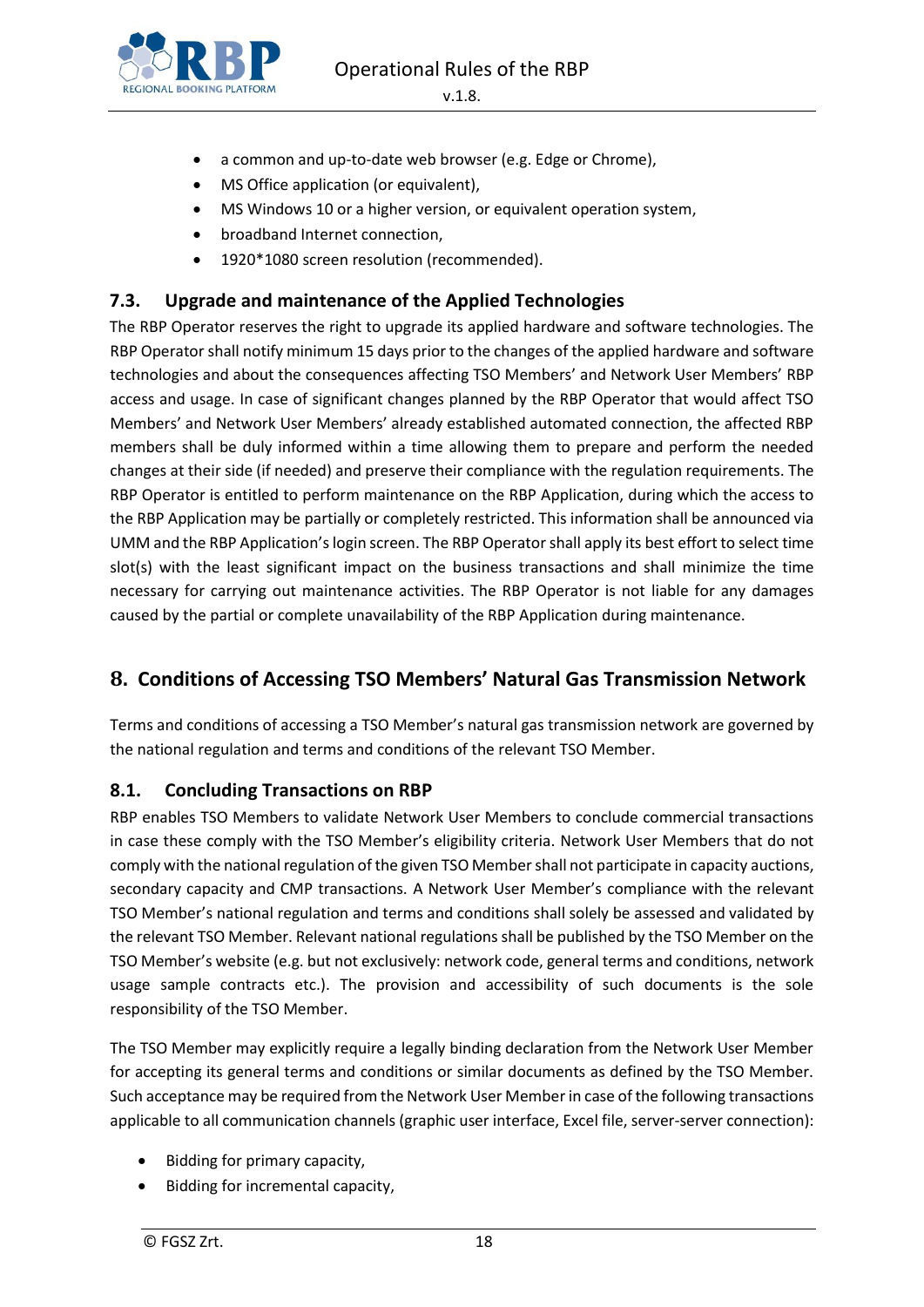- a common and up-to-date web browser (e.g. Edge or Chrome),
- MS Office application (or equivalent),
- MS Windows 10 or a higher version, or equivalent operation system,
- broadband Internet connection,
- 1920*1080 screen resolution (recommended).

## 7.3. Upgrade and maintenance of the Applied Technologies

The RBP Operator reserves the right to upgrade its applied hardware and software technologies. The RBP Operator shall notify minimum 15 days prior to the changes of the applied hardware and software technologies and about the consequences affecting TSO Members' and Network User Members' RBP access and usage. In case of significant changes planned by the RBP Operator that would affect TSO Members' and Network User Members' already established automated connection, the affected RBP members shall be duly informed within a time allowing them to prepare and perform the needed changes at their side (if needed) and preserve their compliance with the regulation requirements. The RBP Operator is entitled to perform maintenance on the RBP Application, during which the access to the RBP Application may be partially or completely restricted. This information shall be announced via UMM and the RBP Application's login screen. The RBP Operator shall apply its best effort to select time slot(s) with the least significant impact on the business transactions and shall minimize the time necessary for carrying out maintenance activities. The RBP Operator is not liable for any damages caused by the partial or complete unavailability of the RBP Application during maintenance.

# 8. Conditions of Accessing TSO Members' Natural Gas Transmission Network

Terms and conditions of accessing a TSO Member's natural gas transmission network are governed by the national regulation and terms and conditions of the relevant TSO Member.

## 8.1. Concluding Transactions on RBP

RBP enables TSO Members to validate Network User Members to conclude commercial transactions in case these comply with the TSO Member's eligibility criteria. Network User Members that do not comply with the national regulation of the given TSO Member shall not participate in capacity auctions, secondary capacity and CMP transactions. A Network User Member's compliance with the relevant TSO Member's national regulation and terms and conditions shall solely be assessed and validated by the relevant TSO Member. Relevant national regulations shall be published by the TSO Member on the TSO Member's website (e.g. but not exclusively: network code, general terms and conditions, network usage sample contracts etc.). The provision and accessibility of such documents is the sole responsibility of the TSO Member.

The TSO Member may explicitly require a legally binding declaration from the Network User Member for accepting its general terms and conditions or similar documents as defined by the TSO Member. Such acceptance may be required from the Network User Member in case of the following transactions applicable to all communication channels (graphic user interface, Excel file, server-server connection):

- Bidding for primary capacity,
- Bidding for incremental capacity,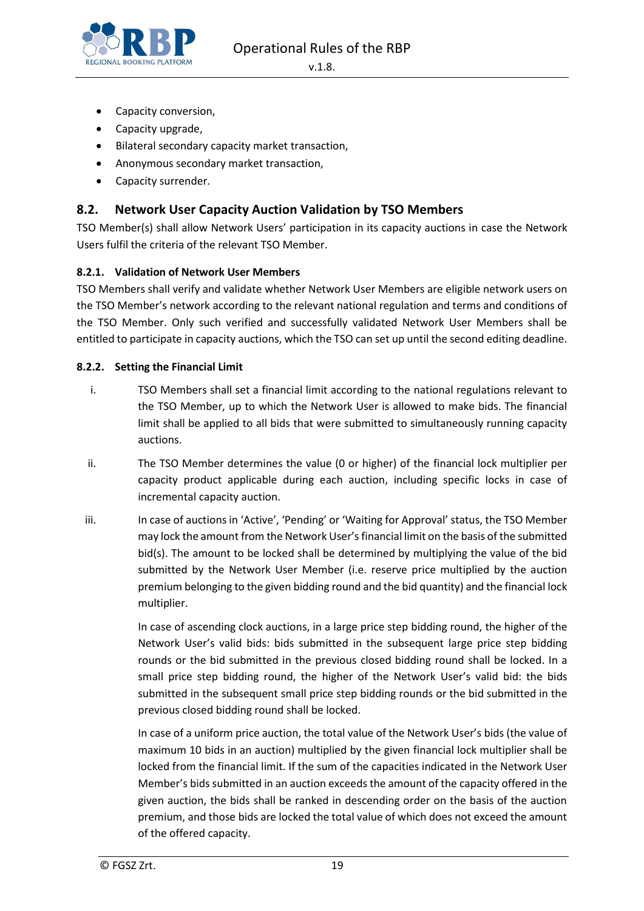- Capacity conversion,
- Capacity upgrade,
- Bilateral secondary capacity market transaction,
- Anonymous secondary market transaction,
- Capacity surrender.

## 8.2. Network User Capacity Auction Validation by TSO Members

TSO Member(s) shall allow Network Users' participation in its capacity auctions in case the Network Users fulfil the criteria of the relevant TSO Member.

### 8.2.1. Validation of Network User Members

TSO Members shall verify and validate whether Network User Members are eligible network users on the TSO Member's network according to the relevant national regulation and terms and conditions of the TSO Member. Only such verified and successfully validated Network User Members shall be entitled to participate in capacity auctions, which the TSO can set up until the second editing deadline.

### 8.2.2. Setting the Financial Limit

i. TSO Members shall set a financial limit according to the national regulations relevant to the TSO Member, up to which the Network User is allowed to make bids. The financial limit shall be applied to all bids that were submitted to simultaneously running capacity auctions.

ii. The TSO Member determines the value (0 or higher) of the financial lock multiplier per capacity product applicable during each auction, including specific locks in case of incremental capacity auction.

iii. In case of auctions in 'Active', 'Pending' or 'Waiting for Approval' status, the TSO Member may lock the amount from the Network User's financial limit on the basis of the submitted bid(s). The amount to be locked shall be determined by multiplying the value of the bid submitted by the Network User Member (i.e. reserve price multiplied by the auction premium belonging to the given bidding round and the bid quantity) and the financial lock multiplier.

   In case of ascending clock auctions, in a large price step bidding round, the higher of the Network User's valid bids: bids submitted in the subsequent large price step bidding rounds or the bid submitted in the previous closed bidding round shall be locked. In a small price step bidding round, the higher of the Network User's valid bid: the bids submitted in the subsequent small price step bidding rounds or the bid submitted in the previous closed bidding round shall be locked.

   In case of a uniform price auction, the total value of the Network User's bids (the value of maximum 10 bids in an auction) multiplied by the given financial lock multiplier shall be locked from the financial limit. If the sum of the capacities indicated in the Network User Member's bids submitted in an auction exceeds the amount of the capacity offered in the given auction, the bids shall be ranked in descending order on the basis of the auction premium, and those bids are locked the total value of which does not exceed the amount of the offered capacity.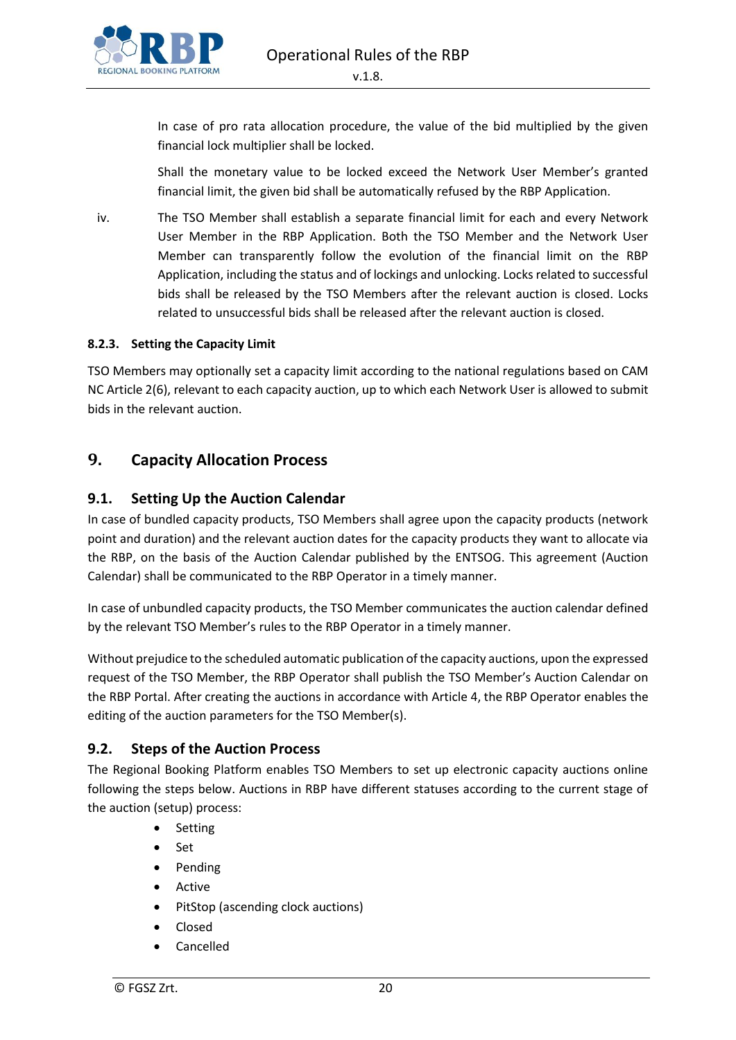In case of pro rata allocation procedure, the value of the bid multiplied by the given financial lock multiplier shall be locked.

Shall the monetary value to be locked exceed the Network User Member's granted financial limit, the given bid shall be automatically refused by the RBP Application.

iv. The TSO Member shall establish a separate financial limit for each and every Network User Member in the RBP Application. Both the TSO Member and the Network User Member can transparently follow the evolution of the financial limit on the RBP Application, including the status and of lockings and unlocking. Locks related to successful bids shall be released by the TSO Members after the relevant auction is closed. Locks related to unsuccessful bids shall be released after the relevant auction is closed.

#### 8.2.3. Setting the Capacity Limit

TSO Members may optionally set a capacity limit according to the national regulations based on CAM NC Article 2(6), relevant to each capacity auction, up to which each Network User is allowed to submit bids in the relevant auction.

# 9. Capacity Allocation Process

## 9.1. Setting Up the Auction Calendar

In case of bundled capacity products, TSO Members shall agree upon the capacity products (network point and duration) and the relevant auction dates for the capacity products they want to allocate via the RBP, on the basis of the Auction Calendar published by the ENTSOG. This agreement (Auction Calendar) shall be communicated to the RBP Operator in a timely manner.

In case of unbundled capacity products, the TSO Member communicates the auction calendar defined by the relevant TSO Member's rules to the RBP Operator in a timely manner.

Without prejudice to the scheduled automatic publication of the capacity auctions, upon the expressed request of the TSO Member, the RBP Operator shall publish the TSO Member's Auction Calendar on the RBP Portal. After creating the auctions in accordance with Article 4, the RBP Operator enables the editing of the auction parameters for the TSO Member(s).

## 9.2. Steps of the Auction Process

The Regional Booking Platform enables TSO Members to set up electronic capacity auctions online following the steps below. Auctions in RBP have different statuses according to the current stage of the auction (setup) process:

- Setting
- Set
- Pending
- Active
- PitStop (ascending clock auctions)
- Closed
- Cancelled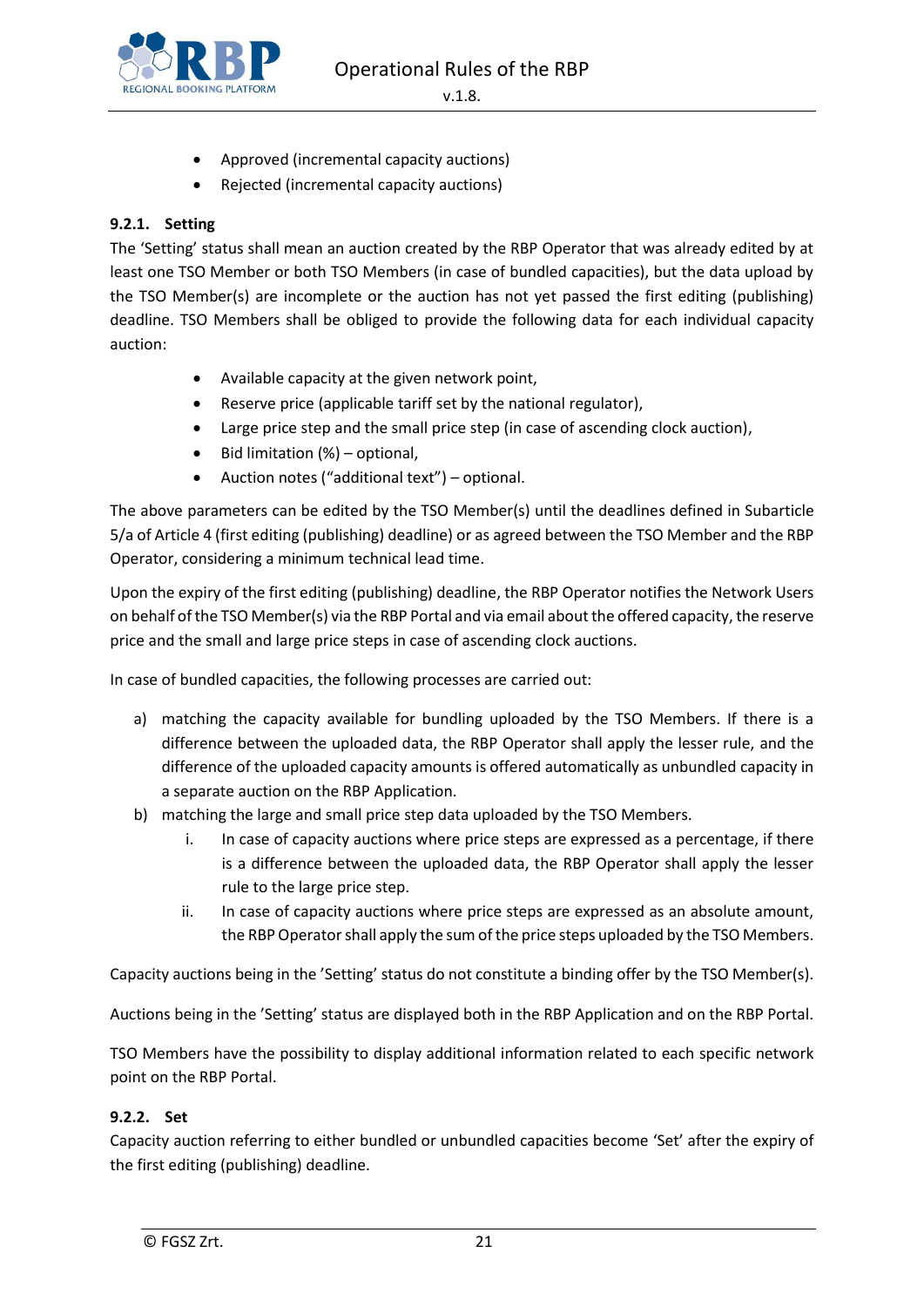- Approved (incremental capacity auctions)
- Rejected (incremental capacity auctions)

### 9.2.1. Setting

The 'Setting' status shall mean an auction created by the RBP Operator that was already edited by at least one TSO Member or both TSO Members (in case of bundled capacities), but the data upload by the TSO Member(s) are incomplete or the auction has not yet passed the first editing (publishing) deadline. TSO Members shall be obliged to provide the following data for each individual capacity auction:

- Available capacity at the given network point,
- Reserve price (applicable tariff set by the national regulator),
- Large price step and the small price step (in case of ascending clock auction),
- Bid limitation (%) – optional,
- Auction notes ("additional text") – optional.

The above parameters can be edited by the TSO Member(s) until the deadlines defined in Subarticle 5/a of Article 4 (first editing (publishing) deadline) or as agreed between the TSO Member and the RBP Operator, considering a minimum technical lead time.

Upon the expiry of the first editing (publishing) deadline, the RBP Operator notifies the Network Users on behalf of the TSO Member(s) via the RBP Portal and via email about the offered capacity, the reserve price and the small and large price steps in case of ascending clock auctions.

In case of bundled capacities, the following processes are carried out:

a) matching the capacity available for bundling uploaded by the TSO Members. If there is a difference between the uploaded data, the RBP Operator shall apply the lesser rule, and the difference of the uploaded capacity amounts is offered automatically as unbundled capacity in a separate auction on the RBP Application.
b) matching the large and small price step data uploaded by the TSO Members.
    i. In case of capacity auctions where price steps are expressed as a percentage, if there is a difference between the uploaded data, the RBP Operator shall apply the lesser rule to the large price step.
    ii. In case of capacity auctions where price steps are expressed as an absolute amount, the RBP Operator shall apply the sum of the price steps uploaded by the TSO Members.

Capacity auctions being in the 'Setting' status do not constitute a binding offer by the TSO Member(s).

Auctions being in the 'Setting' status are displayed both in the RBP Application and on the RBP Portal.

TSO Members have the possibility to display additional information related to each specific network point on the RBP Portal.

### 9.2.2. Set

Capacity auction referring to either bundled or unbundled capacities become 'Set' after the expiry of the first editing (publishing) deadline.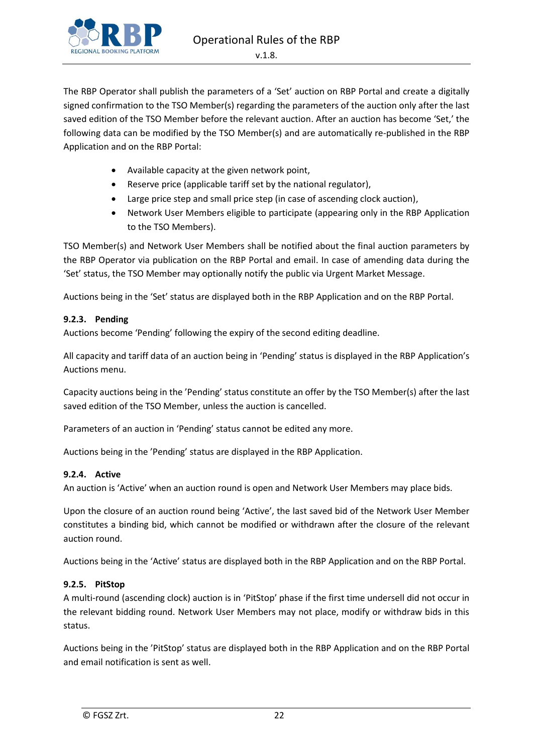The RBP Operator shall publish the parameters of a 'Set' auction on RBP Portal and create a digitally signed confirmation to the TSO Member(s) regarding the parameters of the auction only after the last saved edition of the TSO Member before the relevant auction. After an auction has become 'Set,' the following data can be modified by the TSO Member(s) and are automatically re-published in the RBP Application and on the RBP Portal:

- Available capacity at the given network point,
- Reserve price (applicable tariff set by the national regulator),
- Large price step and small price step (in case of ascending clock auction),
- Network User Members eligible to participate (appearing only in the RBP Application to the TSO Members).

TSO Member(s) and Network User Members shall be notified about the final auction parameters by the RBP Operator via publication on the RBP Portal and email. In case of amending data during the 'Set' status, the TSO Member may optionally notify the public via Urgent Market Message.

Auctions being in the 'Set' status are displayed both in the RBP Application and on the RBP Portal.

### 9.2.3. Pending

Auctions become 'Pending' following the expiry of the second editing deadline.

All capacity and tariff data of an auction being in 'Pending' status is displayed in the RBP Application's Auctions menu.

Capacity auctions being in the 'Pending' status constitute an offer by the TSO Member(s) after the last saved edition of the TSO Member, unless the auction is cancelled.

Parameters of an auction in 'Pending' status cannot be edited any more.

Auctions being in the 'Pending' status are displayed in the RBP Application.

### 9.2.4. Active

An auction is 'Active' when an auction round is open and Network User Members may place bids.

Upon the closure of an auction round being 'Active', the last saved bid of the Network User Member constitutes a binding bid, which cannot be modified or withdrawn after the closure of the relevant auction round.

Auctions being in the 'Active' status are displayed both in the RBP Application and on the RBP Portal.

### 9.2.5. PitStop

A multi-round (ascending clock) auction is in 'PitStop' phase if the first time undersell did not occur in the relevant bidding round. Network User Members may not place, modify or withdraw bids in this status.

Auctions being in the 'PitStop' status are displayed both in the RBP Application and on the RBP Portal and email notification is sent as well.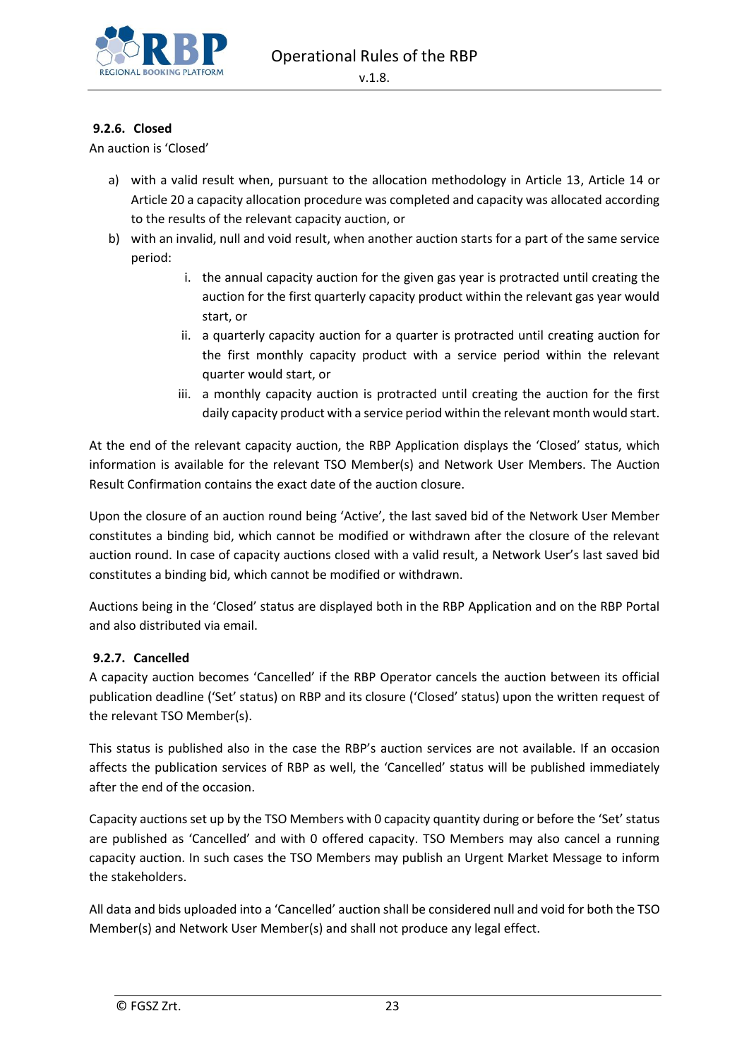### 9.2.6. Closed

An auction is 'Closed'

a) with a valid result when, pursuant to the allocation methodology in Article 13, Article 14 or Article 20 a capacity allocation procedure was completed and capacity was allocated according to the results of the relevant capacity auction, or

b) with an invalid, null and void result, when another auction starts for a part of the same service period:

   i. the annual capacity auction for the given gas year is protracted until creating the auction for the first quarterly capacity product within the relevant gas year would start, or

   ii. a quarterly capacity auction for a quarter is protracted until creating auction for the first monthly capacity product with a service period within the relevant quarter would start, or

   iii. a monthly capacity auction is protracted until creating the auction for the first daily capacity product with a service period within the relevant month would start.

At the end of the relevant capacity auction, the RBP Application displays the 'Closed' status, which information is available for the relevant TSO Member(s) and Network User Members. The Auction Result Confirmation contains the exact date of the auction closure.

Upon the closure of an auction round being 'Active', the last saved bid of the Network User Member constitutes a binding bid, which cannot be modified or withdrawn after the closure of the relevant auction round. In case of capacity auctions closed with a valid result, a Network User's last saved bid constitutes a binding bid, which cannot be modified or withdrawn.

Auctions being in the 'Closed' status are displayed both in the RBP Application and on the RBP Portal and also distributed via email.

### 9.2.7. Cancelled

A capacity auction becomes 'Cancelled' if the RBP Operator cancels the auction between its official publication deadline ('Set' status) on RBP and its closure ('Closed' status) upon the written request of the relevant TSO Member(s).

This status is published also in the case the RBP's auction services are not available. If an occasion affects the publication services of RBP as well, the 'Cancelled' status will be published immediately after the end of the occasion.

Capacity auctions set up by the TSO Members with 0 capacity quantity during or before the 'Set' status are published as 'Cancelled' and with 0 offered capacity. TSO Members may also cancel a running capacity auction. In such cases the TSO Members may publish an Urgent Market Message to inform the stakeholders.

All data and bids uploaded into a 'Cancelled' auction shall be considered null and void for both the TSO Member(s) and Network User Member(s) and shall not produce any legal effect.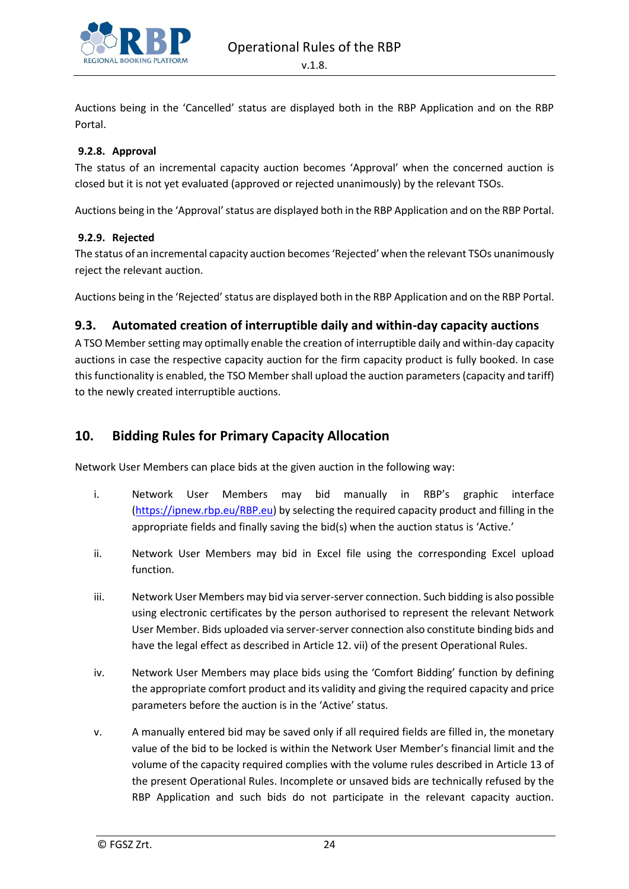Auctions being in the 'Cancelled' status are displayed both in the RBP Application and on the RBP Portal.

#### 9.2.8. Approval

The status of an incremental capacity auction becomes 'Approval' when the concerned auction is closed but it is not yet evaluated (approved or rejected unanimously) by the relevant TSOs.

Auctions being in the 'Approval' status are displayed both in the RBP Application and on the RBP Portal.

#### 9.2.9. Rejected

The status of an incremental capacity auction becomes 'Rejected' when the relevant TSOs unanimously reject the relevant auction.

Auctions being in the 'Rejected' status are displayed both in the RBP Application and on the RBP Portal.

### 9.3. Automated creation of interruptible daily and within-day capacity auctions

A TSO Member setting may optimally enable the creation of interruptible daily and within-day capacity auctions in case the respective capacity auction for the firm capacity product is fully booked. In case this functionality is enabled, the TSO Member shall upload the auction parameters (capacity and tariff) to the newly created interruptible auctions.

## 10. Bidding Rules for Primary Capacity Allocation

Network User Members can place bids at the given auction in the following way:

i. Network User Members may bid manually in RBP's graphic interface (https://ipnew.rbp.eu/RBP.eu) by selecting the required capacity product and filling in the appropriate fields and finally saving the bid(s) when the auction status is 'Active.'

ii. Network User Members may bid in Excel file using the corresponding Excel upload function.

iii. Network User Members may bid via server-server connection. Such bidding is also possible using electronic certificates by the person authorised to represent the relevant Network User Member. Bids uploaded via server-server connection also constitute binding bids and have the legal effect as described in Article 12. vii) of the present Operational Rules.

iv. Network User Members may place bids using the 'Comfort Bidding' function by defining the appropriate comfort product and its validity and giving the required capacity and price parameters before the auction is in the 'Active' status.

v. A manually entered bid may be saved only if all required fields are filled in, the monetary value of the bid to be locked is within the Network User Member's financial limit and the volume of the capacity required complies with the volume rules described in Article 13 of the present Operational Rules. Incomplete or unsaved bids are technically refused by the RBP Application and such bids do not participate in the relevant capacity auction.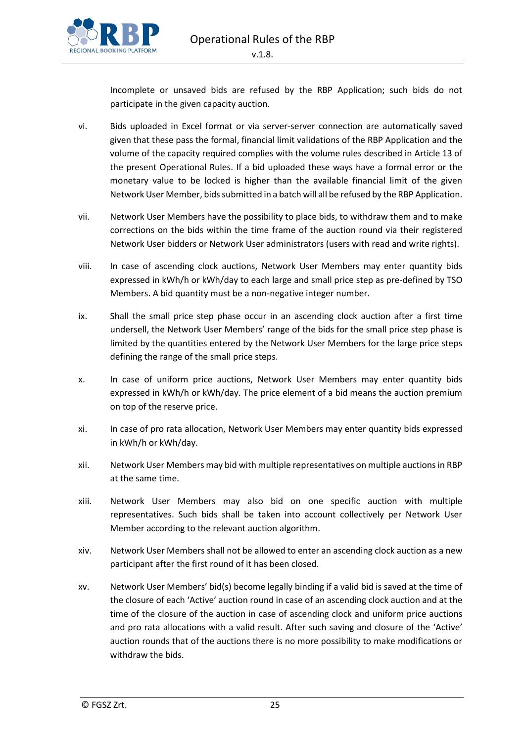Incomplete or unsaved bids are refused by the RBP Application; such bids do not participate in the given capacity auction.

vi. Bids uploaded in Excel format or via server-server connection are automatically saved given that these pass the formal, financial limit validations of the RBP Application and the volume of the capacity required complies with the volume rules described in Article 13 of the present Operational Rules. If a bid uploaded these ways have a formal error or the monetary value to be locked is higher than the available financial limit of the given Network User Member, bids submitted in a batch will all be refused by the RBP Application.

vii. Network User Members have the possibility to place bids, to withdraw them and to make corrections on the bids within the time frame of the auction round via their registered Network User bidders or Network User administrators (users with read and write rights).

viii. In case of ascending clock auctions, Network User Members may enter quantity bids expressed in kWh/h or kWh/day to each large and small price step as pre-defined by TSO Members. A bid quantity must be a non-negative integer number.

ix. Shall the small price step phase occur in an ascending clock auction after a first time undersell, the Network User Members' range of the bids for the small price step phase is limited by the quantities entered by the Network User Members for the large price steps defining the range of the small price steps.

x. In case of uniform price auctions, Network User Members may enter quantity bids expressed in kWh/h or kWh/day. The price element of a bid means the auction premium on top of the reserve price.

xi. In case of pro rata allocation, Network User Members may enter quantity bids expressed in kWh/h or kWh/day.

xii. Network User Members may bid with multiple representatives on multiple auctions in RBP at the same time.

xiii. Network User Members may also bid on one specific auction with multiple representatives. Such bids shall be taken into account collectively per Network User Member according to the relevant auction algorithm.

xiv. Network User Members shall not be allowed to enter an ascending clock auction as a new participant after the first round of it has been closed.

xv. Network User Members' bid(s) become legally binding if a valid bid is saved at the time of the closure of each 'Active' auction round in case of an ascending clock auction and at the time of the closure of the auction in case of ascending clock and uniform price auctions and pro rata allocations with a valid result. After such saving and closure of the 'Active' auction rounds that of the auctions there is no more possibility to make modifications or withdraw the bids.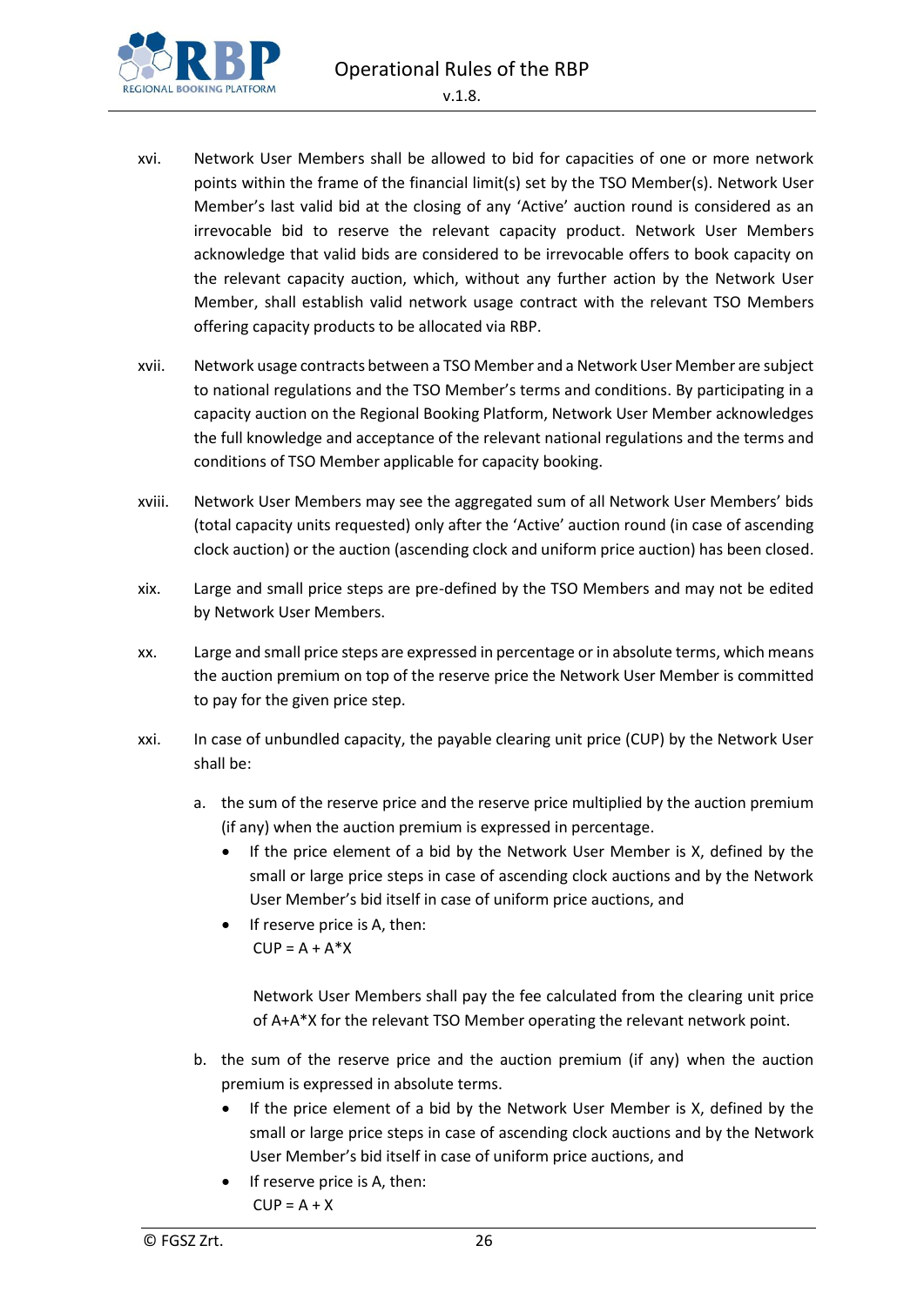xvi. Network User Members shall be allowed to bid for capacities of one or more network points within the frame of the financial limit(s) set by the TSO Member(s). Network User Member's last valid bid at the closing of any 'Active' auction round is considered as an irrevocable bid to reserve the relevant capacity product. Network User Members acknowledge that valid bids are considered to be irrevocable offers to book capacity on the relevant capacity auction, which, without any further action by the Network User Member, shall establish valid network usage contract with the relevant TSO Members offering capacity products to be allocated via RBP.

xvii. Network usage contracts between a TSO Member and a Network User Member are subject to national regulations and the TSO Member's terms and conditions. By participating in a capacity auction on the Regional Booking Platform, Network User Member acknowledges the full knowledge and acceptance of the relevant national regulations and the terms and conditions of TSO Member applicable for capacity booking.

xviii. Network User Members may see the aggregated sum of all Network User Members' bids (total capacity units requested) only after the 'Active' auction round (in case of ascending clock auction) or the auction (ascending clock and uniform price auction) has been closed.

xix. Large and small price steps are pre-defined by the TSO Members and may not be edited by Network User Members.

xx. Large and small price steps are expressed in percentage or in absolute terms, which means the auction premium on top of the reserve price the Network User Member is committed to pay for the given price step.

xxi. In case of unbundled capacity, the payable clearing unit price (CUP) by the Network User shall be:

a. the sum of the reserve price and the reserve price multiplied by the auction premium (if any) when the auction premium is expressed in percentage.
   - If the price element of a bid by the Network User Member is X, defined by the small or large price steps in case of ascending clock auctions and by the Network User Member's bid itself in case of uniform price auctions, and
   - If reserve price is A, then:
     $CUP = A + A*X$

     Network User Members shall pay the fee calculated from the clearing unit price of $A+A*X$ for the relevant TSO Member operating the relevant network point.

b. the sum of the reserve price and the auction premium (if any) when the auction premium is expressed in absolute terms.
   - If the price element of a bid by the Network User Member is X, defined by the small or large price steps in case of ascending clock auctions and by the Network User Member's bid itself in case of uniform price auctions, and
   - If reserve price is A, then:
     $CUP = A + X$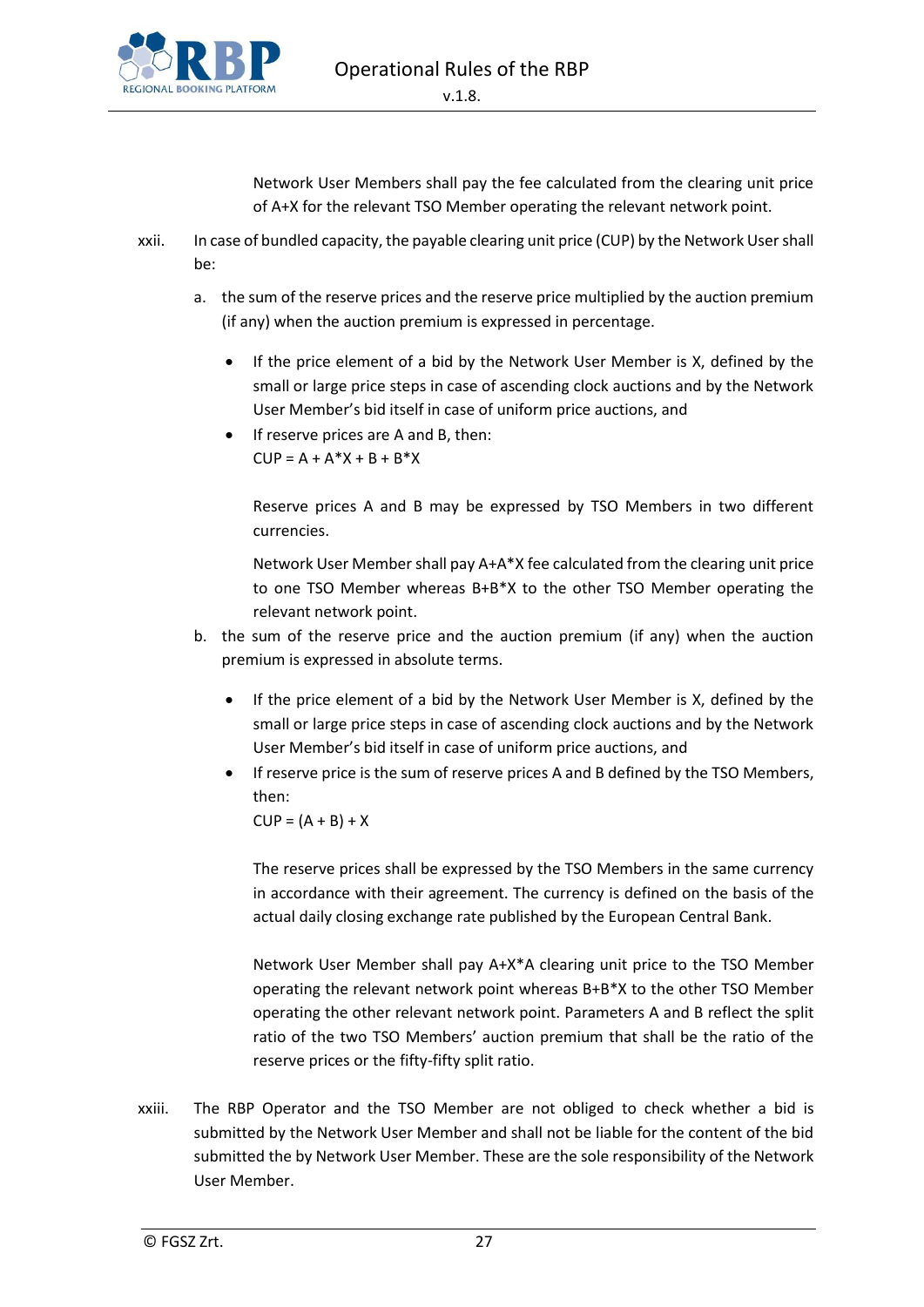Network User Members shall pay the fee calculated from the clearing unit price of A+X for the relevant TSO Member operating the relevant network point.

xxii. In case of bundled capacity, the payable clearing unit price (CUP) by the Network User shall be:

a. the sum of the reserve prices and the reserve price multiplied by the auction premium (if any) when the auction premium is expressed in percentage.

- If the price element of a bid by the Network User Member is X, defined by the small or large price steps in case of ascending clock auctions and by the Network User Member's bid itself in case of uniform price auctions, and
- If reserve prices are A and B, then:
  CUP = A + A*X + B + B*X

  Reserve prices A and B may be expressed by TSO Members in two different currencies.

  Network User Member shall pay A+A*X fee calculated from the clearing unit price to one TSO Member whereas B+B*X to the other TSO Member operating the relevant network point.

b. the sum of the reserve price and the auction premium (if any) when the auction premium is expressed in absolute terms.

- If the price element of a bid by the Network User Member is X, defined by the small or large price steps in case of ascending clock auctions and by the Network User Member's bid itself in case of uniform price auctions, and
- If reserve price is the sum of reserve prices A and B defined by the TSO Members, then:
  CUP = (A + B) + X

  The reserve prices shall be expressed by the TSO Members in the same currency in accordance with their agreement. The currency is defined on the basis of the actual daily closing exchange rate published by the European Central Bank.

  Network User Member shall pay A+X*A clearing unit price to the TSO Member operating the relevant network point whereas B+B*X to the other TSO Member operating the other relevant network point. Parameters A and B reflect the split ratio of the two TSO Members' auction premium that shall be the ratio of the reserve prices or the fifty-fifty split ratio.

xxiii. The RBP Operator and the TSO Member are not obliged to check whether a bid is submitted by the Network User Member and shall not be liable for the content of the bid submitted the by Network User Member. These are the sole responsibility of the Network User Member.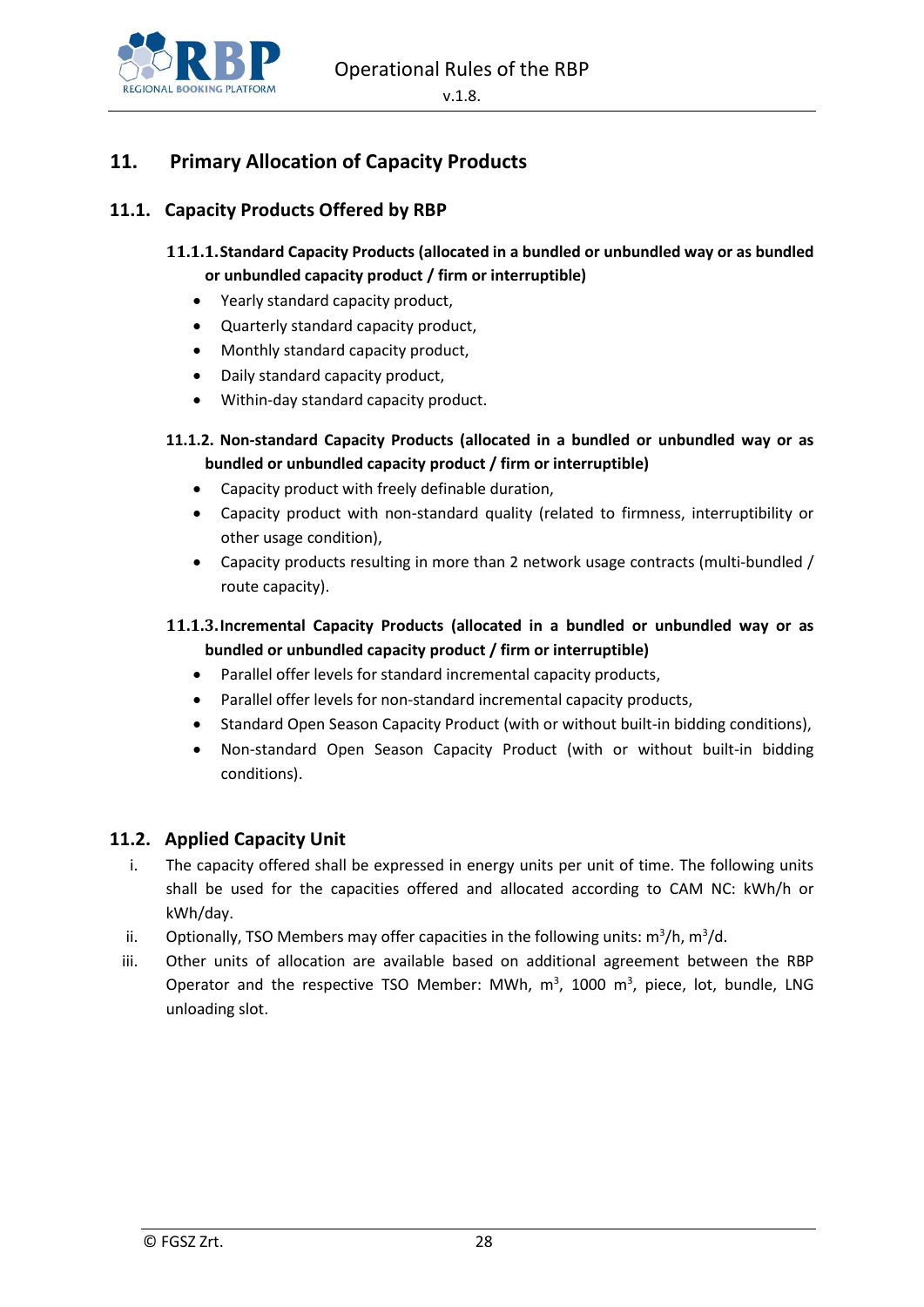# 11. Primary Allocation of Capacity Products

## 11.1. Capacity Products Offered by RBP

### 11.1.1. Standard Capacity Products (allocated in a bundled or unbundled way or as bundled or unbundled capacity product / firm or interruptible)

- Yearly standard capacity product,
- Quarterly standard capacity product,
- Monthly standard capacity product,
- Daily standard capacity product,
- Within-day standard capacity product.

### 11.1.2. Non-standard Capacity Products (allocated in a bundled or unbundled way or as bundled or unbundled capacity product / firm or interruptible)

- Capacity product with freely definable duration,
- Capacity product with non-standard quality (related to firmness, interruptibility or other usage condition),
- Capacity products resulting in more than 2 network usage contracts (multi-bundled / route capacity).

### 11.1.3. Incremental Capacity Products (allocated in a bundled or unbundled way or as bundled or unbundled capacity product / firm or interruptible)

- Parallel offer levels for standard incremental capacity products,
- Parallel offer levels for non-standard incremental capacity products,
- Standard Open Season Capacity Product (with or without built-in bidding conditions),
- Non-standard Open Season Capacity Product (with or without built-in bidding conditions).

## 11.2. Applied Capacity Unit

i. The capacity offered shall be expressed in energy units per unit of time. The following units shall be used for the capacities offered and allocated according to CAM NC: kWh/h or kWh/day.

ii. Optionally, TSO Members may offer capacities in the following units: $m^3/h$, $m^3/d$.

iii. Other units of allocation are available based on additional agreement between the RBP Operator and the respective TSO Member: MWh, $m^3$, 1000 $m^3$, piece, lot, bundle, LNG unloading slot.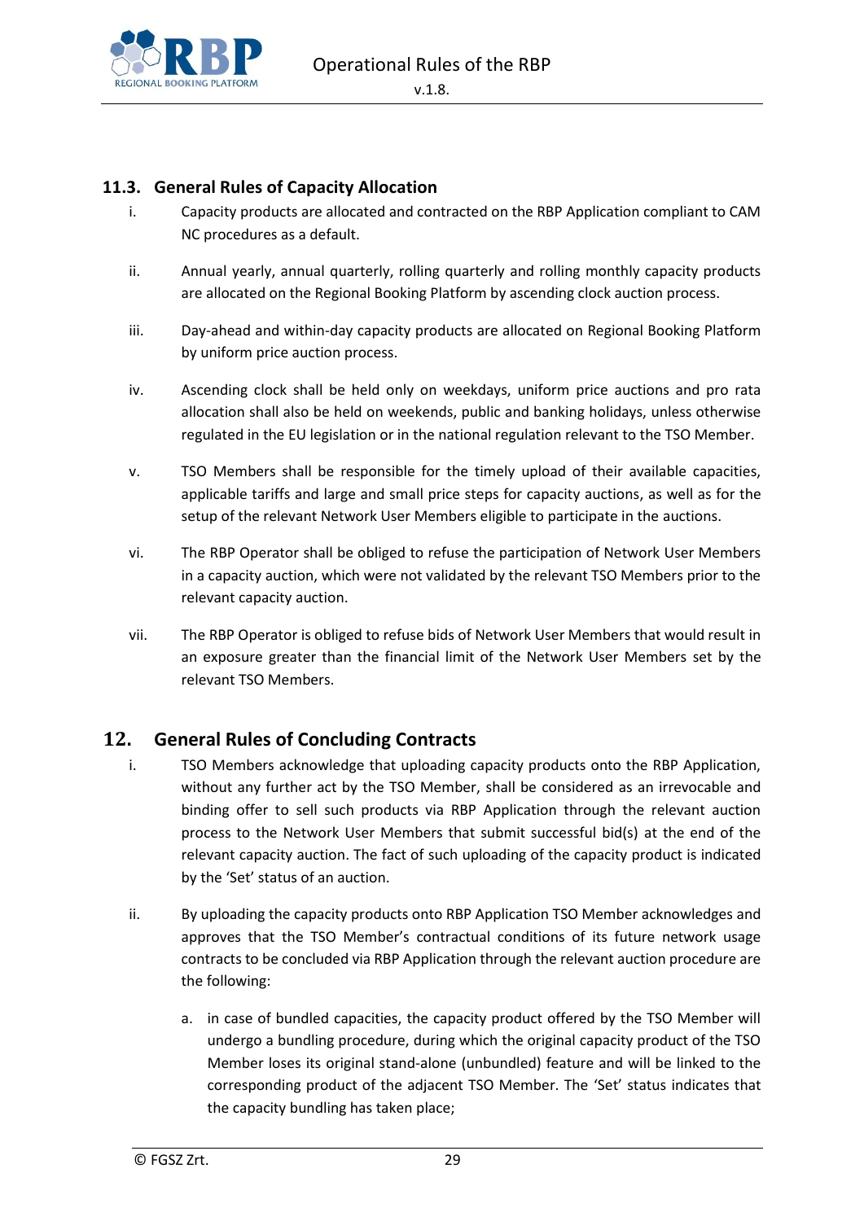### 11.3. General Rules of Capacity Allocation

i. Capacity products are allocated and contracted on the RBP Application compliant to CAM NC procedures as a default.

ii. Annual yearly, annual quarterly, rolling quarterly and rolling monthly capacity products are allocated on the Regional Booking Platform by ascending clock auction process.

iii. Day-ahead and within-day capacity products are allocated on Regional Booking Platform by uniform price auction process.

iv. Ascending clock shall be held only on weekdays, uniform price auctions and pro rata allocation shall also be held on weekends, public and banking holidays, unless otherwise regulated in the EU legislation or in the national regulation relevant to the TSO Member.

v. TSO Members shall be responsible for the timely upload of their available capacities, applicable tariffs and large and small price steps for capacity auctions, as well as for the setup of the relevant Network User Members eligible to participate in the auctions.

vi. The RBP Operator shall be obliged to refuse the participation of Network User Members in a capacity auction, which were not validated by the relevant TSO Members prior to the relevant capacity auction.

vii. The RBP Operator is obliged to refuse bids of Network User Members that would result in an exposure greater than the financial limit of the Network User Members set by the relevant TSO Members.

## 12. General Rules of Concluding Contracts

i. TSO Members acknowledge that uploading capacity products onto the RBP Application, without any further act by the TSO Member, shall be considered as an irrevocable and binding offer to sell such products via RBP Application through the relevant auction process to the Network User Members that submit successful bid(s) at the end of the relevant capacity auction. The fact of such uploading of the capacity product is indicated by the 'Set' status of an auction.

ii. By uploading the capacity products onto RBP Application TSO Member acknowledges and approves that the TSO Member's contractual conditions of its future network usage contracts to be concluded via RBP Application through the relevant auction procedure are the following:

   a. in case of bundled capacities, the capacity product offered by the TSO Member will undergo a bundling procedure, during which the original capacity product of the TSO Member loses its original stand-alone (unbundled) feature and will be linked to the corresponding product of the adjacent TSO Member. The 'Set' status indicates that the capacity bundling has taken place;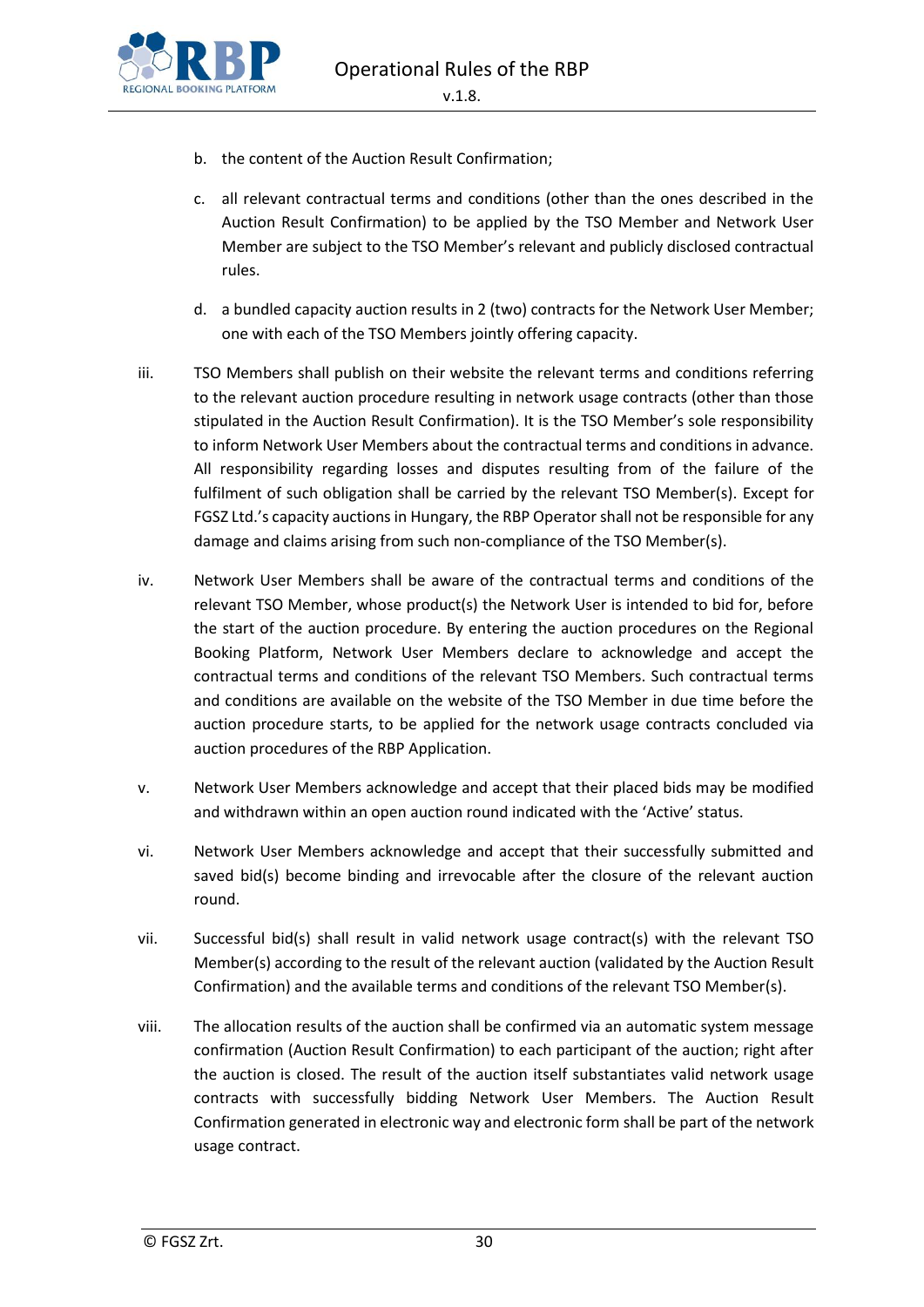b. the content of the Auction Result Confirmation;

c. all relevant contractual terms and conditions (other than the ones described in the Auction Result Confirmation) to be applied by the TSO Member and Network User Member are subject to the TSO Member's relevant and publicly disclosed contractual rules.

d. a bundled capacity auction results in 2 (two) contracts for the Network User Member; one with each of the TSO Members jointly offering capacity.

iii. TSO Members shall publish on their website the relevant terms and conditions referring to the relevant auction procedure resulting in network usage contracts (other than those stipulated in the Auction Result Confirmation). It is the TSO Member's sole responsibility to inform Network User Members about the contractual terms and conditions in advance. All responsibility regarding losses and disputes resulting from of the failure of the fulfilment of such obligation shall be carried by the relevant TSO Member(s). Except for FGSZ Ltd.'s capacity auctions in Hungary, the RBP Operator shall not be responsible for any damage and claims arising from such non-compliance of the TSO Member(s).

iv. Network User Members shall be aware of the contractual terms and conditions of the relevant TSO Member, whose product(s) the Network User is intended to bid for, before the start of the auction procedure. By entering the auction procedures on the Regional Booking Platform, Network User Members declare to acknowledge and accept the contractual terms and conditions of the relevant TSO Members. Such contractual terms and conditions are available on the website of the TSO Member in due time before the auction procedure starts, to be applied for the network usage contracts concluded via auction procedures of the RBP Application.

v. Network User Members acknowledge and accept that their placed bids may be modified and withdrawn within an open auction round indicated with the 'Active' status.

vi. Network User Members acknowledge and accept that their successfully submitted and saved bid(s) become binding and irrevocable after the closure of the relevant auction round.

vii. Successful bid(s) shall result in valid network usage contract(s) with the relevant TSO Member(s) according to the result of the relevant auction (validated by the Auction Result Confirmation) and the available terms and conditions of the relevant TSO Member(s).

viii. The allocation results of the auction shall be confirmed via an automatic system message confirmation (Auction Result Confirmation) to each participant of the auction; right after the auction is closed. The result of the auction itself substantiates valid network usage contracts with successfully bidding Network User Members. The Auction Result Confirmation generated in electronic way and electronic form shall be part of the network usage contract.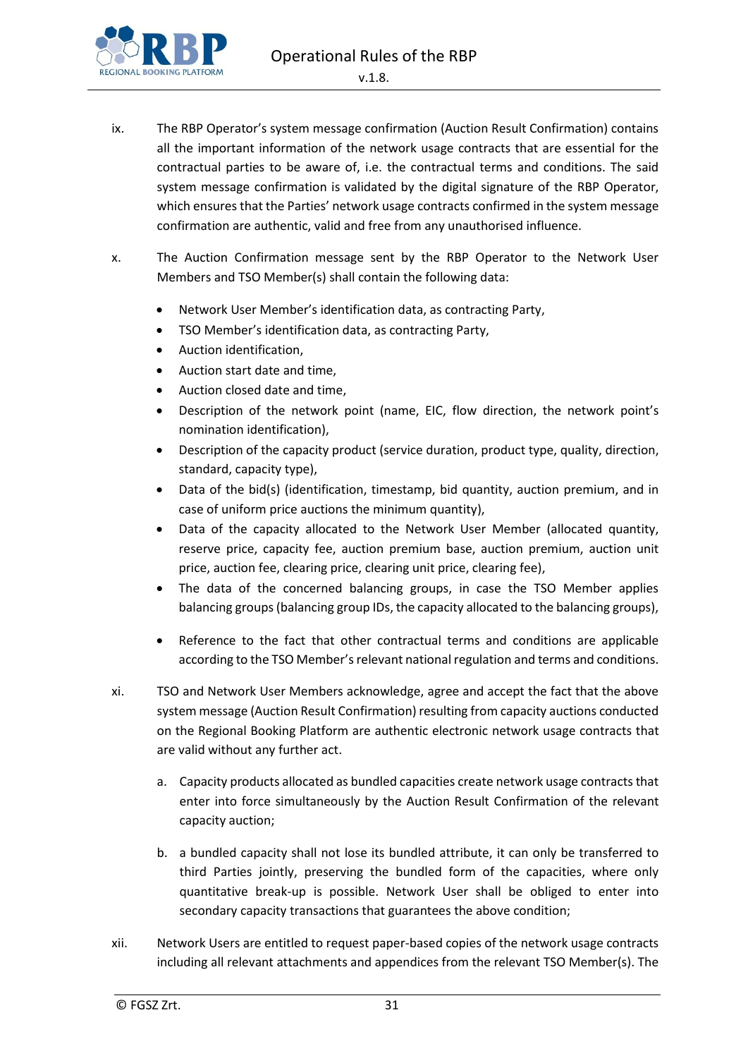ix. The RBP Operator's system message confirmation (Auction Result Confirmation) contains all the important information of the network usage contracts that are essential for the contractual parties to be aware of, i.e. the contractual terms and conditions. The said system message confirmation is validated by the digital signature of the RBP Operator, which ensures that the Parties' network usage contracts confirmed in the system message confirmation are authentic, valid and free from any unauthorised influence.

x. The Auction Confirmation message sent by the RBP Operator to the Network User Members and TSO Member(s) shall contain the following data:

- Network User Member's identification data, as contracting Party,
- TSO Member's identification data, as contracting Party,
- Auction identification,
- Auction start date and time,
- Auction closed date and time,
- Description of the network point (name, EIC, flow direction, the network point's nomination identification),
- Description of the capacity product (service duration, product type, quality, direction, standard, capacity type),
- Data of the bid(s) (identification, timestamp, bid quantity, auction premium, and in case of uniform price auctions the minimum quantity),
- Data of the capacity allocated to the Network User Member (allocated quantity, reserve price, capacity fee, auction premium base, auction premium, auction unit price, auction fee, clearing price, clearing unit price, clearing fee),
- The data of the concerned balancing groups, in case the TSO Member applies balancing groups (balancing group IDs, the capacity allocated to the balancing groups),
- Reference to the fact that other contractual terms and conditions are applicable according to the TSO Member's relevant national regulation and terms and conditions.

xi. TSO and Network User Members acknowledge, agree and accept the fact that the above system message (Auction Result Confirmation) resulting from capacity auctions conducted on the Regional Booking Platform are authentic electronic network usage contracts that are valid without any further act.

  a. Capacity products allocated as bundled capacities create network usage contracts that enter into force simultaneously by the Auction Result Confirmation of the relevant capacity auction;

  b. a bundled capacity shall not lose its bundled attribute, it can only be transferred to third Parties jointly, preserving the bundled form of the capacities, where only quantitative break-up is possible. Network User shall be obliged to enter into secondary capacity transactions that guarantees the above condition;

xii. Network Users are entitled to request paper-based copies of the network usage contracts including all relevant attachments and appendices from the relevant TSO Member(s). The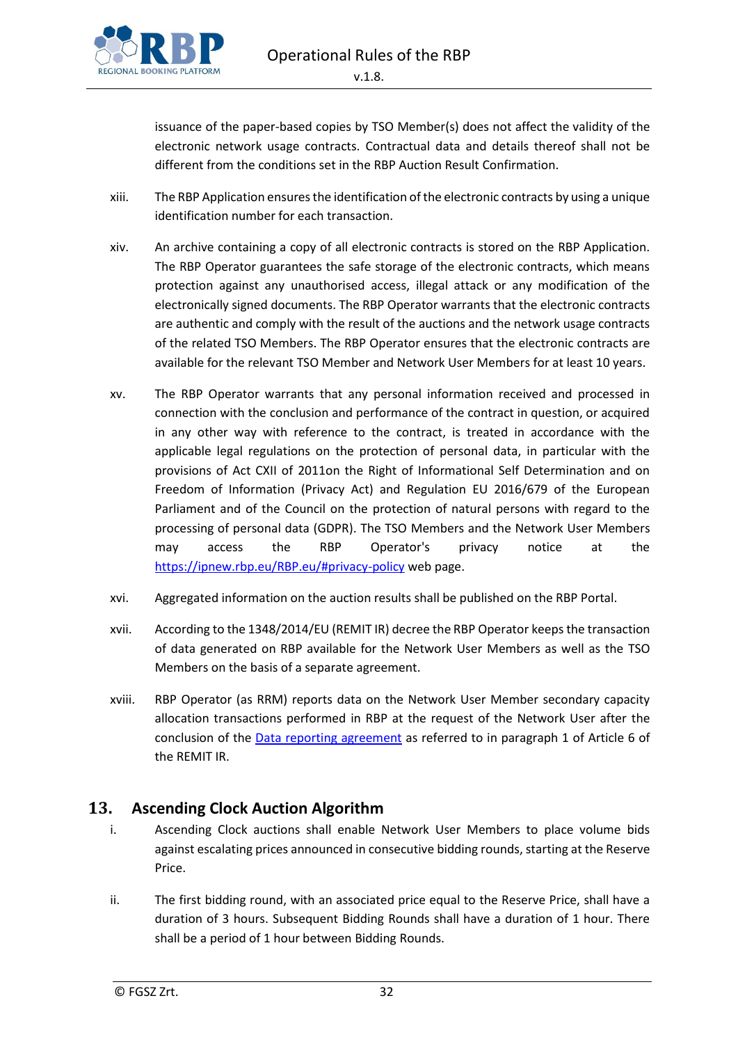issuance of the paper-based copies by TSO Member(s) does not affect the validity of the electronic network usage contracts. Contractual data and details thereof shall not be different from the conditions set in the RBP Auction Result Confirmation.

xiii. The RBP Application ensures the identification of the electronic contracts by using a unique identification number for each transaction.

xiv. An archive containing a copy of all electronic contracts is stored on the RBP Application. The RBP Operator guarantees the safe storage of the electronic contracts, which means protection against any unauthorised access, illegal attack or any modification of the electronically signed documents. The RBP Operator warrants that the electronic contracts are authentic and comply with the result of the auctions and the network usage contracts of the related TSO Members. The RBP Operator ensures that the electronic contracts are available for the relevant TSO Member and Network User Members for at least 10 years.

xv. The RBP Operator warrants that any personal information received and processed in connection with the conclusion and performance of the contract in question, or acquired in any other way with reference to the contract, is treated in accordance with the applicable legal regulations on the protection of personal data, in particular with the provisions of Act CXII of 2011on the Right of Informational Self Determination and on Freedom of Information (Privacy Act) and Regulation EU 2016/679 of the European Parliament and of the Council on the protection of natural persons with regard to the processing of personal data (GDPR). The TSO Members and the Network User Members may access the RBP Operator's privacy notice at the [https://ipnew.rbp.eu/RBP.eu/#privacy-policy](https://ipnew.rbp.eu/RBP.eu/#privacy-policy) web page.

xvi. Aggregated information on the auction results shall be published on the RBP Portal.

xvii. According to the 1348/2014/EU (REMIT IR) decree the RBP Operator keeps the transaction of data generated on RBP available for the Network User Members as well as the TSO Members on the basis of a separate agreement.

xviii. RBP Operator (as RRM) reports data on the Network User Member secondary capacity allocation transactions performed in RBP at the request of the Network User after the conclusion of the Data reporting agreement as referred to in paragraph 1 of Article 6 of the REMIT IR.

## 13. Ascending Clock Auction Algorithm

i. Ascending Clock auctions shall enable Network User Members to place volume bids against escalating prices announced in consecutive bidding rounds, starting at the Reserve Price.

ii. The first bidding round, with an associated price equal to the Reserve Price, shall have a duration of 3 hours. Subsequent Bidding Rounds shall have a duration of 1 hour. There shall be a period of 1 hour between Bidding Rounds.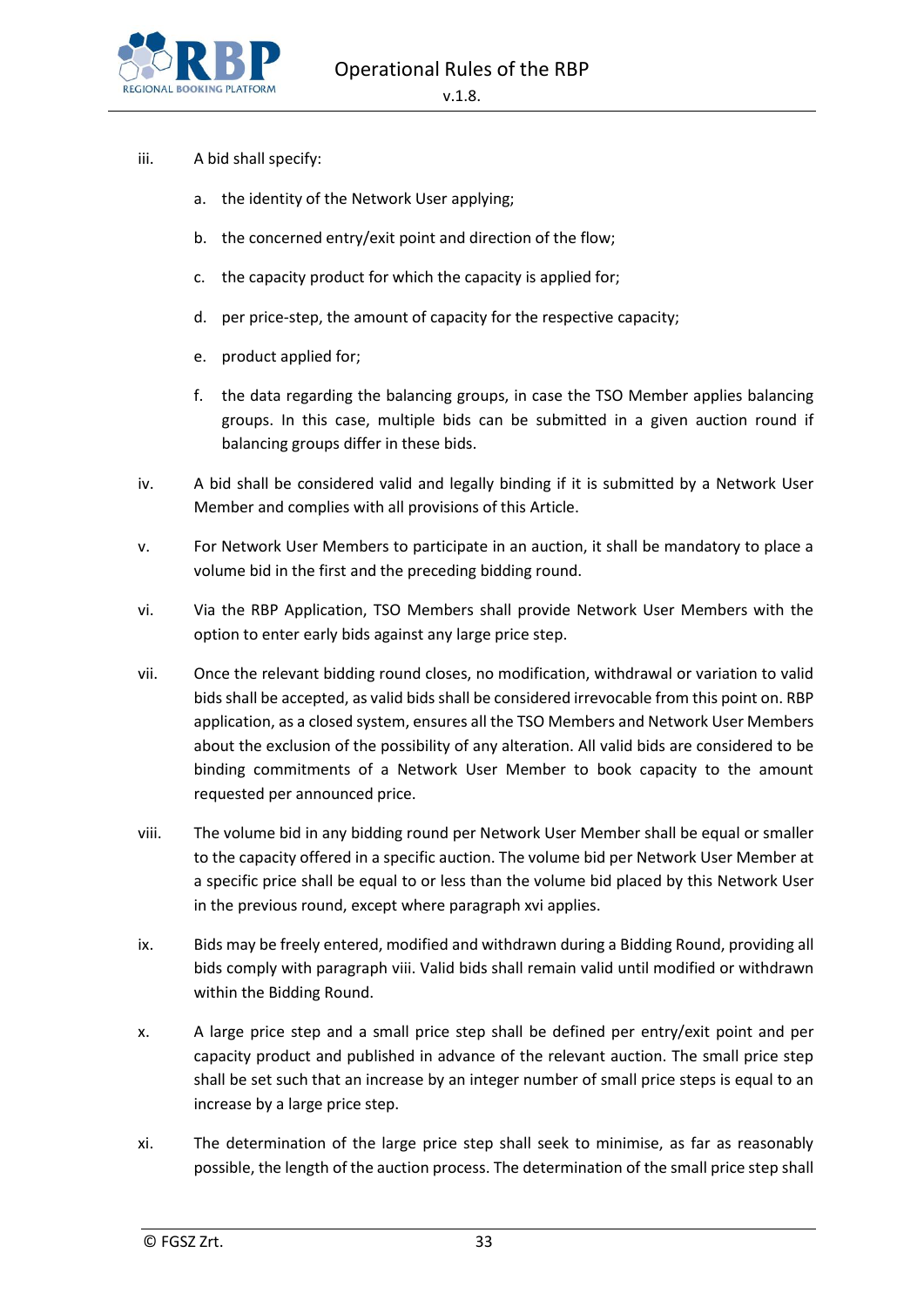iii. A bid shall specify:

   a. the identity of the Network User applying;

   b. the concerned entry/exit point and direction of the flow;

   c. the capacity product for which the capacity is applied for;

   d. per price-step, the amount of capacity for the respective capacity;

   e. product applied for;

   f. the data regarding the balancing groups, in case the TSO Member applies balancing groups. In this case, multiple bids can be submitted in a given auction round if balancing groups differ in these bids.

iv. A bid shall be considered valid and legally binding if it is submitted by a Network User Member and complies with all provisions of this Article.

v. For Network User Members to participate in an auction, it shall be mandatory to place a volume bid in the first and the preceding bidding round.

vi. Via the RBP Application, TSO Members shall provide Network User Members with the option to enter early bids against any large price step.

vii. Once the relevant bidding round closes, no modification, withdrawal or variation to valid bids shall be accepted, as valid bids shall be considered irrevocable from this point on. RBP application, as a closed system, ensures all the TSO Members and Network User Members about the exclusion of the possibility of any alteration. All valid bids are considered to be binding commitments of a Network User Member to book capacity to the amount requested per announced price.

viii. The volume bid in any bidding round per Network User Member shall be equal or smaller to the capacity offered in a specific auction. The volume bid per Network User Member at a specific price shall be equal to or less than the volume bid placed by this Network User in the previous round, except where paragraph xvi applies.

ix. Bids may be freely entered, modified and withdrawn during a Bidding Round, providing all bids comply with paragraph viii. Valid bids shall remain valid until modified or withdrawn within the Bidding Round.

x. A large price step and a small price step shall be defined per entry/exit point and per capacity product and published in advance of the relevant auction. The small price step shall be set such that an increase by an integer number of small price steps is equal to an increase by a large price step.

xi. The determination of the large price step shall seek to minimise, as far as reasonably possible, the length of the auction process. The determination of the small price step shall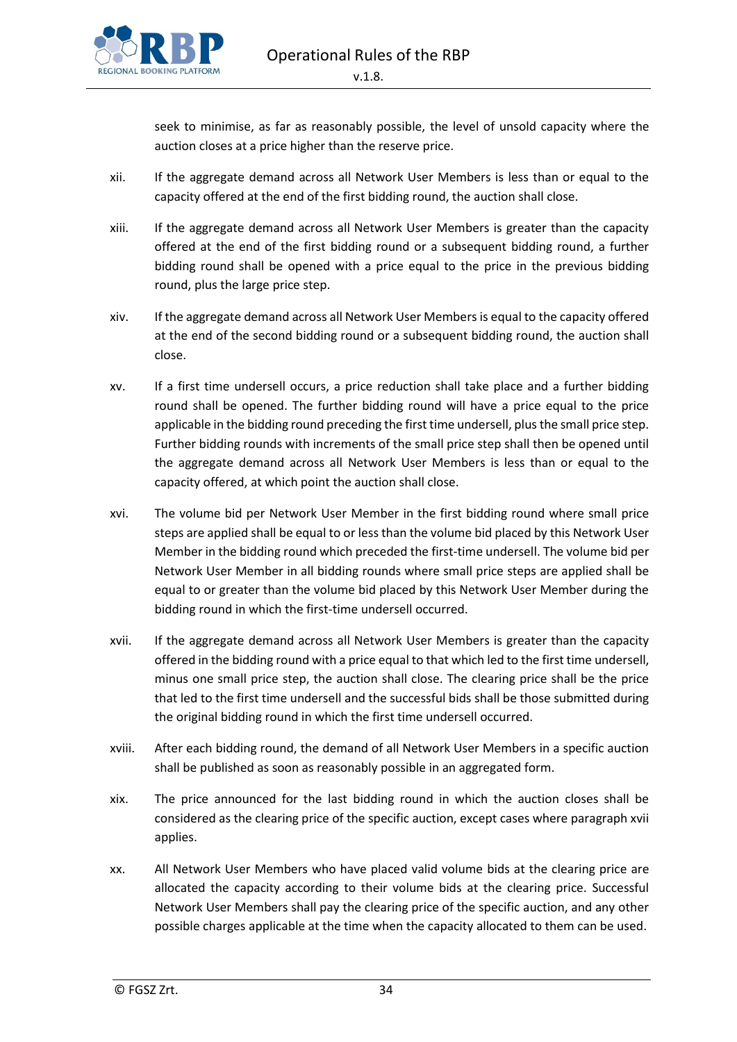seek to minimise, as far as reasonably possible, the level of unsold capacity where the auction closes at a price higher than the reserve price.

xii. If the aggregate demand across all Network User Members is less than or equal to the capacity offered at the end of the first bidding round, the auction shall close.

xiii. If the aggregate demand across all Network User Members is greater than the capacity offered at the end of the first bidding round or a subsequent bidding round, a further bidding round shall be opened with a price equal to the price in the previous bidding round, plus the large price step.

xiv. If the aggregate demand across all Network User Members is equal to the capacity offered at the end of the second bidding round or a subsequent bidding round, the auction shall close.

xv. If a first time undersell occurs, a price reduction shall take place and a further bidding round shall be opened. The further bidding round will have a price equal to the price applicable in the bidding round preceding the first time undersell, plus the small price step. Further bidding rounds with increments of the small price step shall then be opened until the aggregate demand across all Network User Members is less than or equal to the capacity offered, at which point the auction shall close.

xvi. The volume bid per Network User Member in the first bidding round where small price steps are applied shall be equal to or less than the volume bid placed by this Network User Member in the bidding round which preceded the first-time undersell. The volume bid per Network User Member in all bidding rounds where small price steps are applied shall be equal to or greater than the volume bid placed by this Network User Member during the bidding round in which the first-time undersell occurred.

xvii. If the aggregate demand across all Network User Members is greater than the capacity offered in the bidding round with a price equal to that which led to the first time undersell, minus one small price step, the auction shall close. The clearing price shall be the price that led to the first time undersell and the successful bids shall be those submitted during the original bidding round in which the first time undersell occurred.

xviii. After each bidding round, the demand of all Network User Members in a specific auction shall be published as soon as reasonably possible in an aggregated form.

xix. The price announced for the last bidding round in which the auction closes shall be considered as the clearing price of the specific auction, except cases where paragraph xvii applies.

xx. All Network User Members who have placed valid volume bids at the clearing price are allocated the capacity according to their volume bids at the clearing price. Successful Network User Members shall pay the clearing price of the specific auction, and any other possible charges applicable at the time when the capacity allocated to them can be used.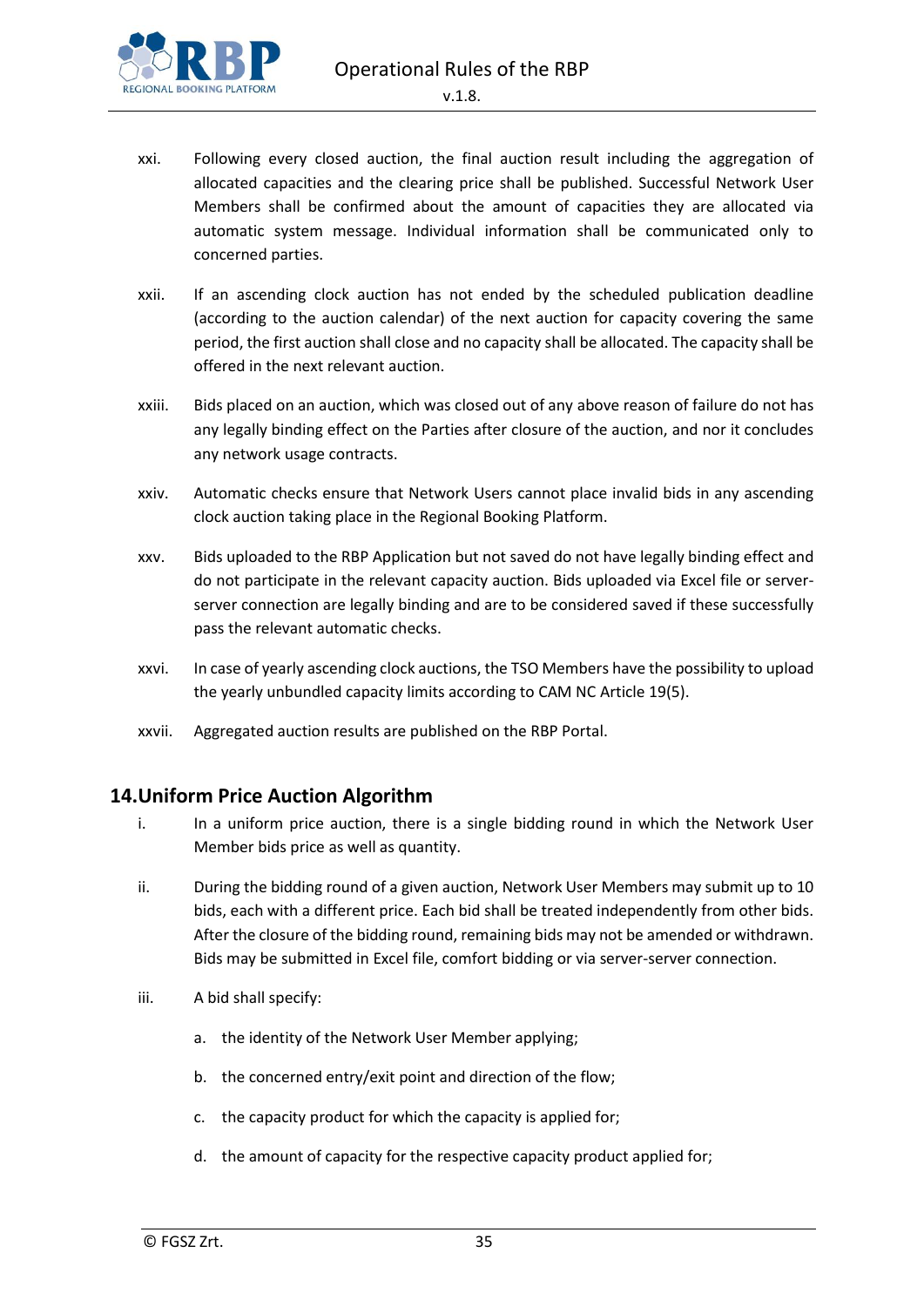xxi. Following every closed auction, the final auction result including the aggregation of allocated capacities and the clearing price shall be published. Successful Network User Members shall be confirmed about the amount of capacities they are allocated via automatic system message. Individual information shall be communicated only to concerned parties.

xxii. If an ascending clock auction has not ended by the scheduled publication deadline (according to the auction calendar) of the next auction for capacity covering the same period, the first auction shall close and no capacity shall be allocated. The capacity shall be offered in the next relevant auction.

xxiii. Bids placed on an auction, which was closed out of any above reason of failure do not has any legally binding effect on the Parties after closure of the auction, and nor it concludes any network usage contracts.

xxiv. Automatic checks ensure that Network Users cannot place invalid bids in any ascending clock auction taking place in the Regional Booking Platform.

xxv. Bids uploaded to the RBP Application but not saved do not have legally binding effect and do not participate in the relevant capacity auction. Bids uploaded via Excel file or server-server connection are legally binding and are to be considered saved if these successfully pass the relevant automatic checks.

xxvi. In case of yearly ascending clock auctions, the TSO Members have the possibility to upload the yearly unbundled capacity limits according to CAM NC Article 19(5).

xxvii. Aggregated auction results are published on the RBP Portal.

## 14. Uniform Price Auction Algorithm

i. In a uniform price auction, there is a single bidding round in which the Network User Member bids price as well as quantity.

ii. During the bidding round of a given auction, Network User Members may submit up to 10 bids, each with a different price. Each bid shall be treated independently from other bids. After the closure of the bidding round, remaining bids may not be amended or withdrawn. Bids may be submitted in Excel file, comfort bidding or via server-server connection.

iii. A bid shall specify:

   a. the identity of the Network User Member applying;

   b. the concerned entry/exit point and direction of the flow;

   c. the capacity product for which the capacity is applied for;

   d. the amount of capacity for the respective capacity product applied for;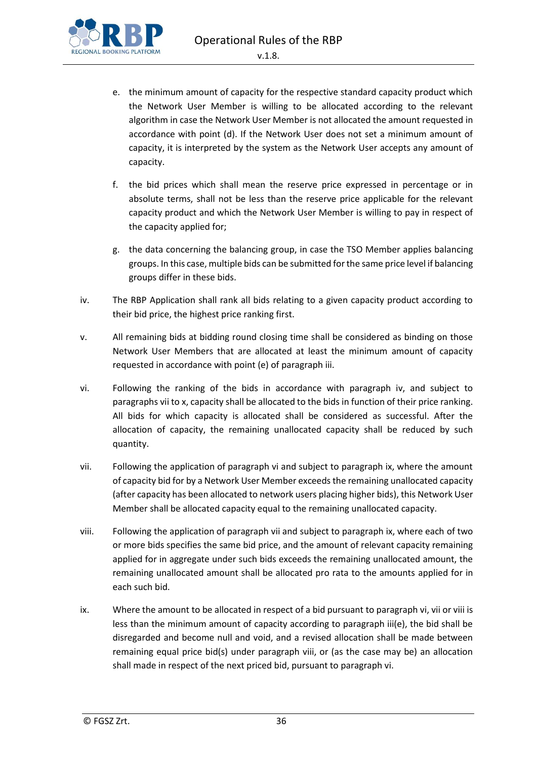e. the minimum amount of capacity for the respective standard capacity product which the Network User Member is willing to be allocated according to the relevant algorithm in case the Network User Member is not allocated the amount requested in accordance with point (d). If the Network User does not set a minimum amount of capacity, it is interpreted by the system as the Network User accepts any amount of capacity.

f. the bid prices which shall mean the reserve price expressed in percentage or in absolute terms, shall not be less than the reserve price applicable for the relevant capacity product and which the Network User Member is willing to pay in respect of the capacity applied for;

g. the data concerning the balancing group, in case the TSO Member applies balancing groups. In this case, multiple bids can be submitted for the same price level if balancing groups differ in these bids.

iv. The RBP Application shall rank all bids relating to a given capacity product according to their bid price, the highest price ranking first.

v. All remaining bids at bidding round closing time shall be considered as binding on those Network User Members that are allocated at least the minimum amount of capacity requested in accordance with point (e) of paragraph iii.

vi. Following the ranking of the bids in accordance with paragraph iv, and subject to paragraphs vii to x, capacity shall be allocated to the bids in function of their price ranking. All bids for which capacity is allocated shall be considered as successful. After the allocation of capacity, the remaining unallocated capacity shall be reduced by such quantity.

vii. Following the application of paragraph vi and subject to paragraph ix, where the amount of capacity bid for by a Network User Member exceeds the remaining unallocated capacity (after capacity has been allocated to network users placing higher bids), this Network User Member shall be allocated capacity equal to the remaining unallocated capacity.

viii. Following the application of paragraph vii and subject to paragraph ix, where each of two or more bids specifies the same bid price, and the amount of relevant capacity remaining applied for in aggregate under such bids exceeds the remaining unallocated amount, the remaining unallocated amount shall be allocated pro rata to the amounts applied for in each such bid.

ix. Where the amount to be allocated in respect of a bid pursuant to paragraph vi, vii or viii is less than the minimum amount of capacity according to paragraph iii(e), the bid shall be disregarded and become null and void, and a revised allocation shall be made between remaining equal price bid(s) under paragraph viii, or (as the case may be) an allocation shall made in respect of the next priced bid, pursuant to paragraph vi.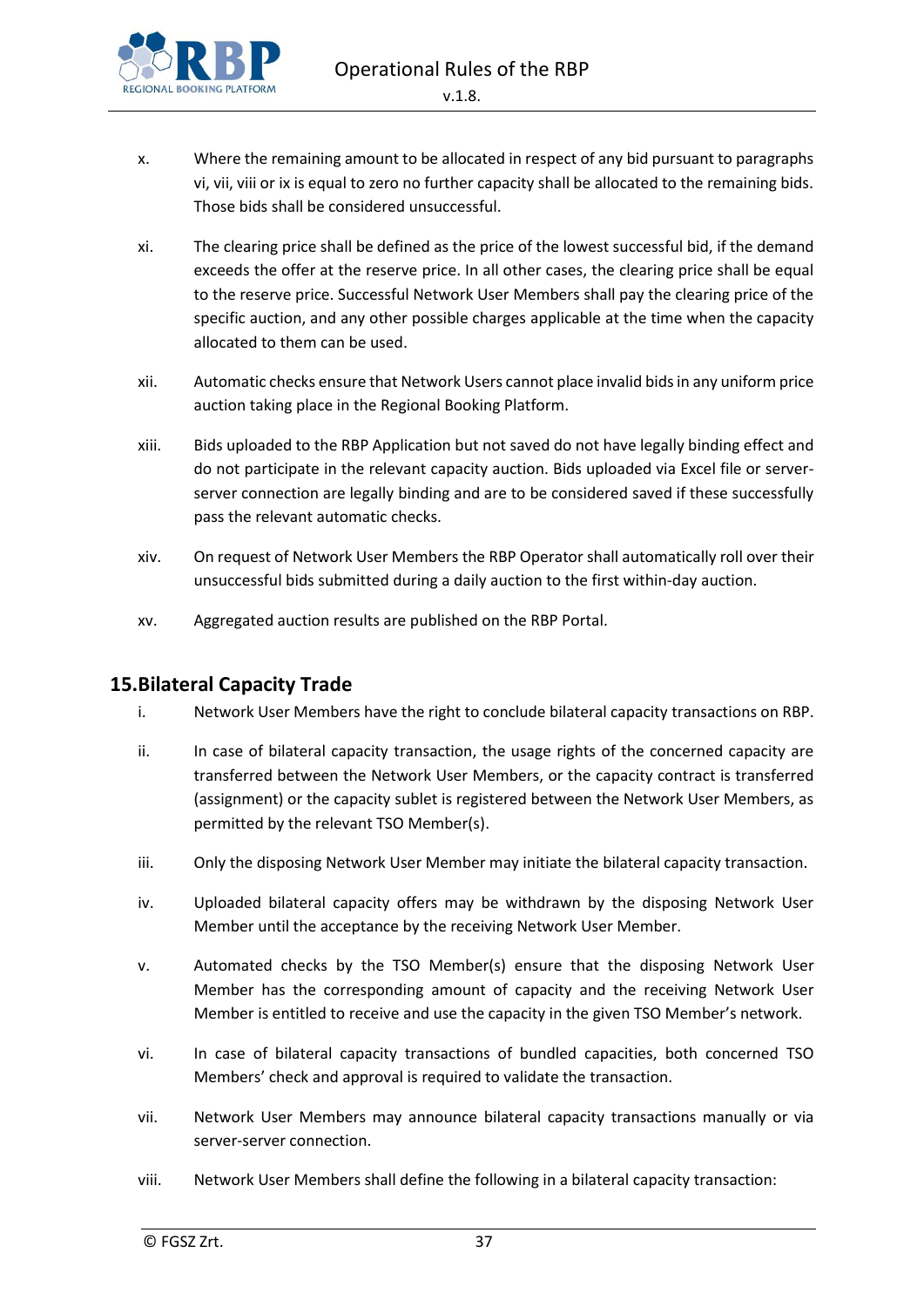x. Where the remaining amount to be allocated in respect of any bid pursuant to paragraphs vi, vii, viii or ix is equal to zero no further capacity shall be allocated to the remaining bids. Those bids shall be considered unsuccessful.

xi. The clearing price shall be defined as the price of the lowest successful bid, if the demand exceeds the offer at the reserve price. In all other cases, the clearing price shall be equal to the reserve price. Successful Network User Members shall pay the clearing price of the specific auction, and any other possible charges applicable at the time when the capacity allocated to them can be used.

xii. Automatic checks ensure that Network Users cannot place invalid bids in any uniform price auction taking place in the Regional Booking Platform.

xiii. Bids uploaded to the RBP Application but not saved do not have legally binding effect and do not participate in the relevant capacity auction. Bids uploaded via Excel file or server-server connection are legally binding and are to be considered saved if these successfully pass the relevant automatic checks.

xiv. On request of Network User Members the RBP Operator shall automatically roll over their unsuccessful bids submitted during a daily auction to the first within-day auction.

xv. Aggregated auction results are published on the RBP Portal.

## 15. Bilateral Capacity Trade

i. Network User Members have the right to conclude bilateral capacity transactions on RBP.

ii. In case of bilateral capacity transaction, the usage rights of the concerned capacity are transferred between the Network User Members, or the capacity contract is transferred (assignment) or the capacity sublet is registered between the Network User Members, as permitted by the relevant TSO Member(s).

iii. Only the disposing Network User Member may initiate the bilateral capacity transaction.

iv. Uploaded bilateral capacity offers may be withdrawn by the disposing Network User Member until the acceptance by the receiving Network User Member.

v. Automated checks by the TSO Member(s) ensure that the disposing Network User Member has the corresponding amount of capacity and the receiving Network User Member is entitled to receive and use the capacity in the given TSO Member's network.

vi. In case of bilateral capacity transactions of bundled capacities, both concerned TSO Members' check and approval is required to validate the transaction.

vii. Network User Members may announce bilateral capacity transactions manually or via server-server connection.

viii. Network User Members shall define the following in a bilateral capacity transaction: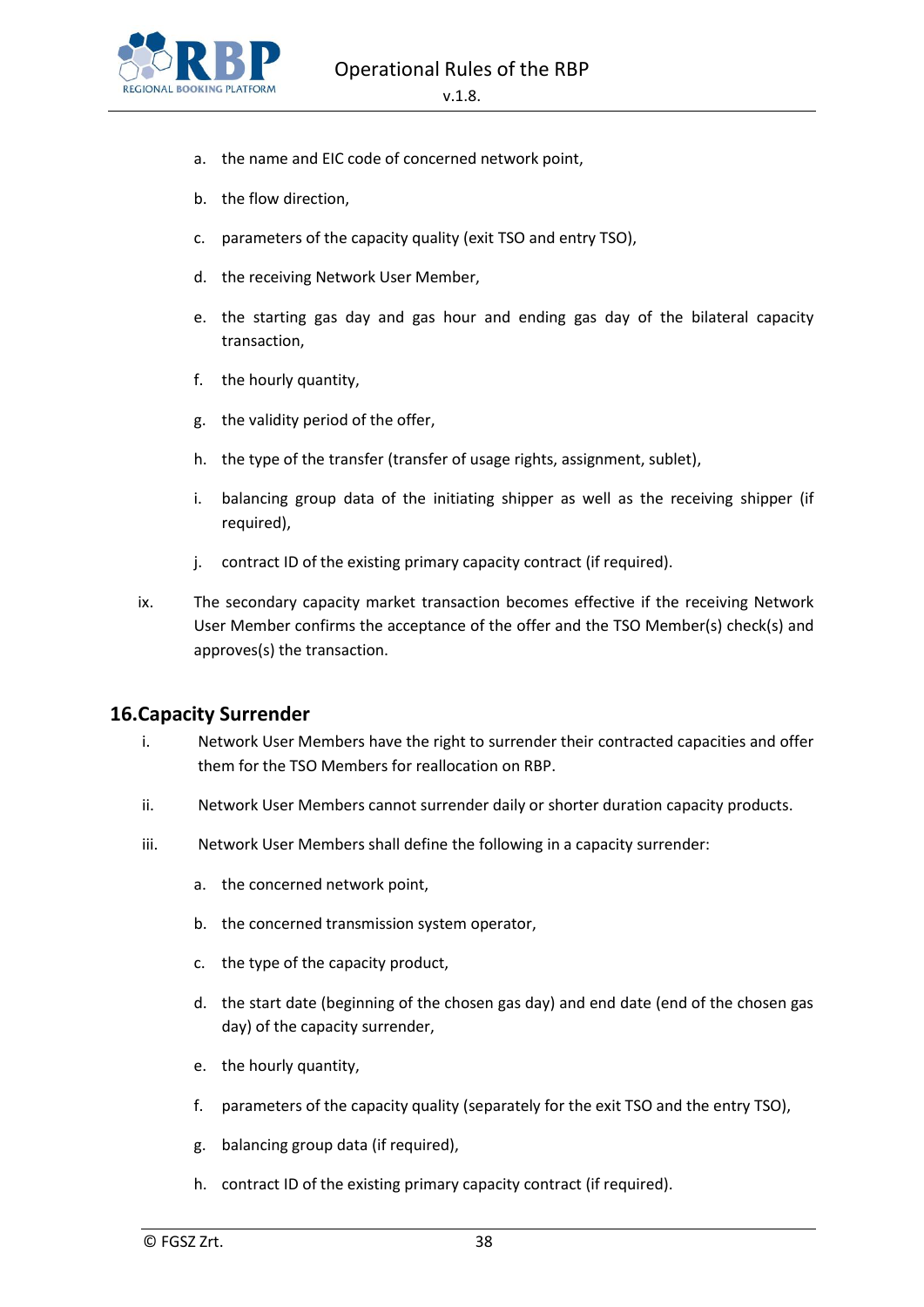a. the name and EIC code of concerned network point,

b. the flow direction,

c. parameters of the capacity quality (exit TSO and entry TSO),

d. the receiving Network User Member,

e. the starting gas day and gas hour and ending gas day of the bilateral capacity transaction,

f. the hourly quantity,

g. the validity period of the offer,

h. the type of the transfer (transfer of usage rights, assignment, sublet),

i. balancing group data of the initiating shipper as well as the receiving shipper (if required),

j. contract ID of the existing primary capacity contract (if required).

ix. The secondary capacity market transaction becomes effective if the receiving Network User Member confirms the acceptance of the offer and the TSO Member(s) check(s) and approves(s) the transaction.

## 16. Capacity Surrender

i. Network User Members have the right to surrender their contracted capacities and offer them for the TSO Members for reallocation on RBP.

ii. Network User Members cannot surrender daily or shorter duration capacity products.

iii. Network User Members shall define the following in a capacity surrender:

a. the concerned network point,

b. the concerned transmission system operator,

c. the type of the capacity product,

d. the start date (beginning of the chosen gas day) and end date (end of the chosen gas day) of the capacity surrender,

e. the hourly quantity,

f. parameters of the capacity quality (separately for the exit TSO and the entry TSO),

g. balancing group data (if required),

h. contract ID of the existing primary capacity contract (if required).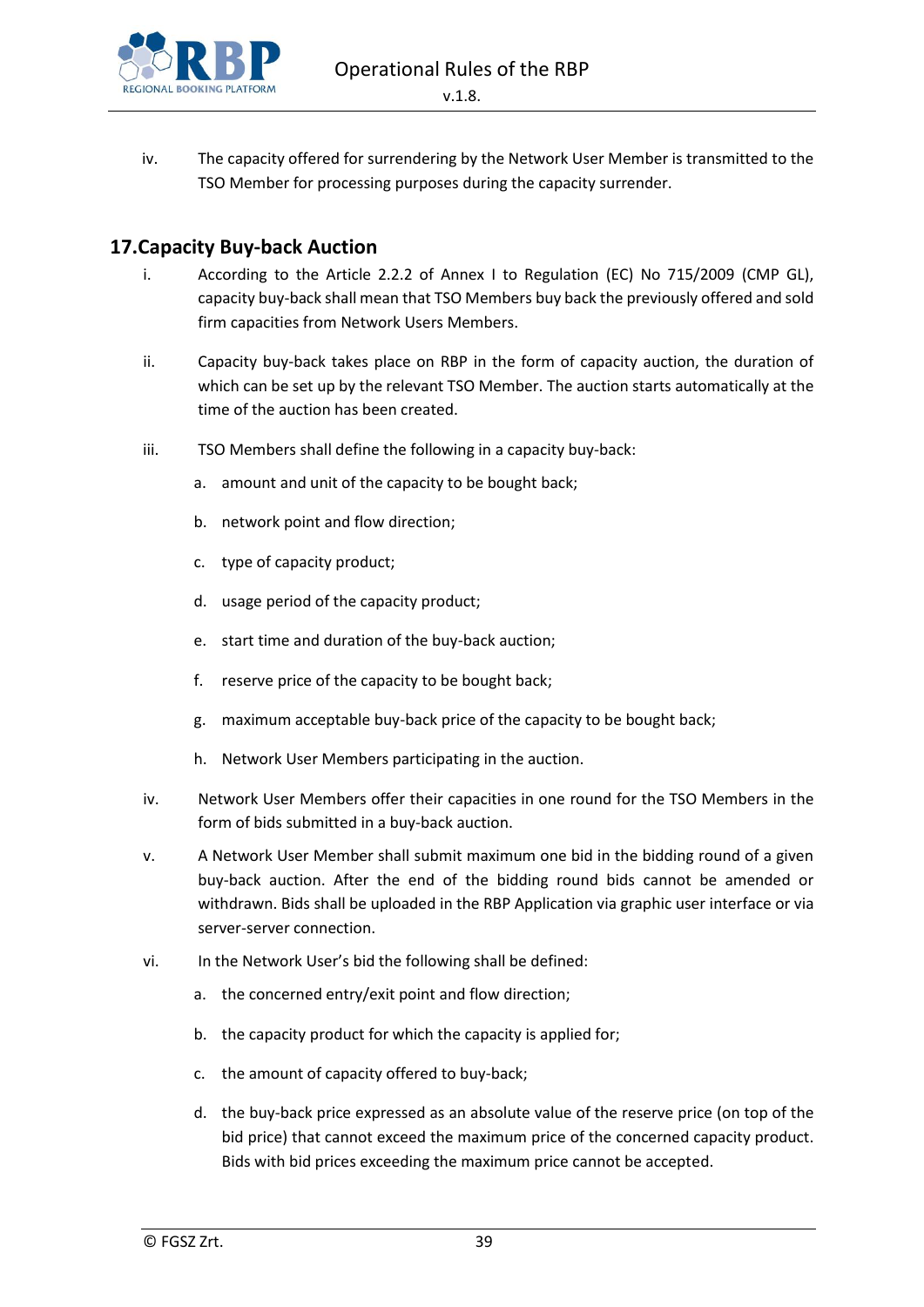iv. The capacity offered for surrendering by the Network User Member is transmitted to the TSO Member for processing purposes during the capacity surrender.

## 17. Capacity Buy-back Auction

i. According to the Article 2.2.2 of Annex I to Regulation (EC) No 715/2009 (CMP GL), capacity buy-back shall mean that TSO Members buy back the previously offered and sold firm capacities from Network Users Members.

ii. Capacity buy-back takes place on RBP in the form of capacity auction, the duration of which can be set up by the relevant TSO Member. The auction starts automatically at the time of the auction has been created.

iii. TSO Members shall define the following in a capacity buy-back:

  a. amount and unit of the capacity to be bought back;

  b. network point and flow direction;

  c. type of capacity product;

  d. usage period of the capacity product;

  e. start time and duration of the buy-back auction;

  f. reserve price of the capacity to be bought back;

  g. maximum acceptable buy-back price of the capacity to be bought back;

  h. Network User Members participating in the auction.

iv. Network User Members offer their capacities in one round for the TSO Members in the form of bids submitted in a buy-back auction.

v. A Network User Member shall submit maximum one bid in the bidding round of a given buy-back auction. After the end of the bidding round bids cannot be amended or withdrawn. Bids shall be uploaded in the RBP Application via graphic user interface or via server-server connection.

vi. In the Network User's bid the following shall be defined:

  a. the concerned entry/exit point and flow direction;

  b. the capacity product for which the capacity is applied for;

  c. the amount of capacity offered to buy-back;

  d. the buy-back price expressed as an absolute value of the reserve price (on top of the bid price) that cannot exceed the maximum price of the concerned capacity product. Bids with bid prices exceeding the maximum price cannot be accepted.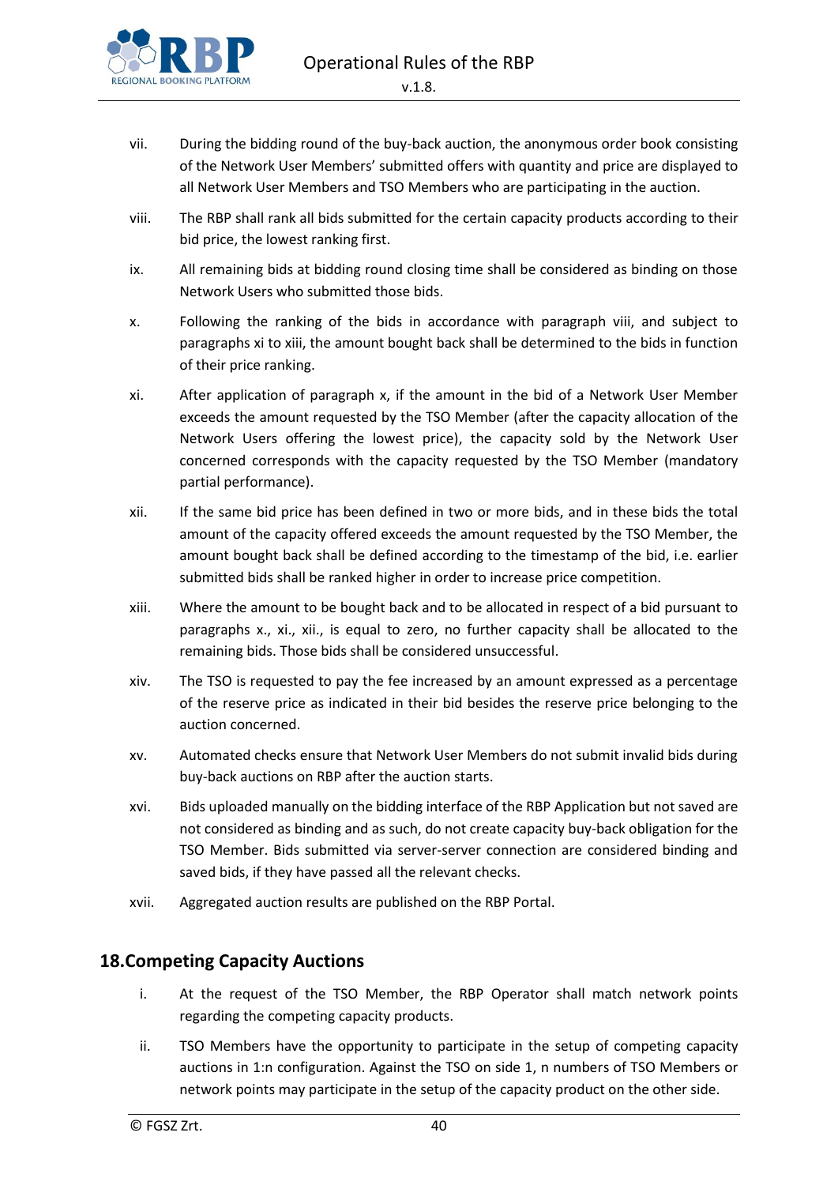vii. During the bidding round of the buy-back auction, the anonymous order book consisting of the Network User Members' submitted offers with quantity and price are displayed to all Network User Members and TSO Members who are participating in the auction.

viii. The RBP shall rank all bids submitted for the certain capacity products according to their bid price, the lowest ranking first.

ix. All remaining bids at bidding round closing time shall be considered as binding on those Network Users who submitted those bids.

x. Following the ranking of the bids in accordance with paragraph viii, and subject to paragraphs xi to xiii, the amount bought back shall be determined to the bids in function of their price ranking.

xi. After application of paragraph x, if the amount in the bid of a Network User Member exceeds the amount requested by the TSO Member (after the capacity allocation of the Network Users offering the lowest price), the capacity sold by the Network User concerned corresponds with the capacity requested by the TSO Member (mandatory partial performance).

xii. If the same bid price has been defined in two or more bids, and in these bids the total amount of the capacity offered exceeds the amount requested by the TSO Member, the amount bought back shall be defined according to the timestamp of the bid, i.e. earlier submitted bids shall be ranked higher in order to increase price competition.

xiii. Where the amount to be bought back and to be allocated in respect of a bid pursuant to paragraphs x., xi., xii., is equal to zero, no further capacity shall be allocated to the remaining bids. Those bids shall be considered unsuccessful.

xiv. The TSO is requested to pay the fee increased by an amount expressed as a percentage of the reserve price as indicated in their bid besides the reserve price belonging to the auction concerned.

xv. Automated checks ensure that Network User Members do not submit invalid bids during buy-back auctions on RBP after the auction starts.

xvi. Bids uploaded manually on the bidding interface of the RBP Application but not saved are not considered as binding and as such, do not create capacity buy-back obligation for the TSO Member. Bids submitted via server-server connection are considered binding and saved bids, if they have passed all the relevant checks.

xvii. Aggregated auction results are published on the RBP Portal.

## 18. Competing Capacity Auctions

i. At the request of the TSO Member, the RBP Operator shall match network points regarding the competing capacity products.

ii. TSO Members have the opportunity to participate in the setup of competing capacity auctions in 1:n configuration. Against the TSO on side 1, n numbers of TSO Members or network points may participate in the setup of the capacity product on the other side.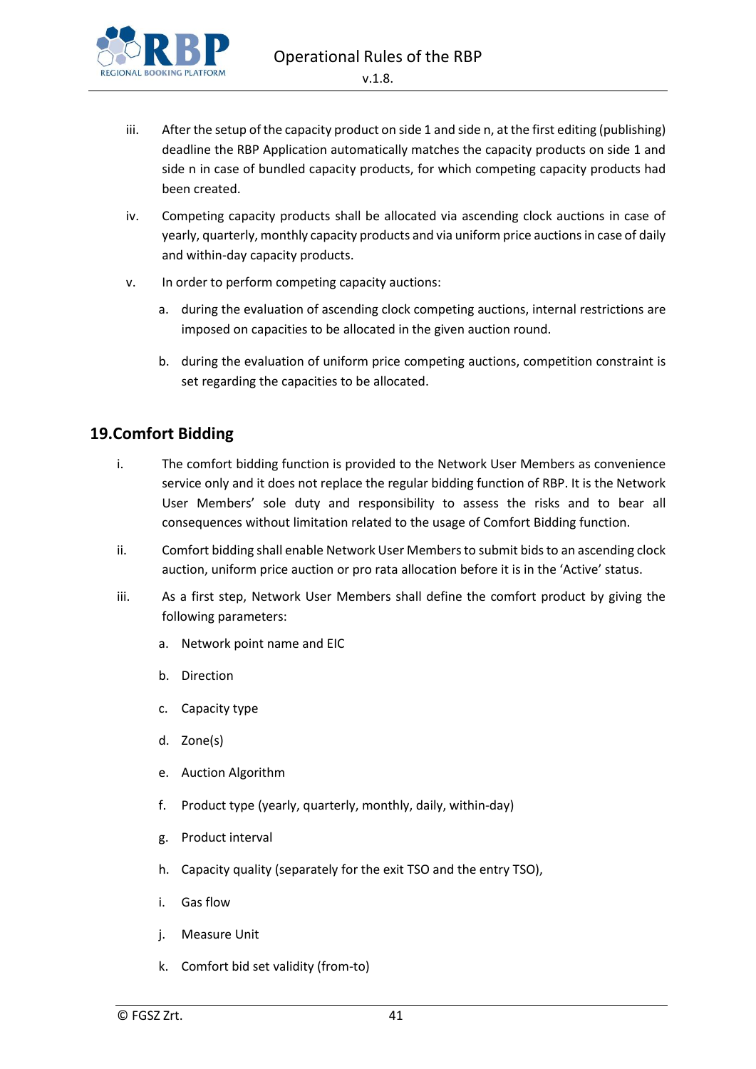iii. After the setup of the capacity product on side 1 and side n, at the first editing (publishing) deadline the RBP Application automatically matches the capacity products on side 1 and side n in case of bundled capacity products, for which competing capacity products had been created.

iv. Competing capacity products shall be allocated via ascending clock auctions in case of yearly, quarterly, monthly capacity products and via uniform price auctions in case of daily and within-day capacity products.

v. In order to perform competing capacity auctions:

   a. during the evaluation of ascending clock competing auctions, internal restrictions are imposed on capacities to be allocated in the given auction round.

   b. during the evaluation of uniform price competing auctions, competition constraint is set regarding the capacities to be allocated.

## 19.Comfort Bidding

i. The comfort bidding function is provided to the Network User Members as convenience service only and it does not replace the regular bidding function of RBP. It is the Network User Members' sole duty and responsibility to assess the risks and to bear all consequences without limitation related to the usage of Comfort Bidding function.

ii. Comfort bidding shall enable Network User Members to submit bids to an ascending clock auction, uniform price auction or pro rata allocation before it is in the 'Active' status.

iii. As a first step, Network User Members shall define the comfort product by giving the following parameters:

   a. Network point name and EIC

   b. Direction

   c. Capacity type

   d. Zone(s)

   e. Auction Algorithm

   f. Product type (yearly, quarterly, monthly, daily, within-day)

   g. Product interval

   h. Capacity quality (separately for the exit TSO and the entry TSO),

   i. Gas flow

   j. Measure Unit

   k. Comfort bid set validity (from-to)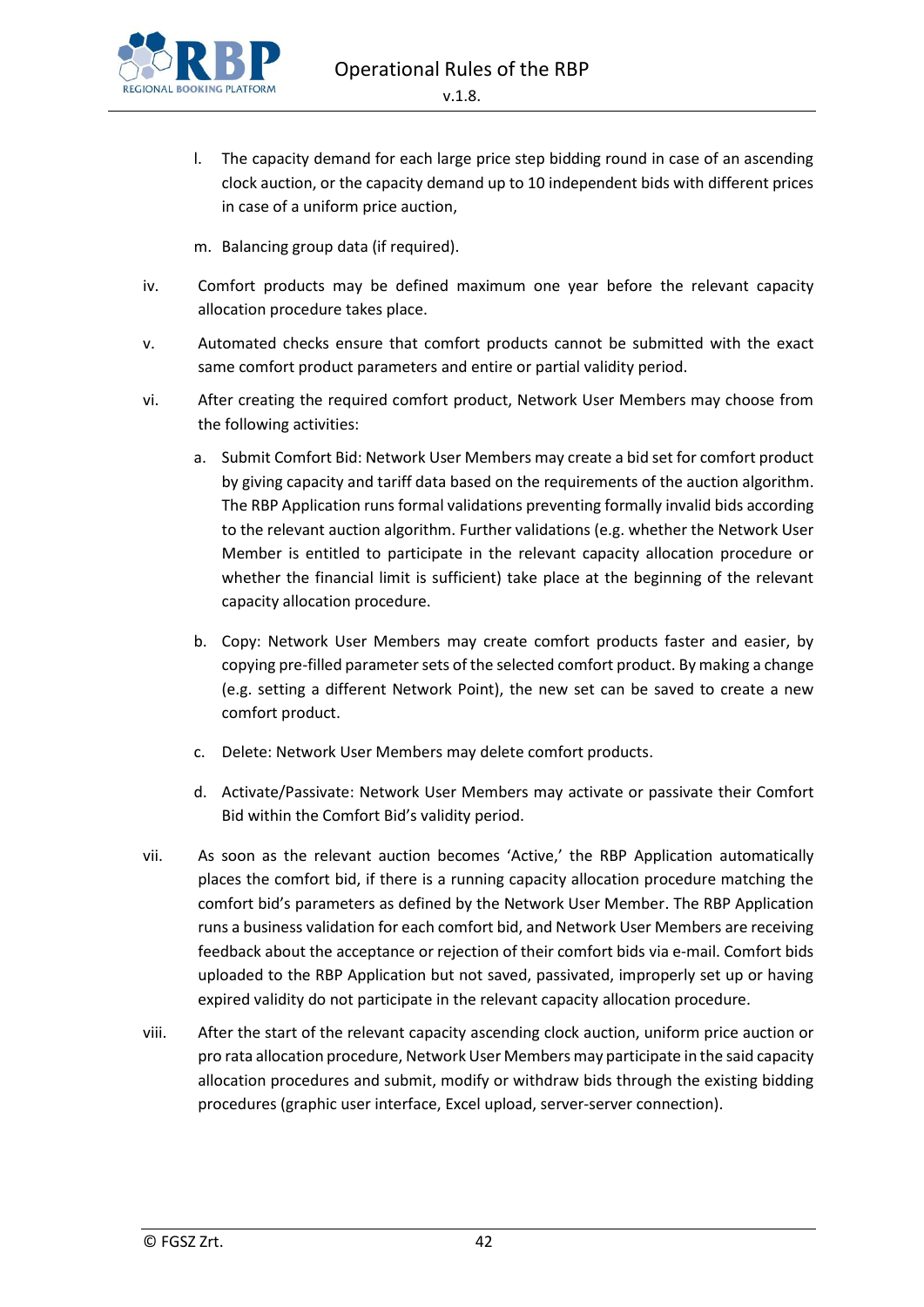l. The capacity demand for each large price step bidding round in case of an ascending clock auction, or the capacity demand up to 10 independent bids with different prices in case of a uniform price auction,

m. Balancing group data (if required).

iv. Comfort products may be defined maximum one year before the relevant capacity allocation procedure takes place.

v. Automated checks ensure that comfort products cannot be submitted with the exact same comfort product parameters and entire or partial validity period.

vi. After creating the required comfort product, Network User Members may choose from the following activities:

a. Submit Comfort Bid: Network User Members may create a bid set for comfort product by giving capacity and tariff data based on the requirements of the auction algorithm. The RBP Application runs formal validations preventing formally invalid bids according to the relevant auction algorithm. Further validations (e.g. whether the Network User Member is entitled to participate in the relevant capacity allocation procedure or whether the financial limit is sufficient) take place at the beginning of the relevant capacity allocation procedure.

b. Copy: Network User Members may create comfort products faster and easier, by copying pre-filled parameter sets of the selected comfort product. By making a change (e.g. setting a different Network Point), the new set can be saved to create a new comfort product.

c. Delete: Network User Members may delete comfort products.

d. Activate/Passivate: Network User Members may activate or passivate their Comfort Bid within the Comfort Bid's validity period.

vii. As soon as the relevant auction becomes 'Active,' the RBP Application automatically places the comfort bid, if there is a running capacity allocation procedure matching the comfort bid's parameters as defined by the Network User Member. The RBP Application runs a business validation for each comfort bid, and Network User Members are receiving feedback about the acceptance or rejection of their comfort bids via e-mail. Comfort bids uploaded to the RBP Application but not saved, passivated, improperly set up or having expired validity do not participate in the relevant capacity allocation procedure.

viii. After the start of the relevant capacity ascending clock auction, uniform price auction or pro rata allocation procedure, Network User Members may participate in the said capacity allocation procedures and submit, modify or withdraw bids through the existing bidding procedures (graphic user interface, Excel upload, server-server connection).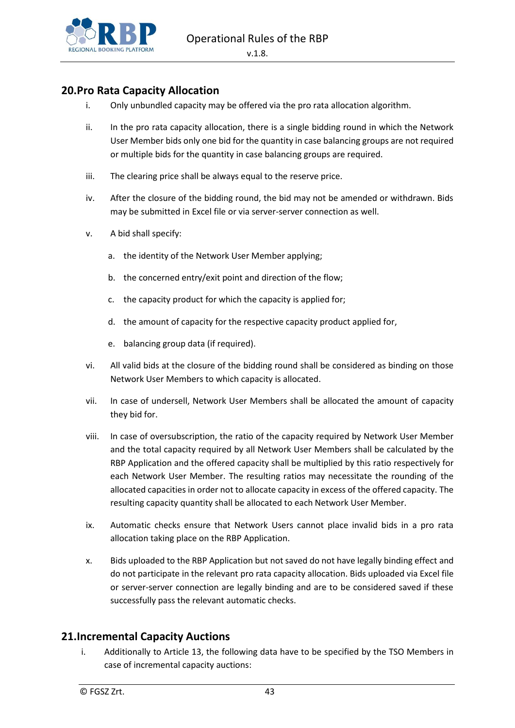## 20. Pro Rata Capacity Allocation

i. Only unbundled capacity may be offered via the pro rata allocation algorithm.

ii. In the pro rata capacity allocation, there is a single bidding round in which the Network User Member bids only one bid for the quantity in case balancing groups are not required or multiple bids for the quantity in case balancing groups are required.

iii. The clearing price shall be always equal to the reserve price.

iv. After the closure of the bidding round, the bid may not be amended or withdrawn. Bids may be submitted in Excel file or via server-server connection as well.

v. A bid shall specify:

   a. the identity of the Network User Member applying;

   b. the concerned entry/exit point and direction of the flow;

   c. the capacity product for which the capacity is applied for;

   d. the amount of capacity for the respective capacity product applied for,

   e. balancing group data (if required).

vi. All valid bids at the closure of the bidding round shall be considered as binding on those Network User Members to which capacity is allocated.

vii. In case of undersell, Network User Members shall be allocated the amount of capacity they bid for.

viii. In case of oversubscription, the ratio of the capacity required by Network User Member and the total capacity required by all Network User Members shall be calculated by the RBP Application and the offered capacity shall be multiplied by this ratio respectively for each Network User Member. The resulting ratios may necessitate the rounding of the allocated capacities in order not to allocate capacity in excess of the offered capacity. The resulting capacity quantity shall be allocated to each Network User Member.

ix. Automatic checks ensure that Network Users cannot place invalid bids in a pro rata allocation taking place on the RBP Application.

x. Bids uploaded to the RBP Application but not saved do not have legally binding effect and do not participate in the relevant pro rata capacity allocation. Bids uploaded via Excel file or server-server connection are legally binding and are to be considered saved if these successfully pass the relevant automatic checks.

## 21. Incremental Capacity Auctions

i. Additionally to Article 13, the following data have to be specified by the TSO Members in case of incremental capacity auctions: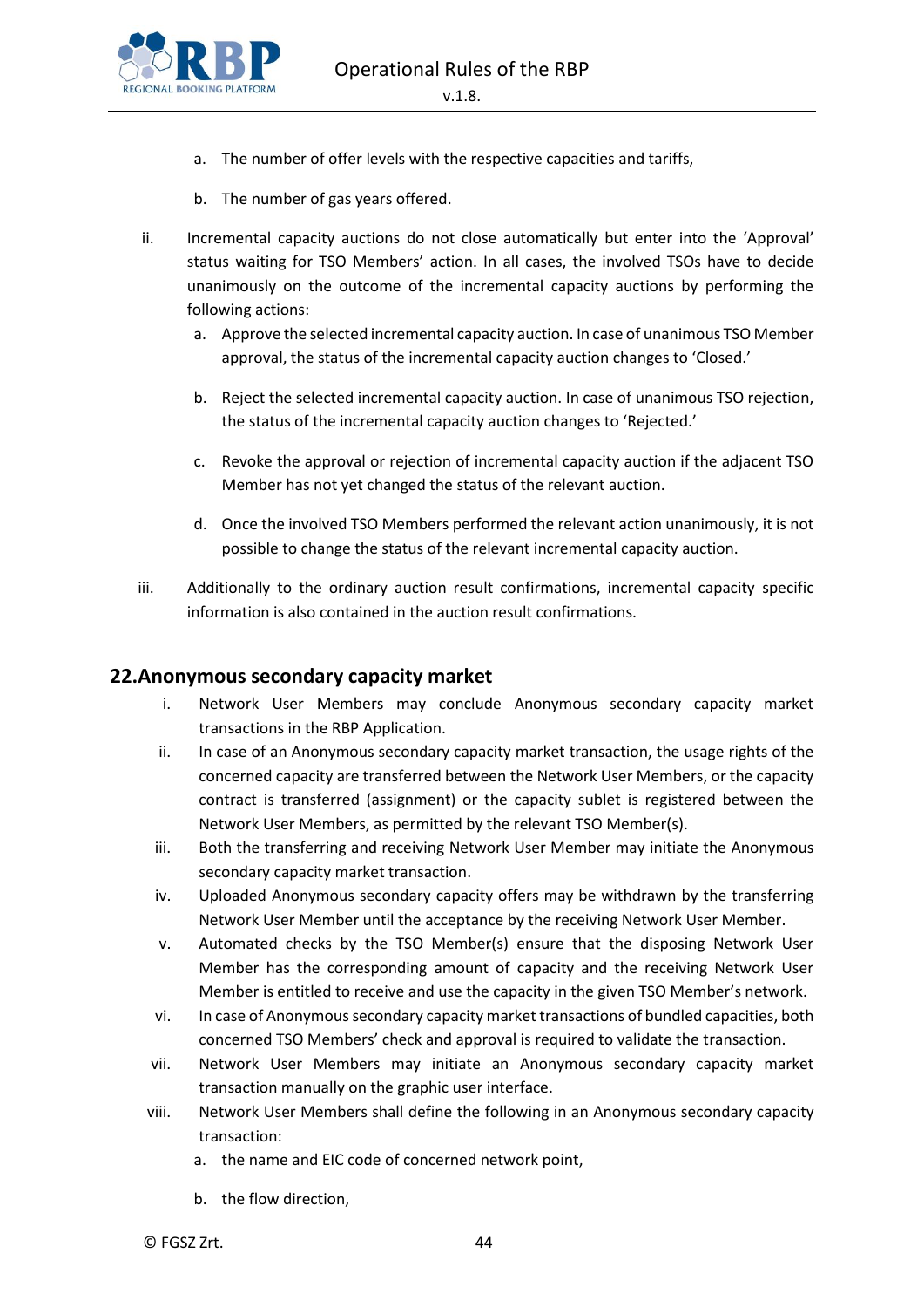a. The number of offer levels with the respective capacities and tariffs,

b. The number of gas years offered.

ii. Incremental capacity auctions do not close automatically but enter into the 'Approval' status waiting for TSO Members' action. In all cases, the involved TSOs have to decide unanimously on the outcome of the incremental capacity auctions by performing the following actions:

   a. Approve the selected incremental capacity auction. In case of unanimous TSO Member approval, the status of the incremental capacity auction changes to 'Closed.'

   b. Reject the selected incremental capacity auction. In case of unanimous TSO rejection, the status of the incremental capacity auction changes to 'Rejected.'

   c. Revoke the approval or rejection of incremental capacity auction if the adjacent TSO Member has not yet changed the status of the relevant auction.

   d. Once the involved TSO Members performed the relevant action unanimously, it is not possible to change the status of the relevant incremental capacity auction.

iii. Additionally to the ordinary auction result confirmations, incremental capacity specific information is also contained in the auction result confirmations.

## 22. Anonymous secondary capacity market

i. Network User Members may conclude Anonymous secondary capacity market transactions in the RBP Application.

ii. In case of an Anonymous secondary capacity market transaction, the usage rights of the concerned capacity are transferred between the Network User Members, or the capacity contract is transferred (assignment) or the capacity sublet is registered between the Network User Members, as permitted by the relevant TSO Member(s).

iii. Both the transferring and receiving Network User Member may initiate the Anonymous secondary capacity market transaction.

iv. Uploaded Anonymous secondary capacity offers may be withdrawn by the transferring Network User Member until the acceptance by the receiving Network User Member.

v. Automated checks by the TSO Member(s) ensure that the disposing Network User Member has the corresponding amount of capacity and the receiving Network User Member is entitled to receive and use the capacity in the given TSO Member's network.

vi. In case of Anonymous secondary capacity market transactions of bundled capacities, both concerned TSO Members' check and approval is required to validate the transaction.

vii. Network User Members may initiate an Anonymous secondary capacity market transaction manually on the graphic user interface.

viii. Network User Members shall define the following in an Anonymous secondary capacity transaction:

   a. the name and EIC code of concerned network point,

   b. the flow direction,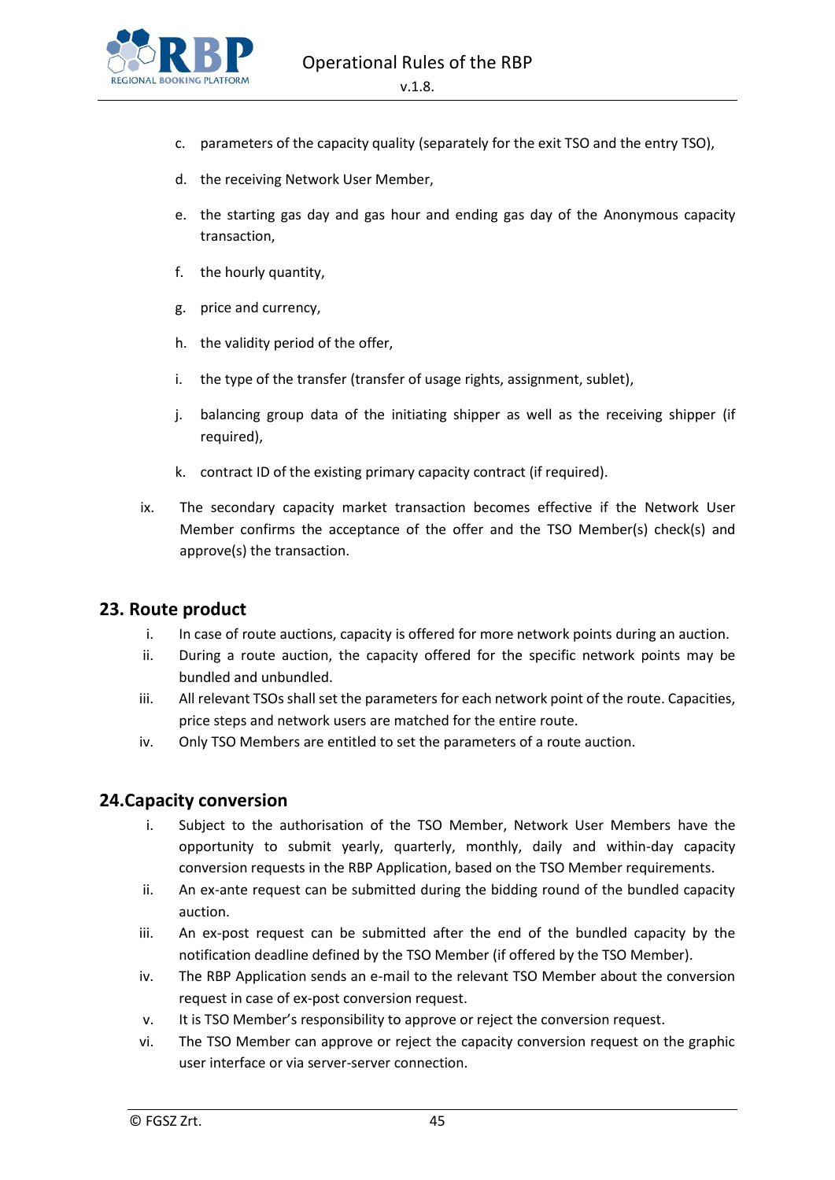c. parameters of the capacity quality (separately for the exit TSO and the entry TSO),

d. the receiving Network User Member,

e. the starting gas day and gas hour and ending gas day of the Anonymous capacity transaction,

f. the hourly quantity,

g. price and currency,

h. the validity period of the offer,

i. the type of the transfer (transfer of usage rights, assignment, sublet),

j. balancing group data of the initiating shipper as well as the receiving shipper (if required),

k. contract ID of the existing primary capacity contract (if required).

ix. The secondary capacity market transaction becomes effective if the Network User Member confirms the acceptance of the offer and the TSO Member(s) check(s) and approve(s) the transaction.

## 23. Route product

i. In case of route auctions, capacity is offered for more network points during an auction.

ii. During a route auction, the capacity offered for the specific network points may be bundled and unbundled.

iii. All relevant TSOs shall set the parameters for each network point of the route. Capacities, price steps and network users are matched for the entire route.

iv. Only TSO Members are entitled to set the parameters of a route auction.

## 24. Capacity conversion

i. Subject to the authorisation of the TSO Member, Network User Members have the opportunity to submit yearly, quarterly, monthly, daily and within-day capacity conversion requests in the RBP Application, based on the TSO Member requirements.

ii. An ex-ante request can be submitted during the bidding round of the bundled capacity auction.

iii. An ex-post request can be submitted after the end of the bundled capacity by the notification deadline defined by the TSO Member (if offered by the TSO Member).

iv. The RBP Application sends an e-mail to the relevant TSO Member about the conversion request in case of ex-post conversion request.

v. It is TSO Member's responsibility to approve or reject the conversion request.

vi. The TSO Member can approve or reject the capacity conversion request on the graphic user interface or via server-server connection.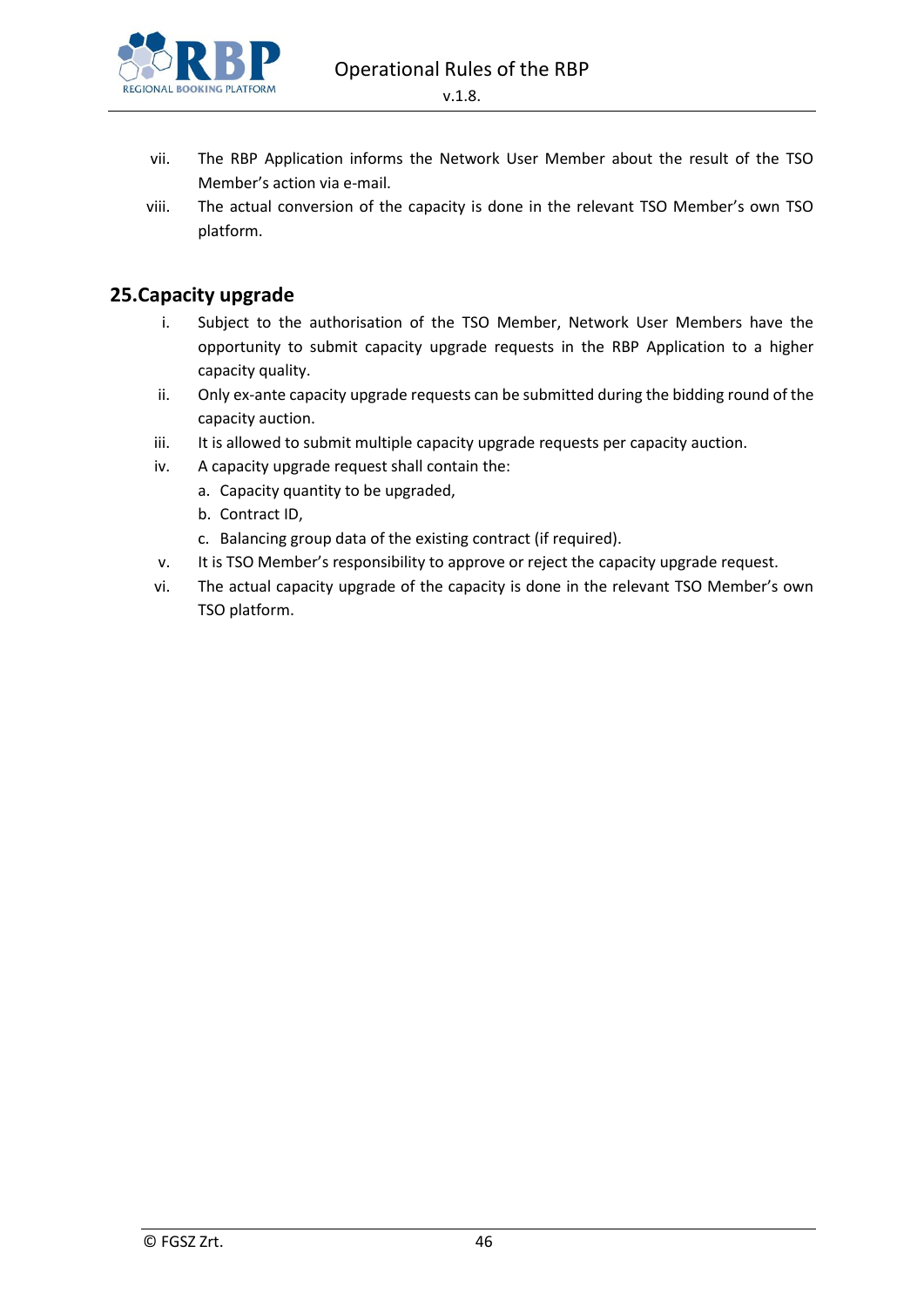vii. The RBP Application informs the Network User Member about the result of the TSO Member's action via e-mail.

viii. The actual conversion of the capacity is done in the relevant TSO Member's own TSO platform.

## 25. Capacity upgrade

i. Subject to the authorisation of the TSO Member, Network User Members have the opportunity to submit capacity upgrade requests in the RBP Application to a higher capacity quality.

ii. Only ex-ante capacity upgrade requests can be submitted during the bidding round of the capacity auction.

iii. It is allowed to submit multiple capacity upgrade requests per capacity auction.

iv. A capacity upgrade request shall contain the:

   a. Capacity quantity to be upgraded,
   
   b. Contract ID,
   
   c. Balancing group data of the existing contract (if required).

v. It is TSO Member's responsibility to approve or reject the capacity upgrade request.

vi. The actual capacity upgrade of the capacity is done in the relevant TSO Member's own TSO platform.